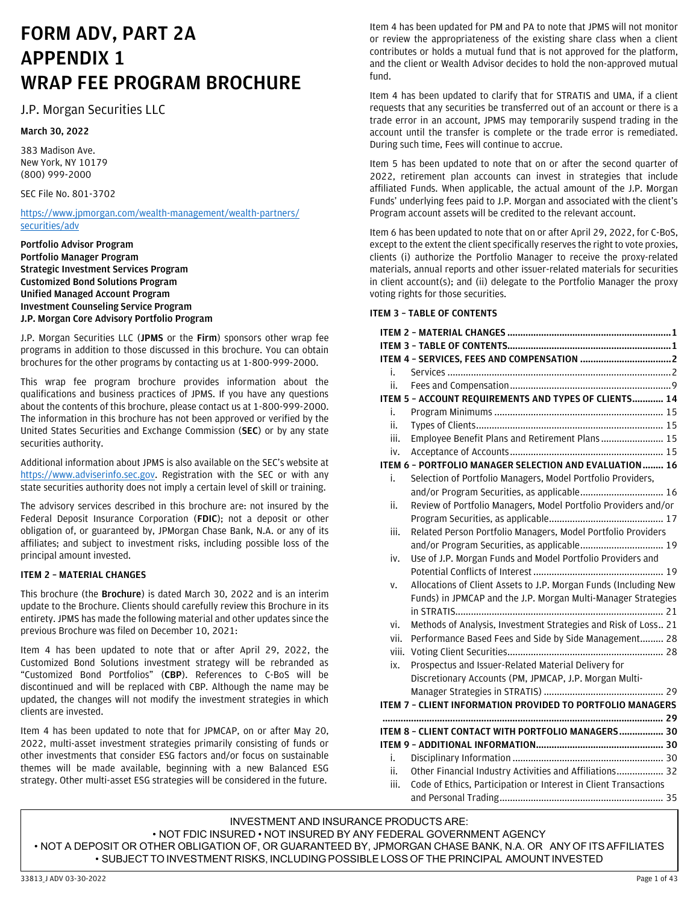# FORM ADV, PART 2A APPENDIX 1 WRAP FEE PROGRAM BROCHURE

J.P. Morgan Securities LLC

**March 30, 2022**

383 Madison Ave.
New York, NY 10179
(800) 999-2000

SEC File No. 801-3702

https://www.jpmorgan.com/wealth-management/wealth-partners/securities/adv

**Portfolio Advisor Program**
**Portfolio Manager Program**
**Strategic Investment Services Program**
**Customized Bond Solutions Program**
**Unified Managed Account Program**
**Investment Counseling Service Program**
**J.P. Morgan Core Advisory Portfolio Program**

J.P. Morgan Securities LLC (**JPMS** or the **Firm**) sponsors other wrap fee programs in addition to those discussed in this brochure. You can obtain brochures for the other programs by contacting us at 1-800-999-2000.

This wrap fee program brochure provides information about the qualifications and business practices of JPMS. If you have any questions about the contents of this brochure, please contact us at 1-800-999-2000. The information in this brochure has not been approved or verified by the United States Securities and Exchange Commission (**SEC**) or by any state securities authority.

Additional information about JPMS is also available on the SEC's website at https://www.adviserinfo.sec.gov. Registration with the SEC or with any state securities authority does not imply a certain level of skill or training.

The advisory services described in this brochure are: not insured by the Federal Deposit Insurance Corporation (**FDIC**); not a deposit or other obligation of, or guaranteed by, JPMorgan Chase Bank, N.A. or any of its affiliates; and subject to investment risks, including possible loss of the principal amount invested.

## ITEM 2 – MATERIAL CHANGES

This brochure (the **Brochure**) is dated March 30, 2022 and is an interim update to the Brochure. Clients should carefully review this Brochure in its entirety. JPMS has made the following material and other updates since the previous Brochure was filed on December 10, 2021:

Item 4 has been updated to note that or after April 29, 2022, the Customized Bond Solutions investment strategy will be rebranded as "Customized Bond Portfolios" (**CBP**). References to C-BoS will be discontinued and will be replaced with CBP. Although the name may be updated, the changes will not modify the investment strategies in which clients are invested.

Item 4 has been updated to note that for JPMCAP, on or after May 20, 2022, multi-asset investment strategies primarily consisting of funds or other investments that consider ESG factors and/or focus on sustainable themes will be made available, beginning with a new Balanced ESG strategy. Other multi-asset ESG strategies will be considered in the future.

Item 4 has been updated for PM and PA to note that JPMS will not monitor or review the appropriateness of the existing share class when a client contributes or holds a mutual fund that is not approved for the platform, and the client or Wealth Advisor decides to hold the non-approved mutual fund.

Item 4 has been updated to clarify that for STRATIS and UMA, if a client requests that any securities be transferred out of an account or there is a trade error in an account, JPMS may temporarily suspend trading in the account until the transfer is complete or the trade error is remediated. During such time, Fees will continue to accrue.

Item 5 has been updated to note that on or after the second quarter of 2022, retirement plan accounts can invest in strategies that include affiliated Funds. When applicable, the actual amount of the J.P. Morgan Funds' underlying fees paid to J.P. Morgan and associated with the client's Program account assets will be credited to the relevant account.

Item 6 has been updated to note that on or after April 29, 2022, for C-BoS, except to the extent the client specifically reserves the right to vote proxies, clients (i) authorize the Portfolio Manager to receive the proxy-related materials, annual reports and other issuer-related materials for securities in client account(s); and (ii) delegate to the Portfolio Manager the proxy voting rights for those securities.

## ITEM 3 – TABLE OF CONTENTS

| | | |
|---|---|---|
| **ITEM 2 – MATERIAL CHANGES** | | **1** |
| **ITEM 3 – TABLE OF CONTENTS** | | **1** |
| **ITEM 4 – SERVICES, FEES AND COMPENSATION** | | **2** |
| i. | Services | 2 |
| ii. | Fees and Compensation | 9 |
| **ITEM 5 – ACCOUNT REQUIREMENTS AND TYPES OF CLIENTS** | | **14** |
| i. | Program Minimums | 15 |
| ii. | Types of Clients | 15 |
| iii. | Employee Benefit Plans and Retirement Plans | 15 |
| iv. | Acceptance of Accounts | 15 |
| **ITEM 6 – PORTFOLIO MANAGER SELECTION AND EVALUATION** | | **16** |
| i. | Selection of Portfolio Managers, Model Portfolio Providers, and/or Program Securities, as applicable | 16 |
| ii. | Review of Portfolio Managers, Model Portfolio Providers and/or Program Securities, as applicable | 17 |
| iii. | Related Person Portfolio Managers, Model Portfolio Providers and/or Program Securities, as applicable | 19 |
| iv. | Use of J.P. Morgan Funds and Model Portfolio Providers and Potential Conflicts of Interest | 19 |
| v. | Allocations of Client Assets to J.P. Morgan Funds (Including New Funds) in JPMCAP and the J.P. Morgan Multi-Manager Strategies in STRATIS | 21 |
| vi. | Methods of Analysis, Investment Strategies and Risk of Loss | 21 |
| vii. | Performance Based Fees and Side by Side Management | 28 |
| viii. | Voting Client Securities | 28 |
| ix. | Prospectus and Issuer-Related Material Delivery for Discretionary Accounts (PM, JPMCAP, J.P. Morgan Multi-Manager Strategies in STRATIS) | 29 |
| **ITEM 7 – CLIENT INFORMATION PROVIDED TO PORTFOLIO MANAGERS** | | **29** |
| **ITEM 8 – CLIENT CONTACT WITH PORTFOLIO MANAGERS** | | **30** |
| **ITEM 9 – ADDITIONAL INFORMATION** | | **30** |
| i. | Disciplinary Information | 30 |
| ii. | Other Financial Industry Activities and Affiliations | 32 |
| iii. | Code of Ethics, Participation or Interest in Client Transactions and Personal Trading | 35 |

INVESTMENT AND INSURANCE PRODUCTS ARE:
• NOT FDIC INSURED • NOT INSURED BY ANY FEDERAL GOVERNMENT AGENCY
• NOT A DEPOSIT OR OTHER OBLIGATION OF, OR GUARANTEED BY, JPMORGAN CHASE BANK, N.A. OR ANY OF ITS AFFILIATES
• SUBJECT TO INVESTMENT RISKS, INCLUDING POSSIBLE LOSS OF THE PRINCIPAL AMOUNT INVESTED

33813_J ADV 03-30-2022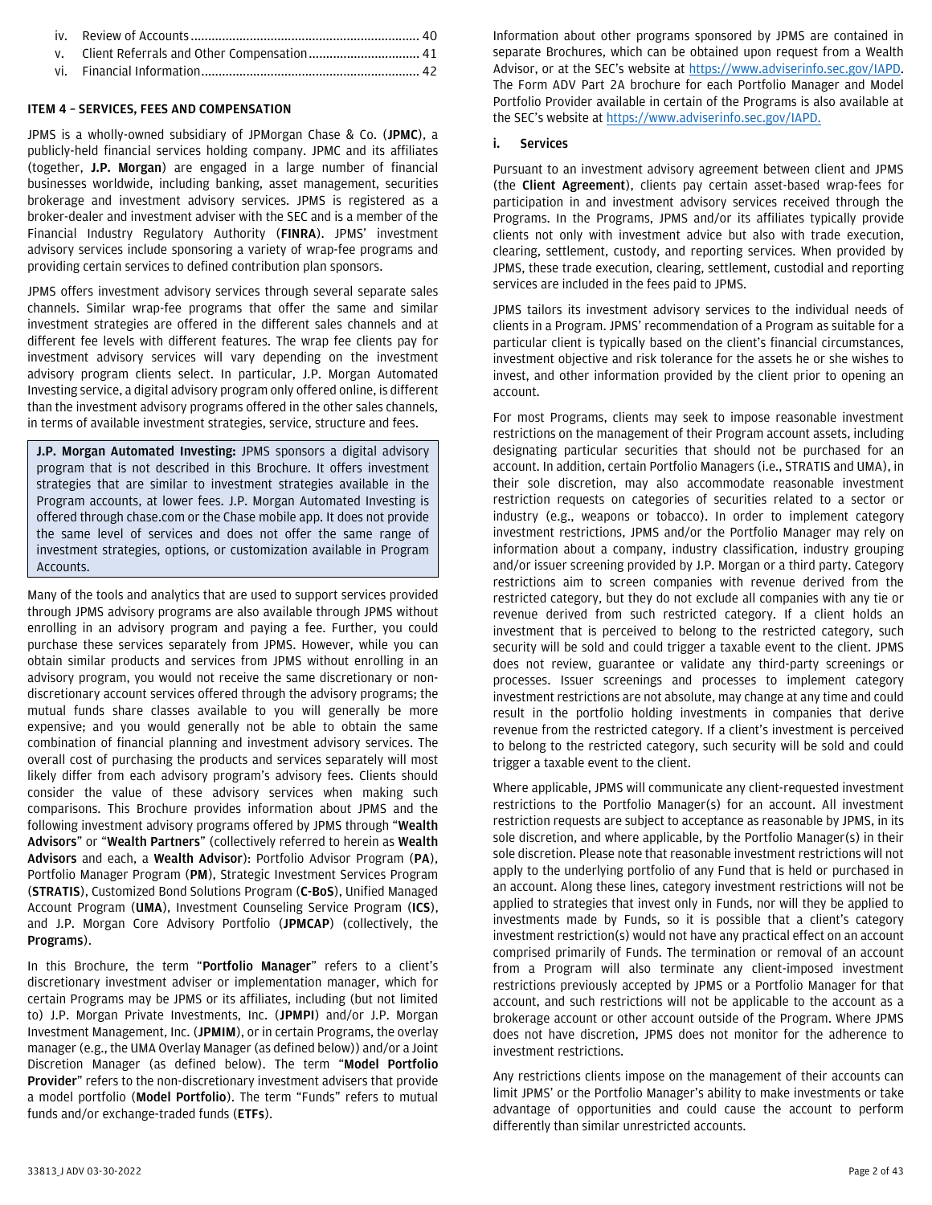iv. Review of Accounts ................................................................. 40
v. Client Referrals and Other Compensation ................................ 41
vi. Financial Information ............................................................. 42

## ITEM 4 – SERVICES, FEES AND COMPENSATION

JPMS is a wholly-owned subsidiary of JPMorgan Chase & Co. (**JPMC**), a publicly-held financial services holding company. JPMC and its affiliates (together, **J.P. Morgan**) are engaged in a large number of financial businesses worldwide, including banking, asset management, securities brokerage and investment advisory services. JPMS is registered as a broker-dealer and investment adviser with the SEC and is a member of the Financial Industry Regulatory Authority (**FINRA**). JPMS' investment advisory services include sponsoring a variety of wrap-fee programs and providing certain services to defined contribution plan sponsors.

JPMS offers investment advisory services through several separate sales channels. Similar wrap-fee programs that offer the same and similar investment strategies are offered in the different sales channels and at different fee levels with different features. The wrap fee clients pay for investment advisory services will vary depending on the investment advisory program clients select. In particular, J.P. Morgan Automated Investing service, a digital advisory program only offered online, is different than the investment advisory programs offered in the other sales channels, in terms of available investment strategies, service, structure and fees.

> **J.P. Morgan Automated Investing:** JPMS sponsors a digital advisory program that is not described in this Brochure. It offers investment strategies that are similar to investment strategies available in the Program accounts, at lower fees. J.P. Morgan Automated Investing is offered through chase.com or the Chase mobile app. It does not provide the same level of services and does not offer the same range of investment strategies, options, or customization available in Program Accounts.

Many of the tools and analytics that are used to support services provided through JPMS advisory programs are also available through JPMS without enrolling in an advisory program and paying a fee. Further, you could purchase these services separately from JPMS. However, while you can obtain similar products and services from JPMS without enrolling in an advisory program, you would not receive the same discretionary or non-discretionary account services offered through the advisory programs; the mutual funds share classes available to you will generally be more expensive; and you would generally not be able to obtain the same combination of financial planning and investment advisory services. The overall cost of purchasing the products and services separately will most likely differ from each advisory program's advisory fees. Clients should consider the value of these advisory services when making such comparisons. This Brochure provides information about JPMS and the following investment advisory programs offered by JPMS through "**Wealth Advisors**" or "**Wealth Partners**" (collectively referred to herein as **Wealth Advisors** and each, a **Wealth Advisor**): Portfolio Advisor Program (**PA**), Portfolio Manager Program (**PM**), Strategic Investment Services Program (**STRATIS**), Customized Bond Solutions Program (**C-BoS**), Unified Managed Account Program (**UMA**), Investment Counseling Service Program (**ICS**), and J.P. Morgan Core Advisory Portfolio (**JPMCAP**) (collectively, the **Programs**).

In this Brochure, the term "**Portfolio Manager**" refers to a client's discretionary investment adviser or implementation manager, which for certain Programs may be JPMS or its affiliates, including (but not limited to) J.P. Morgan Private Investments, Inc. (**JPMPI**) and/or J.P. Morgan Investment Management, Inc. (**JPMIM**), or in certain Programs, the overlay manager (e.g., the UMA Overlay Manager (as defined below)) and/or a Joint Discretion Manager (as defined below). The term "**Model Portfolio Provider**" refers to the non-discretionary investment advisers that provide a model portfolio (**Model Portfolio**). The term "Funds" refers to mutual funds and/or exchange-traded funds (**ETFs**).

Information about other programs sponsored by JPMS are contained in separate Brochures, which can be obtained upon request from a Wealth Advisor, or at the SEC's website at https://www.adviserinfo.sec.gov/IAPD. The Form ADV Part 2A brochure for each Portfolio Manager and Model Portfolio Provider available in certain of the Programs is also available at the SEC's website at https://www.adviserinfo.sec.gov/IAPD.

### i. Services

Pursuant to an investment advisory agreement between client and JPMS (the **Client Agreement**), clients pay certain asset-based wrap-fees for participation in and investment advisory services received through the Programs. In the Programs, JPMS and/or its affiliates typically provide clients not only with investment advice but also with trade execution, clearing, settlement, custody, and reporting services. When provided by JPMS, these trade execution, clearing, settlement, custodial and reporting services are included in the fees paid to JPMS.

JPMS tailors its investment advisory services to the individual needs of clients in a Program. JPMS' recommendation of a Program as suitable for a particular client is typically based on the client's financial circumstances, investment objective and risk tolerance for the assets he or she wishes to invest, and other information provided by the client prior to opening an account.

For most Programs, clients may seek to impose reasonable investment restrictions on the management of their Program account assets, including designating particular securities that should not be purchased for an account. In addition, certain Portfolio Managers (i.e., STRATIS and UMA), in their sole discretion, may also accommodate reasonable investment restriction requests on categories of securities related to a sector or industry (e.g., weapons or tobacco). In order to implement category investment restrictions, JPMS and/or the Portfolio Manager may rely on information about a company, industry classification, industry grouping and/or issuer screening provided by J.P. Morgan or a third party. Category restrictions aim to screen companies with revenue derived from the restricted category, but they do not exclude all companies with any tie or revenue derived from such restricted category. If a client holds an investment that is perceived to belong to the restricted category, such security will be sold and could trigger a taxable event to the client. JPMS does not review, guarantee or validate any third-party screenings or processes. Issuer screenings and processes to implement category investment restrictions are not absolute, may change at any time and could result in the portfolio holding investments in companies that derive revenue from the restricted category. If a client's investment is perceived to belong to the restricted category, such security will be sold and could trigger a taxable event to the client.

Where applicable, JPMS will communicate any client-requested investment restrictions to the Portfolio Manager(s) for an account. All investment restriction requests are subject to acceptance as reasonable by JPMS, in its sole discretion, and where applicable, by the Portfolio Manager(s) in their sole discretion. Please note that reasonable investment restrictions will not apply to the underlying portfolio of any Fund that is held or purchased in an account. Along these lines, category investment restrictions will not be applied to strategies that invest only in Funds, nor will they be applied to investments made by Funds, so it is possible that a client's category investment restriction(s) would not have any practical effect on an account comprised primarily of Funds. The termination or removal of an account from a Program will also terminate any client-imposed investment restrictions previously accepted by JPMS or a Portfolio Manager for that account, and such restrictions will not be applicable to the account as a brokerage account or other account outside of the Program. Where JPMS does not have discretion, JPMS does not monitor for the adherence to investment restrictions.

Any restrictions clients impose on the management of their accounts can limit JPMS' or the Portfolio Manager's ability to make investments or take advantage of opportunities and could cause the account to perform differently than similar unrestricted accounts.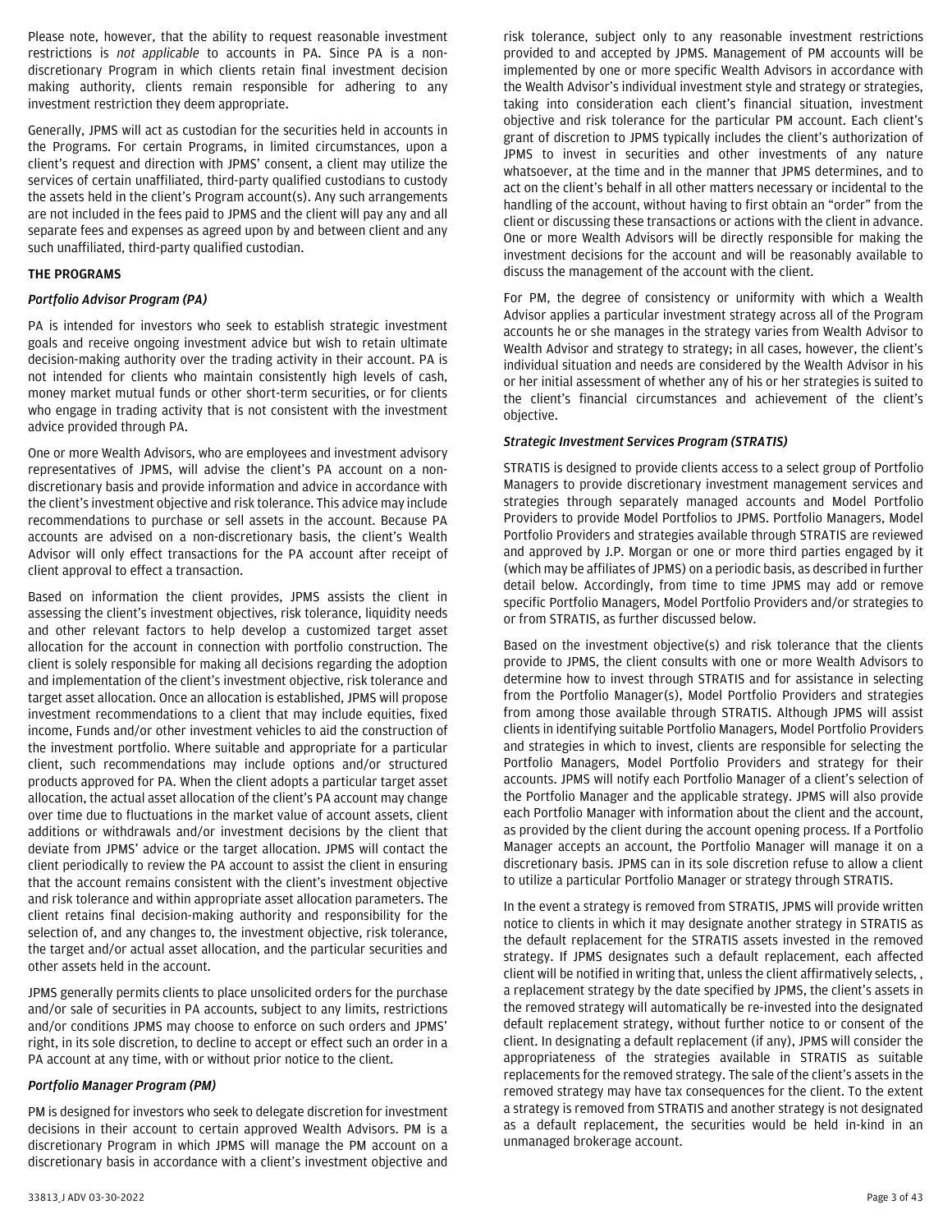Please note, however, that the ability to request reasonable investment restrictions is *not applicable* to accounts in PA. Since PA is a non-discretionary Program in which clients retain final investment decision making authority, clients remain responsible for adhering to any investment restriction they deem appropriate.

Generally, JPMS will act as custodian for the securities held in accounts in the Programs. For certain Programs, in limited circumstances, upon a client's request and direction with JPMS' consent, a client may utilize the services of certain unaffiliated, third-party qualified custodians to custody the assets held in the client's Program account(s). Any such arrangements are not included in the fees paid to JPMS and the client will pay any and all separate fees and expenses as agreed upon by and between client and any such unaffiliated, third-party qualified custodian.

**THE PROGRAMS**

***Portfolio Advisor Program (PA)***

PA is intended for investors who seek to establish strategic investment goals and receive ongoing investment advice but wish to retain ultimate decision-making authority over the trading activity in their account. PA is not intended for clients who maintain consistently high levels of cash, money market mutual funds or other short-term securities, or for clients who engage in trading activity that is not consistent with the investment advice provided through PA.

One or more Wealth Advisors, who are employees and investment advisory representatives of JPMS, will advise the client's PA account on a non-discretionary basis and provide information and advice in accordance with the client's investment objective and risk tolerance. This advice may include recommendations to purchase or sell assets in the account. Because PA accounts are advised on a non-discretionary basis, the client's Wealth Advisor will only effect transactions for the PA account after receipt of client approval to effect a transaction.

Based on information the client provides, JPMS assists the client in assessing the client's investment objectives, risk tolerance, liquidity needs and other relevant factors to help develop a customized target asset allocation for the account in connection with portfolio construction. The client is solely responsible for making all decisions regarding the adoption and implementation of the client's investment objective, risk tolerance and target asset allocation. Once an allocation is established, JPMS will propose investment recommendations to a client that may include equities, fixed income, Funds and/or other investment vehicles to aid the construction of the investment portfolio. Where suitable and appropriate for a particular client, such recommendations may include options and/or structured products approved for PA. When the client adopts a particular target asset allocation, the actual asset allocation of the client's PA account may change over time due to fluctuations in the market value of account assets, client additions or withdrawals and/or investment decisions by the client that deviate from JPMS' advice or the target allocation. JPMS will contact the client periodically to review the PA account to assist the client in ensuring that the account remains consistent with the client's investment objective and risk tolerance and within appropriate asset allocation parameters. The client retains final decision-making authority and responsibility for the selection of, and any changes to, the investment objective, risk tolerance, the target and/or actual asset allocation, and the particular securities and other assets held in the account.

JPMS generally permits clients to place unsolicited orders for the purchase and/or sale of securities in PA accounts, subject to any limits, restrictions and/or conditions JPMS may choose to enforce on such orders and JPMS' right, in its sole discretion, to decline to accept or effect such an order in a PA account at any time, with or without prior notice to the client.

***Portfolio Manager Program (PM)***

PM is designed for investors who seek to delegate discretion for investment decisions in their account to certain approved Wealth Advisors. PM is a discretionary Program in which JPMS will manage the PM account on a discretionary basis in accordance with a client's investment objective and risk tolerance, subject only to any reasonable investment restrictions provided to and accepted by JPMS. Management of PM accounts will be implemented by one or more specific Wealth Advisors in accordance with the Wealth Advisor's individual investment style and strategy or strategies, taking into consideration each client's financial situation, investment objective and risk tolerance for the particular PM account. Each client's grant of discretion to JPMS typically includes the client's authorization of JPMS to invest in securities and other investments of any nature whatsoever, at the time and in the manner that JPMS determines, and to act on the client's behalf in all other matters necessary or incidental to the handling of the account, without having to first obtain an "order" from the client or discussing these transactions or actions with the client in advance. One or more Wealth Advisors will be directly responsible for making the investment decisions for the account and will be reasonably available to discuss the management of the account with the client.

For PM, the degree of consistency or uniformity with which a Wealth Advisor applies a particular investment strategy across all of the Program accounts he or she manages in the strategy varies from Wealth Advisor to Wealth Advisor and strategy to strategy; in all cases, however, the client's individual situation and needs are considered by the Wealth Advisor in his or her initial assessment of whether any of his or her strategies is suited to the client's financial circumstances and achievement of the client's objective.

***Strategic Investment Services Program (STRATIS)***

STRATIS is designed to provide clients access to a select group of Portfolio Managers to provide discretionary investment management services and strategies through separately managed accounts and Model Portfolio Providers to provide Model Portfolios to JPMS. Portfolio Managers, Model Portfolio Providers and strategies available through STRATIS are reviewed and approved by J.P. Morgan or one or more third parties engaged by it (which may be affiliates of JPMS) on a periodic basis, as described in further detail below. Accordingly, from time to time JPMS may add or remove specific Portfolio Managers, Model Portfolio Providers and/or strategies to or from STRATIS, as further discussed below.

Based on the investment objective(s) and risk tolerance that the clients provide to JPMS, the client consults with one or more Wealth Advisors to determine how to invest through STRATIS and for assistance in selecting from the Portfolio Manager(s), Model Portfolio Providers and strategies from among those available through STRATIS. Although JPMS will assist clients in identifying suitable Portfolio Managers, Model Portfolio Providers and strategies in which to invest, clients are responsible for selecting the Portfolio Managers, Model Portfolio Providers and strategy for their accounts. JPMS will notify each Portfolio Manager of a client's selection of the Portfolio Manager and the applicable strategy. JPMS will also provide each Portfolio Manager with information about the client and the account, as provided by the client during the account opening process. If a Portfolio Manager accepts an account, the Portfolio Manager will manage it on a discretionary basis. JPMS can in its sole discretion refuse to allow a client to utilize a particular Portfolio Manager or strategy through STRATIS.

In the event a strategy is removed from STRATIS, JPMS will provide written notice to clients in which it may designate another strategy in STRATIS as the default replacement for the STRATIS assets invested in the removed strategy. If JPMS designates such a default replacement, each affected client will be notified in writing that, unless the client affirmatively selects, , a replacement strategy by the date specified by JPMS, the client's assets in the removed strategy will automatically be re-invested into the designated default replacement strategy, without further notice to or consent of the client. In designating a default replacement (if any), JPMS will consider the appropriateness of the strategies available in STRATIS as suitable replacements for the removed strategy. The sale of the client's assets in the removed strategy may have tax consequences for the client. To the extent a strategy is removed from STRATIS and another strategy is not designated as a default replacement, the securities would be held in-kind in an unmanaged brokerage account.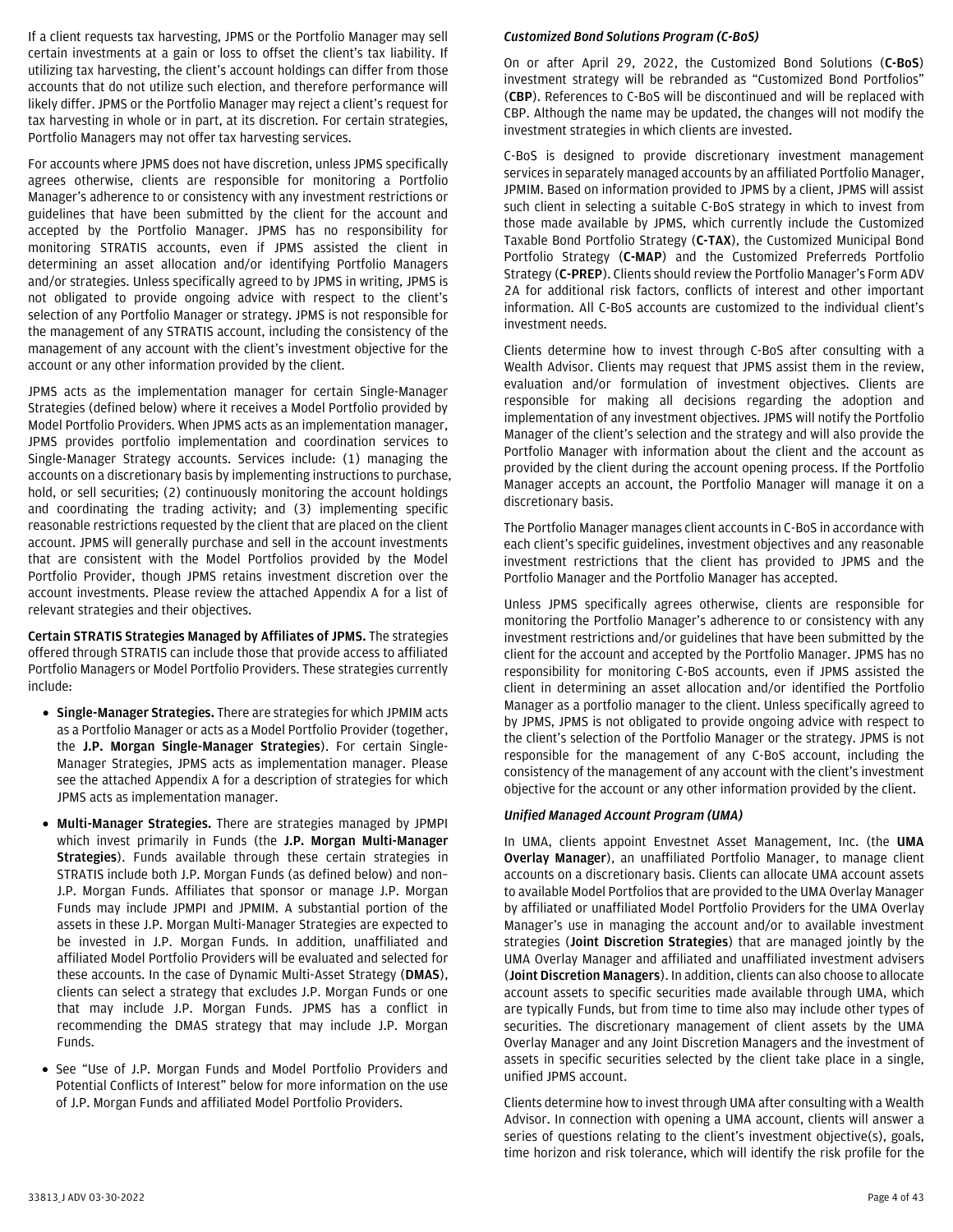If a client requests tax harvesting, JPMS or the Portfolio Manager may sell certain investments at a gain or loss to offset the client's tax liability. If utilizing tax harvesting, the client's account holdings can differ from those accounts that do not utilize such election, and therefore performance will likely differ. JPMS or the Portfolio Manager may reject a client's request for tax harvesting in whole or in part, at its discretion. For certain strategies, Portfolio Managers may not offer tax harvesting services.

For accounts where JPMS does not have discretion, unless JPMS specifically agrees otherwise, clients are responsible for monitoring a Portfolio Manager's adherence to or consistency with any investment restrictions or guidelines that have been submitted by the client for the account and accepted by the Portfolio Manager. JPMS has no responsibility for monitoring STRATIS accounts, even if JPMS assisted the client in determining an asset allocation and/or identifying Portfolio Managers and/or strategies. Unless specifically agreed to by JPMS in writing, JPMS is not obligated to provide ongoing advice with respect to the client's selection of any Portfolio Manager or strategy. JPMS is not responsible for the management of any STRATIS account, including the consistency of the management of any account with the client's investment objective for the account or any other information provided by the client.

JPMS acts as the implementation manager for certain Single-Manager Strategies (defined below) where it receives a Model Portfolio provided by Model Portfolio Providers. When JPMS acts as an implementation manager, JPMS provides portfolio implementation and coordination services to Single-Manager Strategy accounts. Services include: (1) managing the accounts on a discretionary basis by implementing instructions to purchase, hold, or sell securities; (2) continuously monitoring the account holdings and coordinating the trading activity; and (3) implementing specific reasonable restrictions requested by the client that are placed on the client account. JPMS will generally purchase and sell in the account investments that are consistent with the Model Portfolios provided by the Model Portfolio Provider, though JPMS retains investment discretion over the account investments. Please review the attached Appendix A for a list of relevant strategies and their objectives.

**Certain STRATIS Strategies Managed by Affiliates of JPMS.** The strategies offered through STRATIS can include those that provide access to affiliated Portfolio Managers or Model Portfolio Providers. These strategies currently include:

- **Single-Manager Strategies.** There are strategies for which JPMIM acts as a Portfolio Manager or acts as a Model Portfolio Provider (together, the **J.P. Morgan Single-Manager Strategies**). For certain Single-Manager Strategies, JPMS acts as implementation manager. Please see the attached Appendix A for a description of strategies for which JPMS acts as implementation manager.
- **Multi-Manager Strategies.** There are strategies managed by JPMPI which invest primarily in Funds (the **J.P. Morgan Multi-Manager Strategies**). Funds available through these certain strategies in STRATIS include both J.P. Morgan Funds (as defined below) and non-J.P. Morgan Funds. Affiliates that sponsor or manage J.P. Morgan Funds may include JPMPI and JPMIM. A substantial portion of the assets in these J.P. Morgan Multi-Manager Strategies are expected to be invested in J.P. Morgan Funds. In addition, unaffiliated and affiliated Model Portfolio Providers will be evaluated and selected for these accounts. In the case of Dynamic Multi-Asset Strategy (**DMAS**), clients can select a strategy that excludes J.P. Morgan Funds or one that may include J.P. Morgan Funds. JPMS has a conflict in recommending the DMAS strategy that may include J.P. Morgan Funds.
- See "Use of J.P. Morgan Funds and Model Portfolio Providers and Potential Conflicts of Interest" below for more information on the use of J.P. Morgan Funds and affiliated Model Portfolio Providers.

***Customized Bond Solutions Program (C-BoS)***

On or after April 29, 2022, the Customized Bond Solutions (**C-BoS**) investment strategy will be rebranded as "Customized Bond Portfolios" (**CBP**). References to C-BoS will be discontinued and will be replaced with CBP. Although the name may be updated, the changes will not modify the investment strategies in which clients are invested.

C-BoS is designed to provide discretionary investment management services in separately managed accounts by an affiliated Portfolio Manager, JPMIM. Based on information provided to JPMS by a client, JPMS will assist such client in selecting a suitable C-BoS strategy in which to invest from those made available by JPMS, which currently include the Customized Taxable Bond Portfolio Strategy (**C-TAX**), the Customized Municipal Bond Portfolio Strategy (**C-MAP**) and the Customized Preferreds Portfolio Strategy (**C-PREP**). Clients should review the Portfolio Manager's Form ADV 2A for additional risk factors, conflicts of interest and other important information. All C-BoS accounts are customized to the individual client's investment needs.

Clients determine how to invest through C-BoS after consulting with a Wealth Advisor. Clients may request that JPMS assist them in the review, evaluation and/or formulation of investment objectives. Clients are responsible for making all decisions regarding the adoption and implementation of any investment objectives. JPMS will notify the Portfolio Manager of the client's selection and the strategy and will also provide the Portfolio Manager with information about the client and the account as provided by the client during the account opening process. If the Portfolio Manager accepts an account, the Portfolio Manager will manage it on a discretionary basis.

The Portfolio Manager manages client accounts in C-BoS in accordance with each client's specific guidelines, investment objectives and any reasonable investment restrictions that the client has provided to JPMS and the Portfolio Manager and the Portfolio Manager has accepted.

Unless JPMS specifically agrees otherwise, clients are responsible for monitoring the Portfolio Manager's adherence to or consistency with any investment restrictions and/or guidelines that have been submitted by the client for the account and accepted by the Portfolio Manager. JPMS has no responsibility for monitoring C-BoS accounts, even if JPMS assisted the client in determining an asset allocation and/or identified the Portfolio Manager as a portfolio manager to the client. Unless specifically agreed to by JPMS, JPMS is not obligated to provide ongoing advice with respect to the client's selection of the Portfolio Manager or the strategy. JPMS is not responsible for the management of any C-BoS account, including the consistency of the management of any account with the client's investment objective for the account or any other information provided by the client.

***Unified Managed Account Program (UMA)***

In UMA, clients appoint Envestnet Asset Management, Inc. (the **UMA Overlay Manager**), an unaffiliated Portfolio Manager, to manage client accounts on a discretionary basis. Clients can allocate UMA account assets to available Model Portfolios that are provided to the UMA Overlay Manager by affiliated or unaffiliated Model Portfolio Providers for the UMA Overlay Manager's use in managing the account and/or to available investment strategies (**Joint Discretion Strategies**) that are managed jointly by the UMA Overlay Manager and affiliated and unaffiliated investment advisers (**Joint Discretion Managers**). In addition, clients can also choose to allocate account assets to specific securities made available through UMA, which are typically Funds, but from time to time also may include other types of securities. The discretionary management of client assets by the UMA Overlay Manager and any Joint Discretion Managers and the investment of assets in specific securities selected by the client take place in a single, unified JPMS account.

Clients determine how to invest through UMA after consulting with a Wealth Advisor. In connection with opening a UMA account, clients will answer a series of questions relating to the client's investment objective(s), goals, time horizon and risk tolerance, which will identify the risk profile for the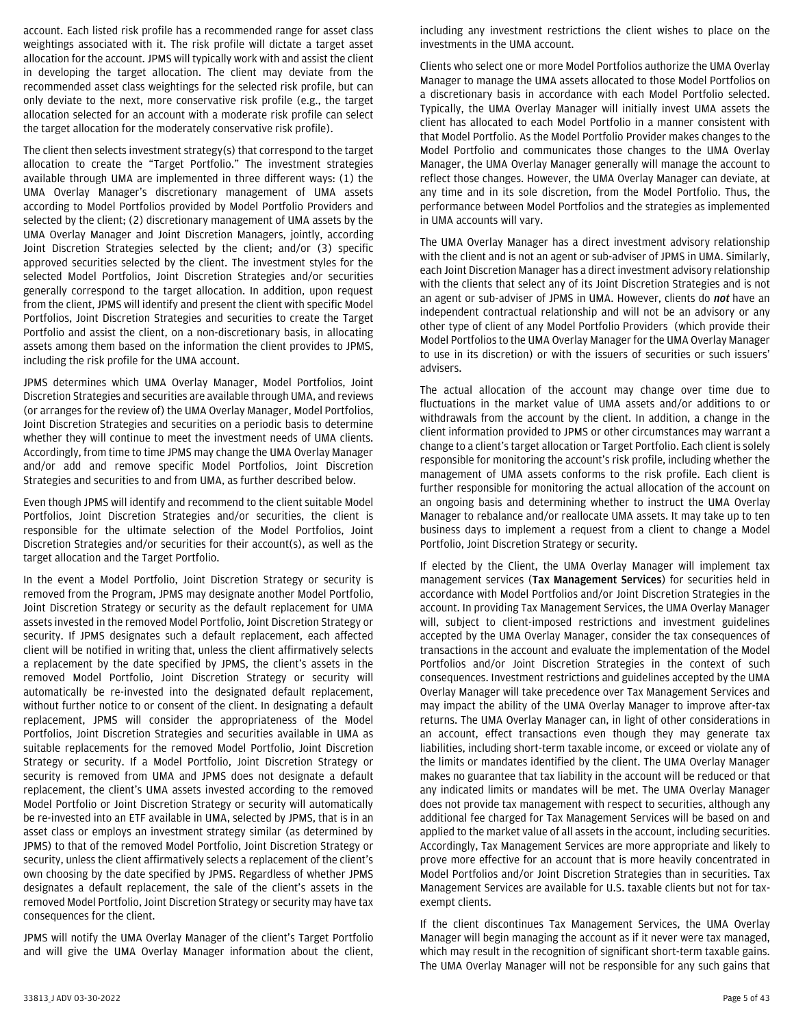account. Each listed risk profile has a recommended range for asset class weightings associated with it. The risk profile will dictate a target asset allocation for the account. JPMS will typically work with and assist the client in developing the target allocation. The client may deviate from the recommended asset class weightings for the selected risk profile, but can only deviate to the next, more conservative risk profile (e.g., the target allocation selected for an account with a moderate risk profile can select the target allocation for the moderately conservative risk profile).

The client then selects investment strategy(s) that correspond to the target allocation to create the "Target Portfolio." The investment strategies available through UMA are implemented in three different ways: (1) the UMA Overlay Manager's discretionary management of UMA assets according to Model Portfolios provided by Model Portfolio Providers and selected by the client; (2) discretionary management of UMA assets by the UMA Overlay Manager and Joint Discretion Managers, jointly, according Joint Discretion Strategies selected by the client; and/or (3) specific approved securities selected by the client. The investment styles for the selected Model Portfolios, Joint Discretion Strategies and/or securities generally correspond to the target allocation. In addition, upon request from the client, JPMS will identify and present the client with specific Model Portfolios, Joint Discretion Strategies and securities to create the Target Portfolio and assist the client, on a non-discretionary basis, in allocating assets among them based on the information the client provides to JPMS, including the risk profile for the UMA account.

JPMS determines which UMA Overlay Manager, Model Portfolios, Joint Discretion Strategies and securities are available through UMA, and reviews (or arranges for the review of) the UMA Overlay Manager, Model Portfolios, Joint Discretion Strategies and securities on a periodic basis to determine whether they will continue to meet the investment needs of UMA clients. Accordingly, from time to time JPMS may change the UMA Overlay Manager and/or add and remove specific Model Portfolios, Joint Discretion Strategies and securities to and from UMA, as further described below.

Even though JPMS will identify and recommend to the client suitable Model Portfolios, Joint Discretion Strategies and/or securities, the client is responsible for the ultimate selection of the Model Portfolios, Joint Discretion Strategies and/or securities for their account(s), as well as the target allocation and the Target Portfolio.

In the event a Model Portfolio, Joint Discretion Strategy or security is removed from the Program, JPMS may designate another Model Portfolio, Joint Discretion Strategy or security as the default replacement for UMA assets invested in the removed Model Portfolio, Joint Discretion Strategy or security. If JPMS designates such a default replacement, each affected client will be notified in writing that, unless the client affirmatively selects a replacement by the date specified by JPMS, the client's assets in the removed Model Portfolio, Joint Discretion Strategy or security will automatically be re-invested into the designated default replacement, without further notice to or consent of the client. In designating a default replacement, JPMS will consider the appropriateness of the Model Portfolios, Joint Discretion Strategies and securities available in UMA as suitable replacements for the removed Model Portfolio, Joint Discretion Strategy or security. If a Model Portfolio, Joint Discretion Strategy or security is removed from UMA and JPMS does not designate a default replacement, the client's UMA assets invested according to the removed Model Portfolio or Joint Discretion Strategy or security will automatically be re-invested into an ETF available in UMA, selected by JPMS, that is in an asset class or employs an investment strategy similar (as determined by JPMS) to that of the removed Model Portfolio, Joint Discretion Strategy or security, unless the client affirmatively selects a replacement of the client's own choosing by the date specified by JPMS. Regardless of whether JPMS designates a default replacement, the sale of the client's assets in the removed Model Portfolio, Joint Discretion Strategy or security may have tax consequences for the client.

JPMS will notify the UMA Overlay Manager of the client's Target Portfolio and will give the UMA Overlay Manager information about the client, including any investment restrictions the client wishes to place on the investments in the UMA account.

Clients who select one or more Model Portfolios authorize the UMA Overlay Manager to manage the UMA assets allocated to those Model Portfolios on a discretionary basis in accordance with each Model Portfolio selected. Typically, the UMA Overlay Manager will initially invest UMA assets the client has allocated to each Model Portfolio in a manner consistent with that Model Portfolio. As the Model Portfolio Provider makes changes to the Model Portfolio and communicates those changes to the UMA Overlay Manager, the UMA Overlay Manager generally will manage the account to reflect those changes. However, the UMA Overlay Manager can deviate, at any time and in its sole discretion, from the Model Portfolio. Thus, the performance between Model Portfolios and the strategies as implemented in UMA accounts will vary.

The UMA Overlay Manager has a direct investment advisory relationship with the client and is not an agent or sub-adviser of JPMS in UMA. Similarly, each Joint Discretion Manager has a direct investment advisory relationship with the clients that select any of its Joint Discretion Strategies and is not an agent or sub-adviser of JPMS in UMA. However, clients do ***not*** have an independent contractual relationship and will not be an advisory or any other type of client of any Model Portfolio Providers (which provide their Model Portfolios to the UMA Overlay Manager for the UMA Overlay Manager to use in its discretion) or with the issuers of securities or such issuers' advisers.

The actual allocation of the account may change over time due to fluctuations in the market value of UMA assets and/or additions to or withdrawals from the account by the client. In addition, a change in the client information provided to JPMS or other circumstances may warrant a change to a client's target allocation or Target Portfolio. Each client is solely responsible for monitoring the account's risk profile, including whether the management of UMA assets conforms to the risk profile. Each client is further responsible for monitoring the actual allocation of the account on an ongoing basis and determining whether to instruct the UMA Overlay Manager to rebalance and/or reallocate UMA assets. It may take up to ten business days to implement a request from a client to change a Model Portfolio, Joint Discretion Strategy or security.

If elected by the Client, the UMA Overlay Manager will implement tax management services (**Tax Management Services**) for securities held in accordance with Model Portfolios and/or Joint Discretion Strategies in the account. In providing Tax Management Services, the UMA Overlay Manager will, subject to client-imposed restrictions and investment guidelines accepted by the UMA Overlay Manager, consider the tax consequences of transactions in the account and evaluate the implementation of the Model Portfolios and/or Joint Discretion Strategies in the context of such consequences. Investment restrictions and guidelines accepted by the UMA Overlay Manager will take precedence over Tax Management Services and may impact the ability of the UMA Overlay Manager to improve after-tax returns. The UMA Overlay Manager can, in light of other considerations in an account, effect transactions even though they may generate tax liabilities, including short-term taxable income, or exceed or violate any of the limits or mandates identified by the client. The UMA Overlay Manager makes no guarantee that tax liability in the account will be reduced or that any indicated limits or mandates will be met. The UMA Overlay Manager does not provide tax management with respect to securities, although any additional fee charged for Tax Management Services will be based on and applied to the market value of all assets in the account, including securities. Accordingly, Tax Management Services are more appropriate and likely to prove more effective for an account that is more heavily concentrated in Model Portfolios and/or Joint Discretion Strategies than in securities. Tax Management Services are available for U.S. taxable clients but not for tax-exempt clients.

If the client discontinues Tax Management Services, the UMA Overlay Manager will begin managing the account as if it never were tax managed, which may result in the recognition of significant short-term taxable gains. The UMA Overlay Manager will not be responsible for any such gains that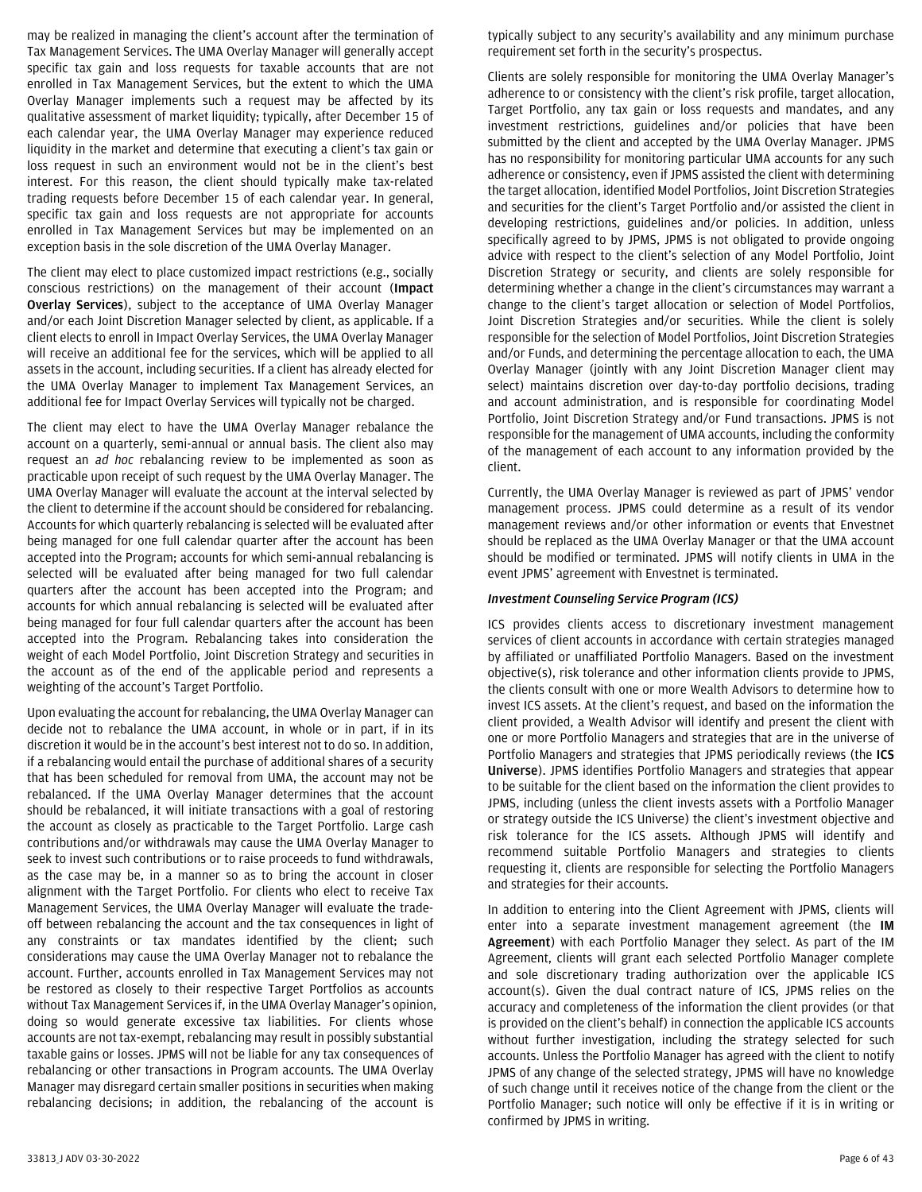may be realized in managing the client's account after the termination of Tax Management Services. The UMA Overlay Manager will generally accept specific tax gain and loss requests for taxable accounts that are not enrolled in Tax Management Services, but the extent to which the UMA Overlay Manager implements such a request may be affected by its qualitative assessment of market liquidity; typically, after December 15 of each calendar year, the UMA Overlay Manager may experience reduced liquidity in the market and determine that executing a client's tax gain or loss request in such an environment would not be in the client's best interest. For this reason, the client should typically make tax-related trading requests before December 15 of each calendar year. In general, specific tax gain and loss requests are not appropriate for accounts enrolled in Tax Management Services but may be implemented on an exception basis in the sole discretion of the UMA Overlay Manager.

The client may elect to place customized impact restrictions (e.g., socially conscious restrictions) on the management of their account (**Impact Overlay Services**), subject to the acceptance of UMA Overlay Manager and/or each Joint Discretion Manager selected by client, as applicable. If a client elects to enroll in Impact Overlay Services, the UMA Overlay Manager will receive an additional fee for the services, which will be applied to all assets in the account, including securities. If a client has already elected for the UMA Overlay Manager to implement Tax Management Services, an additional fee for Impact Overlay Services will typically not be charged.

The client may elect to have the UMA Overlay Manager rebalance the account on a quarterly, semi-annual or annual basis. The client also may request an *ad hoc* rebalancing review to be implemented as soon as practicable upon receipt of such request by the UMA Overlay Manager. The UMA Overlay Manager will evaluate the account at the interval selected by the client to determine if the account should be considered for rebalancing. Accounts for which quarterly rebalancing is selected will be evaluated after being managed for one full calendar quarter after the account has been accepted into the Program; accounts for which semi-annual rebalancing is selected will be evaluated after being managed for two full calendar quarters after the account has been accepted into the Program; and accounts for which annual rebalancing is selected will be evaluated after being managed for four full calendar quarters after the account has been accepted into the Program. Rebalancing takes into consideration the weight of each Model Portfolio, Joint Discretion Strategy and securities in the account as of the end of the applicable period and represents a weighting of the account's Target Portfolio.

Upon evaluating the account for rebalancing, the UMA Overlay Manager can decide not to rebalance the UMA account, in whole or in part, if in its discretion it would be in the account's best interest not to do so. In addition, if a rebalancing would entail the purchase of additional shares of a security that has been scheduled for removal from UMA, the account may not be rebalanced. If the UMA Overlay Manager determines that the account should be rebalanced, it will initiate transactions with a goal of restoring the account as closely as practicable to the Target Portfolio. Large cash contributions and/or withdrawals may cause the UMA Overlay Manager to seek to invest such contributions or to raise proceeds to fund withdrawals, as the case may be, in a manner so as to bring the account in closer alignment with the Target Portfolio. For clients who elect to receive Tax Management Services, the UMA Overlay Manager will evaluate the trade-off between rebalancing the account and the tax consequences in light of any constraints or tax mandates identified by the client; such considerations may cause the UMA Overlay Manager not to rebalance the account. Further, accounts enrolled in Tax Management Services may not be restored as closely to their respective Target Portfolios as accounts without Tax Management Services if, in the UMA Overlay Manager's opinion, doing so would generate excessive tax liabilities. For clients whose accounts are not tax-exempt, rebalancing may result in possibly substantial taxable gains or losses. JPMS will not be liable for any tax consequences of rebalancing or other transactions in Program accounts. The UMA Overlay Manager may disregard certain smaller positions in securities when making rebalancing decisions; in addition, the rebalancing of the account is typically subject to any security's availability and any minimum purchase requirement set forth in the security's prospectus.

Clients are solely responsible for monitoring the UMA Overlay Manager's adherence to or consistency with the client's risk profile, target allocation, Target Portfolio, any tax gain or loss requests and mandates, and any investment restrictions, guidelines and/or policies that have been submitted by the client and accepted by the UMA Overlay Manager. JPMS has no responsibility for monitoring particular UMA accounts for any such adherence or consistency, even if JPMS assisted the client with determining the target allocation, identified Model Portfolios, Joint Discretion Strategies and securities for the client's Target Portfolio and/or assisted the client in developing restrictions, guidelines and/or policies. In addition, unless specifically agreed to by JPMS, JPMS is not obligated to provide ongoing advice with respect to the client's selection of any Model Portfolio, Joint Discretion Strategy or security, and clients are solely responsible for determining whether a change in the client's circumstances may warrant a change to the client's target allocation or selection of Model Portfolios, Joint Discretion Strategies and/or securities. While the client is solely responsible for the selection of Model Portfolios, Joint Discretion Strategies and/or Funds, and determining the percentage allocation to each, the UMA Overlay Manager (jointly with any Joint Discretion Manager client may select) maintains discretion over day-to-day portfolio decisions, trading and account administration, and is responsible for coordinating Model Portfolio, Joint Discretion Strategy and/or Fund transactions. JPMS is not responsible for the management of UMA accounts, including the conformity of the management of each account to any information provided by the client.

Currently, the UMA Overlay Manager is reviewed as part of JPMS' vendor management process. JPMS could determine as a result of its vendor management reviews and/or other information or events that Envestnet should be replaced as the UMA Overlay Manager or that the UMA account should be modified or terminated. JPMS will notify clients in UMA in the event JPMS' agreement with Envestnet is terminated.

***Investment Counseling Service Program (ICS)***

ICS provides clients access to discretionary investment management services of client accounts in accordance with certain strategies managed by affiliated or unaffiliated Portfolio Managers. Based on the investment objective(s), risk tolerance and other information clients provide to JPMS, the clients consult with one or more Wealth Advisors to determine how to invest ICS assets. At the client's request, and based on the information the client provided, a Wealth Advisor will identify and present the client with one or more Portfolio Managers and strategies that are in the universe of Portfolio Managers and strategies that JPMS periodically reviews (the **ICS Universe**). JPMS identifies Portfolio Managers and strategies that appear to be suitable for the client based on the information the client provides to JPMS, including (unless the client invests assets with a Portfolio Manager or strategy outside the ICS Universe) the client's investment objective and risk tolerance for the ICS assets. Although JPMS will identify and recommend suitable Portfolio Managers and strategies to clients requesting it, clients are responsible for selecting the Portfolio Managers and strategies for their accounts.

In addition to entering into the Client Agreement with JPMS, clients will enter into a separate investment management agreement (the **IM Agreement**) with each Portfolio Manager they select. As part of the IM Agreement, clients will grant each selected Portfolio Manager complete and sole discretionary trading authorization over the applicable ICS account(s). Given the dual contract nature of ICS, JPMS relies on the accuracy and completeness of the information the client provides (or that is provided on the client's behalf) in connection the applicable ICS accounts without further investigation, including the strategy selected for such accounts. Unless the Portfolio Manager has agreed with the client to notify JPMS of any change of the selected strategy, JPMS will have no knowledge of such change until it receives notice of the change from the client or the Portfolio Manager; such notice will only be effective if it is in writing or confirmed by JPMS in writing.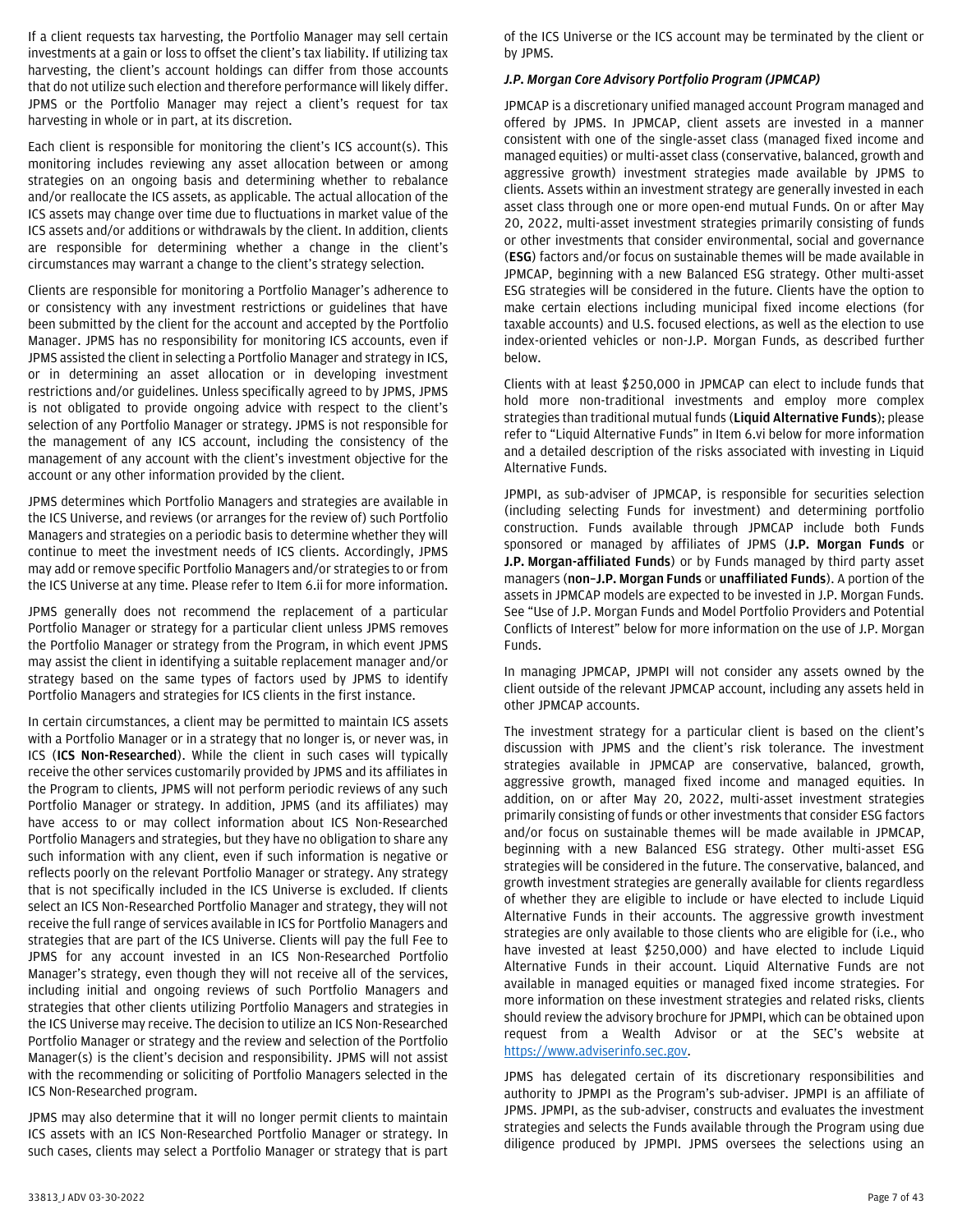If a client requests tax harvesting, the Portfolio Manager may sell certain investments at a gain or loss to offset the client's tax liability. If utilizing tax harvesting, the client's account holdings can differ from those accounts that do not utilize such election and therefore performance will likely differ. JPMS or the Portfolio Manager may reject a client's request for tax harvesting in whole or in part, at its discretion.

Each client is responsible for monitoring the client's ICS account(s). This monitoring includes reviewing any asset allocation between or among strategies on an ongoing basis and determining whether to rebalance and/or reallocate the ICS assets, as applicable. The actual allocation of the ICS assets may change over time due to fluctuations in market value of the ICS assets and/or additions or withdrawals by the client. In addition, clients are responsible for determining whether a change in the client's circumstances may warrant a change to the client's strategy selection.

Clients are responsible for monitoring a Portfolio Manager's adherence to or consistency with any investment restrictions or guidelines that have been submitted by the client for the account and accepted by the Portfolio Manager. JPMS has no responsibility for monitoring ICS accounts, even if JPMS assisted the client in selecting a Portfolio Manager and strategy in ICS, or in determining an asset allocation or in developing investment restrictions and/or guidelines. Unless specifically agreed to by JPMS, JPMS is not obligated to provide ongoing advice with respect to the client's selection of any Portfolio Manager or strategy. JPMS is not responsible for the management of any ICS account, including the consistency of the management of any account with the client's investment objective for the account or any other information provided by the client.

JPMS determines which Portfolio Managers and strategies are available in the ICS Universe, and reviews (or arranges for the review of) such Portfolio Managers and strategies on a periodic basis to determine whether they will continue to meet the investment needs of ICS clients. Accordingly, JPMS may add or remove specific Portfolio Managers and/or strategies to or from the ICS Universe at any time. Please refer to Item 6.ii for more information.

JPMS generally does not recommend the replacement of a particular Portfolio Manager or strategy for a particular client unless JPMS removes the Portfolio Manager or strategy from the Program, in which event JPMS may assist the client in identifying a suitable replacement manager and/or strategy based on the same types of factors used by JPMS to identify Portfolio Managers and strategies for ICS clients in the first instance.

In certain circumstances, a client may be permitted to maintain ICS assets with a Portfolio Manager or in a strategy that no longer is, or never was, in ICS (**ICS Non-Researched**). While the client in such cases will typically receive the other services customarily provided by JPMS and its affiliates in the Program to clients, JPMS will not perform periodic reviews of any such Portfolio Manager or strategy. In addition, JPMS (and its affiliates) may have access to or may collect information about ICS Non-Researched Portfolio Managers and strategies, but they have no obligation to share any such information with any client, even if such information is negative or reflects poorly on the relevant Portfolio Manager or strategy. Any strategy that is not specifically included in the ICS Universe is excluded. If clients select an ICS Non-Researched Portfolio Manager and strategy, they will not receive the full range of services available in ICS for Portfolio Managers and strategies that are part of the ICS Universe. Clients will pay the full Fee to JPMS for any account invested in an ICS Non-Researched Portfolio Manager's strategy, even though they will not receive all of the services, including initial and ongoing reviews of such Portfolio Managers and strategies that other clients utilizing Portfolio Managers and strategies in the ICS Universe may receive. The decision to utilize an ICS Non-Researched Portfolio Manager or strategy and the review and selection of the Portfolio Manager(s) is the client's decision and responsibility. JPMS will not assist with the recommending or soliciting of Portfolio Managers selected in the ICS Non-Researched program.

JPMS may also determine that it will no longer permit clients to maintain ICS assets with an ICS Non-Researched Portfolio Manager or strategy. In such cases, clients may select a Portfolio Manager or strategy that is part of the ICS Universe or the ICS account may be terminated by the client or by JPMS.

### *J.P. Morgan Core Advisory Portfolio Program (JPMCAP)*

JPMCAP is a discretionary unified managed account Program managed and offered by JPMS. In JPMCAP, client assets are invested in a manner consistent with one of the single-asset class (managed fixed income and managed equities) or multi-asset class (conservative, balanced, growth and aggressive growth) investment strategies made available by JPMS to clients. Assets within an investment strategy are generally invested in each asset class through one or more open-end mutual Funds. On or after May 20, 2022, multi-asset investment strategies primarily consisting of funds or other investments that consider environmental, social and governance (**ESG**) factors and/or focus on sustainable themes will be made available in JPMCAP, beginning with a new Balanced ESG strategy. Other multi-asset ESG strategies will be considered in the future. Clients have the option to make certain elections including municipal fixed income elections (for taxable accounts) and U.S. focused elections, as well as the election to use index-oriented vehicles or non-J.P. Morgan Funds, as described further below.

Clients with at least $250,000 in JPMCAP can elect to include funds that hold more non-traditional investments and employ more complex strategies than traditional mutual funds (**Liquid Alternative Funds**); please refer to "Liquid Alternative Funds" in Item 6.vi below for more information and a detailed description of the risks associated with investing in Liquid Alternative Funds.

JPMPI, as sub-adviser of JPMCAP, is responsible for securities selection (including selecting Funds for investment) and determining portfolio construction. Funds available through JPMCAP include both Funds sponsored or managed by affiliates of JPMS (**J.P. Morgan Funds** or **J.P. Morgan-affiliated Funds**) or by Funds managed by third party asset managers (**non–J.P. Morgan Funds** or **unaffiliated Funds**). A portion of the assets in JPMCAP models are expected to be invested in J.P. Morgan Funds. See "Use of J.P. Morgan Funds and Model Portfolio Providers and Potential Conflicts of Interest" below for more information on the use of J.P. Morgan Funds.

In managing JPMCAP, JPMPI will not consider any assets owned by the client outside of the relevant JPMCAP account, including any assets held in other JPMCAP accounts.

The investment strategy for a particular client is based on the client's discussion with JPMS and the client's risk tolerance. The investment strategies available in JPMCAP are conservative, balanced, growth, aggressive growth, managed fixed income and managed equities. In addition, on or after May 20, 2022, multi-asset investment strategies primarily consisting of funds or other investments that consider ESG factors and/or focus on sustainable themes will be made available in JPMCAP, beginning with a new Balanced ESG strategy. Other multi-asset ESG strategies will be considered in the future. The conservative, balanced, and growth investment strategies are generally available for clients regardless of whether they are eligible to include or have elected to include Liquid Alternative Funds in their accounts. The aggressive growth investment strategies are only available to those clients who are eligible for (i.e., who have invested at least $250,000) and have elected to include Liquid Alternative Funds in their account. Liquid Alternative Funds are not available in managed equities or managed fixed income strategies. For more information on these investment strategies and related risks, clients should review the advisory brochure for JPMPI, which can be obtained upon request from a Wealth Advisor or at the SEC's website at https://www.adviserinfo.sec.gov.

JPMS has delegated certain of its discretionary responsibilities and authority to JPMPI as the Program's sub-adviser. JPMPI is an affiliate of JPMS. JPMPI, as the sub-adviser, constructs and evaluates the investment strategies and selects the Funds available through the Program using due diligence produced by JPMPI. JPMS oversees the selections using an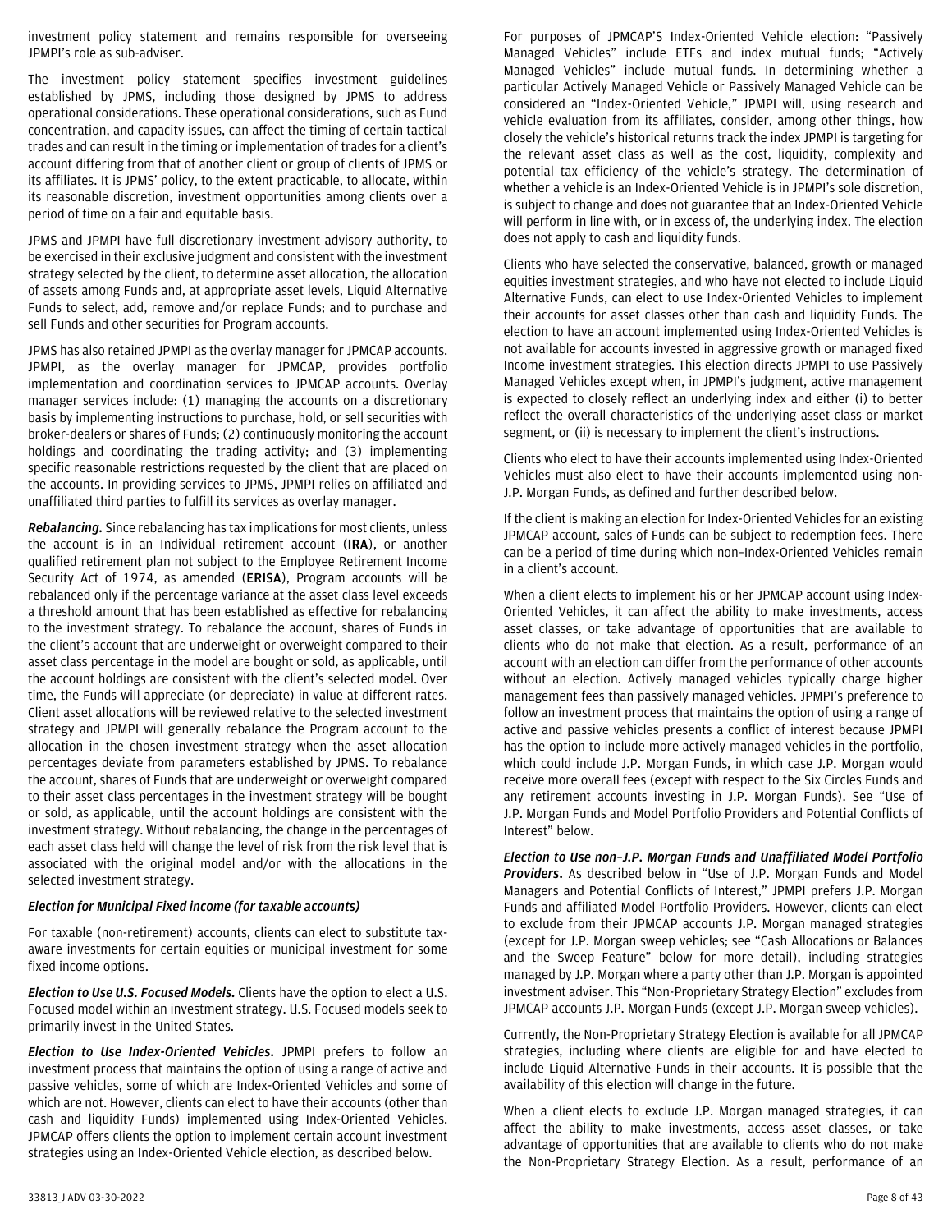investment policy statement and remains responsible for overseeing JPMPI's role as sub-adviser.

The investment policy statement specifies investment guidelines established by JPMS, including those designed by JPMS to address operational considerations. These operational considerations, such as Fund concentration, and capacity issues, can affect the timing of certain tactical trades and can result in the timing or implementation of trades for a client's account differing from that of another client or group of clients of JPMS or its affiliates. It is JPMS' policy, to the extent practicable, to allocate, within its reasonable discretion, investment opportunities among clients over a period of time on a fair and equitable basis.

JPMS and JPMPI have full discretionary investment advisory authority, to be exercised in their exclusive judgment and consistent with the investment strategy selected by the client, to determine asset allocation, the allocation of assets among Funds and, at appropriate asset levels, Liquid Alternative Funds to select, add, remove and/or replace Funds; and to purchase and sell Funds and other securities for Program accounts.

JPMS has also retained JPMPI as the overlay manager for JPMCAP accounts. JPMPI, as the overlay manager for JPMCAP, provides portfolio implementation and coordination services to JPMCAP accounts. Overlay manager services include: (1) managing the accounts on a discretionary basis by implementing instructions to purchase, hold, or sell securities with broker-dealers or shares of Funds; (2) continuously monitoring the account holdings and coordinating the trading activity; and (3) implementing specific reasonable restrictions requested by the client that are placed on the accounts. In providing services to JPMS, JPMPI relies on affiliated and unaffiliated third parties to fulfill its services as overlay manager.

***Rebalancing.*** Since rebalancing has tax implications for most clients, unless the account is in an Individual retirement account (**IRA**), or another qualified retirement plan not subject to the Employee Retirement Income Security Act of 1974, as amended (**ERISA**), Program accounts will be rebalanced only if the percentage variance at the asset class level exceeds a threshold amount that has been established as effective for rebalancing to the investment strategy. To rebalance the account, shares of Funds in the client's account that are underweight or overweight compared to their asset class percentage in the model are bought or sold, as applicable, until the account holdings are consistent with the client's selected model. Over time, the Funds will appreciate (or depreciate) in value at different rates. Client asset allocations will be reviewed relative to the selected investment strategy and JPMPI will generally rebalance the Program account to the allocation in the chosen investment strategy when the asset allocation percentages deviate from parameters established by JPMS. To rebalance the account, shares of Funds that are underweight or overweight compared to their asset class percentages in the investment strategy will be bought or sold, as applicable, until the account holdings are consistent with the investment strategy. Without rebalancing, the change in the percentages of each asset class held will change the level of risk from the risk level that is associated with the original model and/or with the allocations in the selected investment strategy.

***Election for Municipal Fixed income (for taxable accounts)***

For taxable (non-retirement) accounts, clients can elect to substitute tax-aware investments for certain equities or municipal investment for some fixed income options.

***Election to Use U.S. Focused Models.*** Clients have the option to elect a U.S. Focused model within an investment strategy. U.S. Focused models seek to primarily invest in the United States.

***Election to Use Index-Oriented Vehicles.*** JPMPI prefers to follow an investment process that maintains the option of using a range of active and passive vehicles, some of which are Index-Oriented Vehicles and some of which are not. However, clients can elect to have their accounts (other than cash and liquidity Funds) implemented using Index-Oriented Vehicles. JPMCAP offers clients the option to implement certain account investment strategies using an Index-Oriented Vehicle election, as described below.

For purposes of JPMCAP'S Index-Oriented Vehicle election: "Passively Managed Vehicles" include ETFs and index mutual funds; "Actively Managed Vehicles" include mutual funds. In determining whether a particular Actively Managed Vehicle or Passively Managed Vehicle can be considered an "Index-Oriented Vehicle," JPMPI will, using research and vehicle evaluation from its affiliates, consider, among other things, how closely the vehicle's historical returns track the index JPMPI is targeting for the relevant asset class as well as the cost, liquidity, complexity and potential tax efficiency of the vehicle's strategy. The determination of whether a vehicle is an Index-Oriented Vehicle is in JPMPI's sole discretion, is subject to change and does not guarantee that an Index-Oriented Vehicle will perform in line with, or in excess of, the underlying index. The election does not apply to cash and liquidity funds.

Clients who have selected the conservative, balanced, growth or managed equities investment strategies, and who have not elected to include Liquid Alternative Funds, can elect to use Index-Oriented Vehicles to implement their accounts for asset classes other than cash and liquidity Funds. The election to have an account implemented using Index-Oriented Vehicles is not available for accounts invested in aggressive growth or managed fixed Income investment strategies. This election directs JPMPI to use Passively Managed Vehicles except when, in JPMPI's judgment, active management is expected to closely reflect an underlying index and either (i) to better reflect the overall characteristics of the underlying asset class or market segment, or (ii) is necessary to implement the client's instructions.

Clients who elect to have their accounts implemented using Index-Oriented Vehicles must also elect to have their accounts implemented using non-J.P. Morgan Funds, as defined and further described below.

If the client is making an election for Index-Oriented Vehicles for an existing JPMCAP account, sales of Funds can be subject to redemption fees. There can be a period of time during which non–Index-Oriented Vehicles remain in a client's account.

When a client elects to implement his or her JPMCAP account using Index-Oriented Vehicles, it can affect the ability to make investments, access asset classes, or take advantage of opportunities that are available to clients who do not make that election. As a result, performance of an account with an election can differ from the performance of other accounts without an election. Actively managed vehicles typically charge higher management fees than passively managed vehicles. JPMPI's preference to follow an investment process that maintains the option of using a range of active and passive vehicles presents a conflict of interest because JPMPI has the option to include more actively managed vehicles in the portfolio, which could include J.P. Morgan Funds, in which case J.P. Morgan would receive more overall fees (except with respect to the Six Circles Funds and any retirement accounts investing in J.P. Morgan Funds). See "Use of J.P. Morgan Funds and Model Portfolio Providers and Potential Conflicts of Interest" below.

***Election to Use non–J.P. Morgan Funds and Unaffiliated Model Portfolio Providers.*** As described below in "Use of J.P. Morgan Funds and Model Managers and Potential Conflicts of Interest," JPMPI prefers J.P. Morgan Funds and affiliated Model Portfolio Providers. However, clients can elect to exclude from their JPMCAP accounts J.P. Morgan managed strategies (except for J.P. Morgan sweep vehicles; see "Cash Allocations or Balances and the Sweep Feature" below for more detail), including strategies managed by J.P. Morgan where a party other than J.P. Morgan is appointed investment adviser. This "Non-Proprietary Strategy Election" excludes from JPMCAP accounts J.P. Morgan Funds (except J.P. Morgan sweep vehicles).

Currently, the Non-Proprietary Strategy Election is available for all JPMCAP strategies, including where clients are eligible for and have elected to include Liquid Alternative Funds in their accounts. It is possible that the availability of this election will change in the future.

When a client elects to exclude J.P. Morgan managed strategies, it can affect the ability to make investments, access asset classes, or take advantage of opportunities that are available to clients who do not make the Non-Proprietary Strategy Election. As a result, performance of an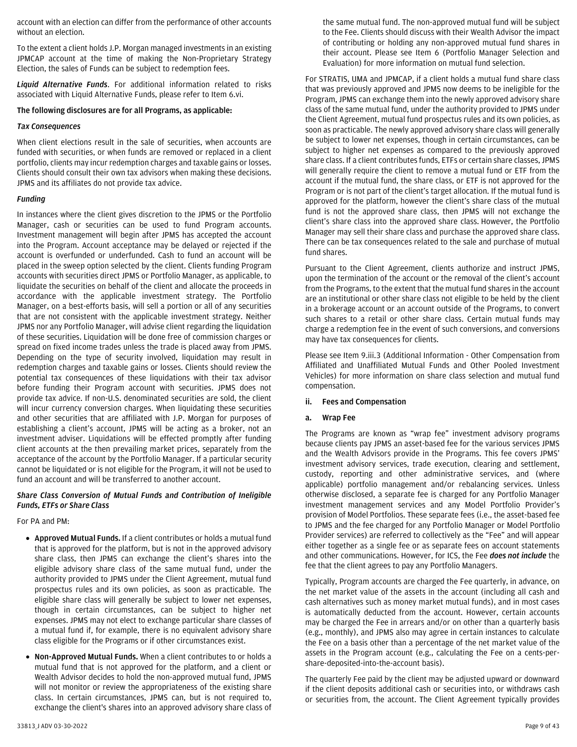account with an election can differ from the performance of other accounts without an election.

To the extent a client holds J.P. Morgan managed investments in an existing JPMCAP account at the time of making the Non-Proprietary Strategy Election, the sales of Funds can be subject to redemption fees.

***Liquid Alternative Funds***. For additional information related to risks associated with Liquid Alternative Funds, please refer to Item 6.vi.

**The following disclosures are for all Programs, as applicable:**

***Tax Consequences***

When client elections result in the sale of securities, when accounts are funded with securities, or when funds are removed or replaced in a client portfolio, clients may incur redemption charges and taxable gains or losses. Clients should consult their own tax advisors when making these decisions. JPMS and its affiliates do not provide tax advice.

***Funding***

In instances where the client gives discretion to the JPMS or the Portfolio Manager, cash or securities can be used to fund Program accounts. Investment management will begin after JPMS has accepted the account into the Program. Account acceptance may be delayed or rejected if the account is overfunded or underfunded. Cash to fund an account will be placed in the sweep option selected by the client. Clients funding Program accounts with securities direct JPMS or Portfolio Manager, as applicable, to liquidate the securities on behalf of the client and allocate the proceeds in accordance with the applicable investment strategy. The Portfolio Manager, on a best-efforts basis, will sell a portion or all of any securities that are not consistent with the applicable investment strategy. Neither JPMS nor any Portfolio Manager, will advise client regarding the liquidation of these securities. Liquidation will be done free of commission charges or spread on fixed income trades unless the trade is placed away from JPMS. Depending on the type of security involved, liquidation may result in redemption charges and taxable gains or losses. Clients should review the potential tax consequences of these liquidations with their tax advisor before funding their Program account with securities. JPMS does not provide tax advice. If non-U.S. denominated securities are sold, the client will incur currency conversion charges. When liquidating these securities and other securities that are affiliated with J.P. Morgan for purposes of establishing a client's account, JPMS will be acting as a broker, not an investment adviser. Liquidations will be effected promptly after funding client accounts at the then prevailing market prices, separately from the acceptance of the account by the Portfolio Manager. If a particular security cannot be liquidated or is not eligible for the Program, it will not be used to fund an account and will be transferred to another account.

***Share Class Conversion of Mutual Funds and Contribution of Ineligible Funds, ETFs or Share Class***

For PA and PM:

- **Approved Mutual Funds.** If a client contributes or holds a mutual fund that is approved for the platform, but is not in the approved advisory share class, then JPMS can exchange the client's shares into the eligible advisory share class of the same mutual fund, under the authority provided to JPMS under the Client Agreement, mutual fund prospectus rules and its own policies, as soon as practicable. The eligible share class will generally be subject to lower net expenses, though in certain circumstances, can be subject to higher net expenses. JPMS may not elect to exchange particular share classes of a mutual fund if, for example, there is no equivalent advisory share class eligible for the Programs or if other circumstances exist.
- **Non-Approved Mutual Funds.** When a client contributes to or holds a mutual fund that is not approved for the platform, and a client or Wealth Advisor decides to hold the non-approved mutual fund, JPMS will not monitor or review the appropriateness of the existing share class. In certain circumstances, JPMS can, but is not required to, exchange the client's shares into an approved advisory share class of the same mutual fund. The non-approved mutual fund will be subject to the Fee. Clients should discuss with their Wealth Advisor the impact of contributing or holding any non-approved mutual fund shares in their account. Please see Item 6 (Portfolio Manager Selection and Evaluation) for more information on mutual fund selection.

For STRATIS, UMA and JPMCAP, if a client holds a mutual fund share class that was previously approved and JPMS now deems to be ineligible for the Program, JPMS can exchange them into the newly approved advisory share class of the same mutual fund, under the authority provided to JPMS under the Client Agreement, mutual fund prospectus rules and its own policies, as soon as practicable. The newly approved advisory share class will generally be subject to lower net expenses, though in certain circumstances, can be subject to higher net expenses as compared to the previously approved share class. If a client contributes funds, ETFs or certain share classes, JPMS will generally require the client to remove a mutual fund or ETF from the account if the mutual fund, the share class, or ETF is not approved for the Program or is not part of the client's target allocation. If the mutual fund is approved for the platform, however the client's share class of the mutual fund is not the approved share class, then JPMS will not exchange the client's share class into the approved share class. However, the Portfolio Manager may sell their share class and purchase the approved share class. There can be tax consequences related to the sale and purchase of mutual fund shares.

Pursuant to the Client Agreement, clients authorize and instruct JPMS, upon the termination of the account or the removal of the client's account from the Programs, to the extent that the mutual fund shares in the account are an institutional or other share class not eligible to be held by the client in a brokerage account or an account outside of the Programs, to convert such shares to a retail or other share class. Certain mutual funds may charge a redemption fee in the event of such conversions, and conversions may have tax consequences for clients.

Please see Item 9.iii.3 (Additional Information - Other Compensation from Affiliated and Unaffiliated Mutual Funds and Other Pooled Investment Vehicles) for more information on share class selection and mutual fund compensation.

### ii. Fees and Compensation

### a. Wrap Fee

The Programs are known as "wrap fee" investment advisory programs because clients pay JPMS an asset-based fee for the various services JPMS and the Wealth Advisors provide in the Programs. This fee covers JPMS' investment advisory services, trade execution, clearing and settlement, custody, reporting and other administrative services, and (where applicable) portfolio management and/or rebalancing services. Unless otherwise disclosed, a separate fee is charged for any Portfolio Manager investment management services and any Model Portfolio Provider's provision of Model Portfolios. These separate fees (i.e., the asset-based fee to JPMS and the fee charged for any Portfolio Manager or Model Portfolio Provider services) are referred to collectively as the "Fee" and will appear either together as a single fee or as separate fees on account statements and other communications. However, for ICS, the Fee ***does not include*** the fee that the client agrees to pay any Portfolio Managers.

Typically, Program accounts are charged the Fee quarterly, in advance, on the net market value of the assets in the account (including all cash and cash alternatives such as money market mutual funds), and in most cases is automatically deducted from the account. However, certain accounts may be charged the Fee in arrears and/or on other than a quarterly basis (e.g., monthly), and JPMS also may agree in certain instances to calculate the Fee on a basis other than a percentage of the net market value of the assets in the Program account (e.g., calculating the Fee on a cents-per-share-deposited-into-the-account basis).

The quarterly Fee paid by the client may be adjusted upward or downward if the client deposits additional cash or securities into, or withdraws cash or securities from, the account. The Client Agreement typically provides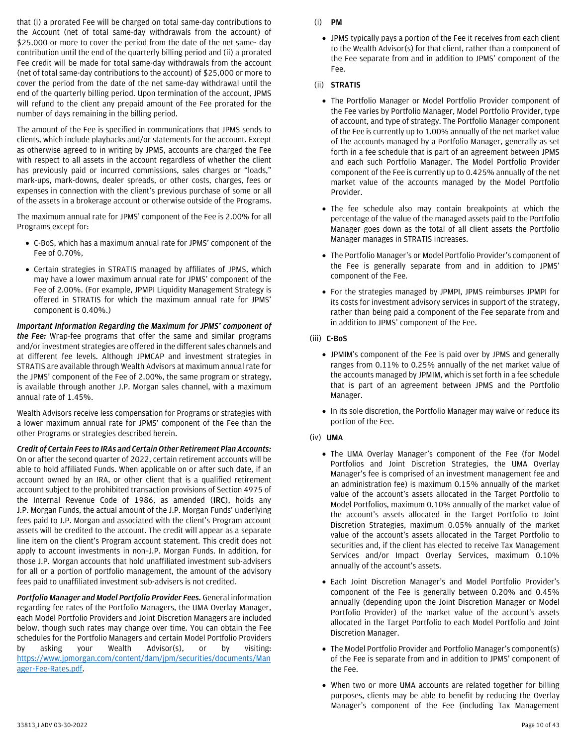that (i) a prorated Fee will be charged on total same-day contributions to the Account (net of total same-day withdrawals from the account) of $25,000 or more to cover the period from the date of the net same- day contribution until the end of the quarterly billing period and (ii) a prorated Fee credit will be made for total same-day withdrawals from the account (net of total same-day contributions to the account) of $25,000 or more to cover the period from the date of the net same-day withdrawal until the end of the quarterly billing period. Upon termination of the account, JPMS will refund to the client any prepaid amount of the Fee prorated for the number of days remaining in the billing period.

The amount of the Fee is specified in communications that JPMS sends to clients, which include playbacks and/or statements for the account. Except as otherwise agreed to in writing by JPMS, accounts are charged the Fee with respect to all assets in the account regardless of whether the client has previously paid or incurred commissions, sales charges or "loads," mark-ups, mark-downs, dealer spreads, or other costs, charges, fees or expenses in connection with the client's previous purchase of some or all of the assets in a brokerage account or otherwise outside of the Programs.

The maximum annual rate for JPMS' component of the Fee is 2.00% for all Programs except for:

- C-BoS, which has a maximum annual rate for JPMS' component of the Fee of 0.70%,
- Certain strategies in STRATIS managed by affiliates of JPMS, which may have a lower maximum annual rate for JPMS' component of the Fee of 2.00%. (For example, JPMPI Liquidity Management Strategy is offered in STRATIS for which the maximum annual rate for JPMS' component is 0.40%.)

***Important Information Regarding the Maximum for JPMS' component of the Fee:*** Wrap-fee programs that offer the same and similar programs and/or investment strategies are offered in the different sales channels and at different fee levels. Although JPMCAP and investment strategies in STRATIS are available through Wealth Advisors at maximum annual rate for the JPMS' component of the Fee of 2.00%, the same program or strategy, is available through another J.P. Morgan sales channel, with a maximum annual rate of 1.45%.

Wealth Advisors receive less compensation for Programs or strategies with a lower maximum annual rate for JPMS' component of the Fee than the other Programs or strategies described herein.

***Credit of Certain Fees to IRAs and Certain Other Retirement Plan Accounts:*** On or after the second quarter of 2022, certain retirement accounts will be able to hold affiliated Funds. When applicable on or after such date, if an account owned by an IRA, or other client that is a qualified retirement account subject to the prohibited transaction provisions of Section 4975 of the Internal Revenue Code of 1986, as amended (**IRC**), holds any J.P. Morgan Funds, the actual amount of the J.P. Morgan Funds' underlying fees paid to J.P. Morgan and associated with the client's Program account assets will be credited to the account. The credit will appear as a separate line item on the client's Program account statement. This credit does not apply to account investments in non–J.P. Morgan Funds. In addition, for those J.P. Morgan accounts that hold unaffiliated investment sub-advisers for all or a portion of portfolio management, the amount of the advisory fees paid to unaffiliated investment sub-advisers is not credited.

***Portfolio Manager and Model Portfolio Provider Fees.*** General information regarding fee rates of the Portfolio Managers, the UMA Overlay Manager, each Model Portfolio Providers and Joint Discretion Managers are included below, though such rates may change over time. You can obtain the Fee schedules for the Portfolio Managers and certain Model Portfolio Providers by asking your Wealth Advisor(s), or by visiting: https://www.jpmorgan.com/content/dam/jpm/securities/documents/Manager-Fee-Rates.pdf.

(i) **PM**

- JPMS typically pays a portion of the Fee it receives from each client to the Wealth Advisor(s) for that client, rather than a component of the Fee separate from and in addition to JPMS' component of the Fee.

(ii) **STRATIS**

- The Portfolio Manager or Model Portfolio Provider component of the Fee varies by Portfolio Manager, Model Portfolio Provider, type of account, and type of strategy. The Portfolio Manager component of the Fee is currently up to 1.00% annually of the net market value of the accounts managed by a Portfolio Manager, generally as set forth in a fee schedule that is part of an agreement between JPMS and each such Portfolio Manager. The Model Portfolio Provider component of the Fee is currently up to 0.425% annually of the net market value of the accounts managed by the Model Portfolio Provider.
- The fee schedule also may contain breakpoints at which the percentage of the value of the managed assets paid to the Portfolio Manager goes down as the total of all client assets the Portfolio Manager manages in STRATIS increases.
- The Portfolio Manager's or Model Portfolio Provider's component of the Fee is generally separate from and in addition to JPMS' component of the Fee.
- For the strategies managed by JPMPI, JPMS reimburses JPMPI for its costs for investment advisory services in support of the strategy, rather than being paid a component of the Fee separate from and in addition to JPMS' component of the Fee.

(iii) **C-BoS**

- JPMIM's component of the Fee is paid over by JPMS and generally ranges from 0.11% to 0.25% annually of the net market value of the accounts managed by JPMIM, which is set forth in a fee schedule that is part of an agreement between JPMS and the Portfolio Manager.
- In its sole discretion, the Portfolio Manager may waive or reduce its portion of the Fee.

(iv) **UMA**

- The UMA Overlay Manager's component of the Fee (for Model Portfolios and Joint Discretion Strategies, the UMA Overlay Manager's fee is comprised of an investment management fee and an administration fee) is maximum 0.15% annually of the market value of the account's assets allocated in the Target Portfolio to Model Portfolios, maximum 0.10% annually of the market value of the account's assets allocated in the Target Portfolio to Joint Discretion Strategies, maximum 0.05% annually of the market value of the account's assets allocated in the Target Portfolio to securities and, if the client has elected to receive Tax Management Services and/or Impact Overlay Services, maximum 0.10% annually of the account's assets.
- Each Joint Discretion Manager's and Model Portfolio Provider's component of the Fee is generally between 0.20% and 0.45% annually (depending upon the Joint Discretion Manager or Model Portfolio Provider) of the market value of the account's assets allocated in the Target Portfolio to each Model Portfolio and Joint Discretion Manager.
- The Model Portfolio Provider and Portfolio Manager's component(s) of the Fee is separate from and in addition to JPMS' component of the Fee.
- When two or more UMA accounts are related together for billing purposes, clients may be able to benefit by reducing the Overlay Manager's component of the Fee (including Tax Management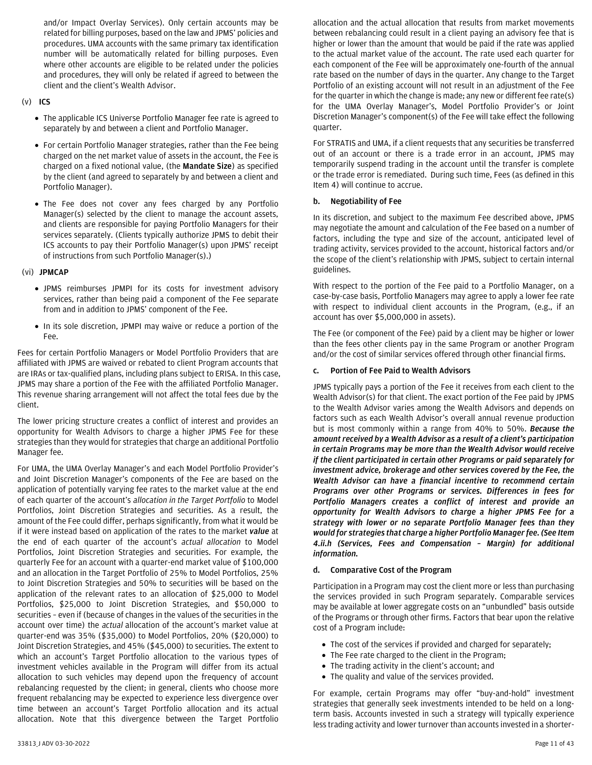and/or Impact Overlay Services). Only certain accounts may be related for billing purposes, based on the law and JPMS' policies and procedures. UMA accounts with the same primary tax identification number will be automatically related for billing purposes. Even where other accounts are eligible to be related under the policies and procedures, they will only be related if agreed to between the client and the client's Wealth Advisor.

(v) **ICS**

- The applicable ICS Universe Portfolio Manager fee rate is agreed to separately by and between a client and Portfolio Manager.
- For certain Portfolio Manager strategies, rather than the Fee being charged on the net market value of assets in the account, the Fee is charged on a fixed notional value, (the **Mandate Size**) as specified by the client (and agreed to separately by and between a client and Portfolio Manager).
- The Fee does not cover any fees charged by any Portfolio Manager(s) selected by the client to manage the account assets, and clients are responsible for paying Portfolio Managers for their services separately. (Clients typically authorize JPMS to debit their ICS accounts to pay their Portfolio Manager(s) upon JPMS' receipt of instructions from such Portfolio Manager(s).)

(vi) **JPMCAP**

- JPMS reimburses JPMPI for its costs for investment advisory services, rather than being paid a component of the Fee separate from and in addition to JPMS' component of the Fee.
- In its sole discretion, JPMPI may waive or reduce a portion of the Fee.

Fees for certain Portfolio Managers or Model Portfolio Providers that are affiliated with JPMS are waived or rebated to client Program accounts that are IRAs or tax-qualified plans, including plans subject to ERISA. In this case, JPMS may share a portion of the Fee with the affiliated Portfolio Manager. This revenue sharing arrangement will not affect the total fees due by the client.

The lower pricing structure creates a conflict of interest and provides an opportunity for Wealth Advisors to charge a higher JPMS Fee for these strategies than they would for strategies that charge an additional Portfolio Manager fee.

For UMA, the UMA Overlay Manager's and each Model Portfolio Provider's and Joint Discretion Manager's components of the Fee are based on the application of potentially varying fee rates to the market value at the end of each quarter of the account's *allocation in the Target Portfolio* to Model Portfolios, Joint Discretion Strategies and securities. As a result, the amount of the Fee could differ, perhaps significantly, from what it would be if it were instead based on application of the rates to the market ***value*** at the end of each quarter of the account's *actual allocation* to Model Portfolios, Joint Discretion Strategies and securities. For example, the quarterly Fee for an account with a quarter-end market value of $100,000 and an allocation in the Target Portfolio of 25% to Model Portfolios, 25% to Joint Discretion Strategies and 50% to securities will be based on the application of the relevant rates to an allocation of $25,000 to Model Portfolios, $25,000 to Joint Discretion Strategies, and $50,000 to securities – even if (because of changes in the values of the securities in the account over time) the *actual* allocation of the account's market value at quarter-end was 35% ($35,000) to Model Portfolios, 20% ($20,000) to Joint Discretion Strategies, and 45% ($45,000) to securities. The extent to which an account's Target Portfolio allocation to the various types of investment vehicles available in the Program will differ from its actual allocation to such vehicles may depend upon the frequency of account rebalancing requested by the client; in general, clients who choose more frequent rebalancing may be expected to experience less divergence over time between an account's Target Portfolio allocation and its actual allocation. Note that this divergence between the Target Portfolio allocation and the actual allocation that results from market movements between rebalancing could result in a client paying an advisory fee that is higher or lower than the amount that would be paid if the rate was applied to the actual market value of the account. The rate used each quarter for each component of the Fee will be approximately one-fourth of the annual rate based on the number of days in the quarter. Any change to the Target Portfolio of an existing account will not result in an adjustment of the Fee for the quarter in which the change is made; any new or different fee rate(s) for the UMA Overlay Manager's, Model Portfolio Provider's or Joint Discretion Manager's component(s) of the Fee will take effect the following quarter.

For STRATIS and UMA, if a client requests that any securities be transferred out of an account or there is a trade error in an account, JPMS may temporarily suspend trading in the account until the transfer is complete or the trade error is remediated. During such time, Fees (as defined in this Item 4) will continue to accrue.

#### b. Negotiability of Fee

In its discretion, and subject to the maximum Fee described above, JPMS may negotiate the amount and calculation of the Fee based on a number of factors, including the type and size of the account, anticipated level of trading activity, services provided to the account, historical factors and/or the scope of the client's relationship with JPMS, subject to certain internal guidelines.

With respect to the portion of the Fee paid to a Portfolio Manager, on a case-by-case basis, Portfolio Managers may agree to apply a lower fee rate with respect to individual client accounts in the Program, (e.g., if an account has over $5,000,000 in assets).

The Fee (or component of the Fee) paid by a client may be higher or lower than the fees other clients pay in the same Program or another Program and/or the cost of similar services offered through other financial firms.

#### c. Portion of Fee Paid to Wealth Advisors

JPMS typically pays a portion of the Fee it receives from each client to the Wealth Advisor(s) for that client. The exact portion of the Fee paid by JPMS to the Wealth Advisor varies among the Wealth Advisors and depends on factors such as each Wealth Advisor's overall annual revenue production but is most commonly within a range from 40% to 50%. ***Because the amount received by a Wealth Advisor as a result of a client's participation in certain Programs may be more than the Wealth Advisor would receive if the client participated in certain other Programs or paid separately for investment advice, brokerage and other services covered by the Fee, the Wealth Advisor can have a financial incentive to recommend certain Programs over other Programs or services. Differences in fees for Portfolio Managers creates a conflict of interest and provide an opportunity for Wealth Advisors to charge a higher JPMS Fee for a strategy with lower or no separate Portfolio Manager fees than they would for strategies that charge a higher Portfolio Manager fee. (See Item 4.ii.h (Services, Fees and Compensation – Margin) for additional information.***

#### d. Comparative Cost of the Program

Participation in a Program may cost the client more or less than purchasing the services provided in such Program separately. Comparable services may be available at lower aggregate costs on an "unbundled" basis outside of the Programs or through other firms. Factors that bear upon the relative cost of a Program include:

- The cost of the services if provided and charged for separately;
- The Fee rate charged to the client in the Program;
- The trading activity in the client's account; and
- The quality and value of the services provided.

For example, certain Programs may offer "buy-and-hold" investment strategies that generally seek investments intended to be held on a long-term basis. Accounts invested in such a strategy will typically experience less trading activity and lower turnover than accounts invested in a shorter-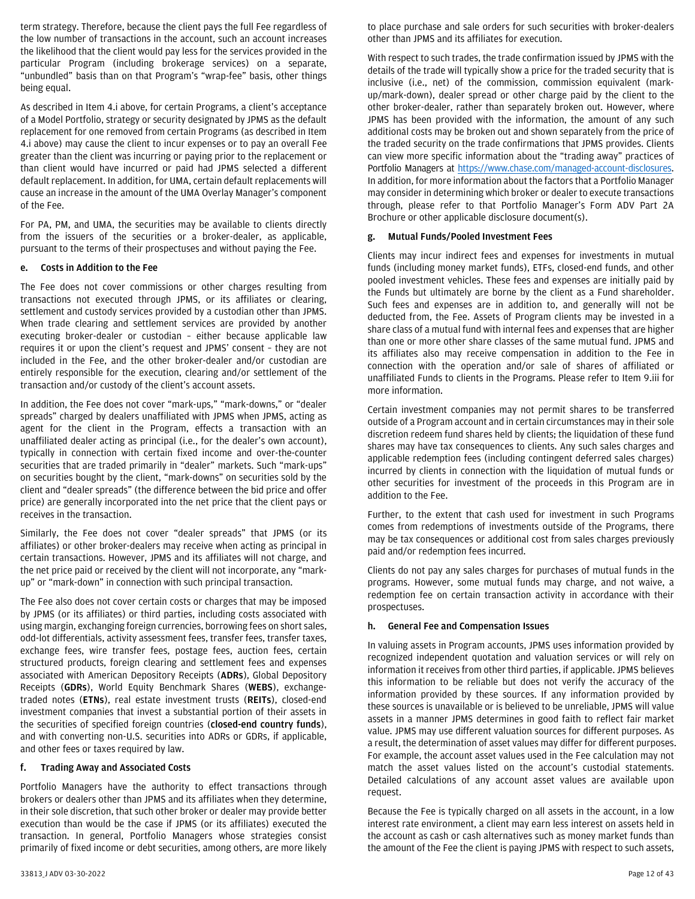term strategy. Therefore, because the client pays the full Fee regardless of the low number of transactions in the account, such an account increases the likelihood that the client would pay less for the services provided in the particular Program (including brokerage services) on a separate, "unbundled" basis than on that Program's "wrap-fee" basis, other things being equal.

As described in Item 4.i above, for certain Programs, a client's acceptance of a Model Portfolio, strategy or security designated by JPMS as the default replacement for one removed from certain Programs (as described in Item 4.i above) may cause the client to incur expenses or to pay an overall Fee greater than the client was incurring or paying prior to the replacement or than client would have incurred or paid had JPMS selected a different default replacement. In addition, for UMA, certain default replacements will cause an increase in the amount of the UMA Overlay Manager's component of the Fee.

For PA, PM, and UMA, the securities may be available to clients directly from the issuers of the securities or a broker-dealer, as applicable, pursuant to the terms of their prospectuses and without paying the Fee.

### e. Costs in Addition to the Fee

The Fee does not cover commissions or other charges resulting from transactions not executed through JPMS, or its affiliates or clearing, settlement and custody services provided by a custodian other than JPMS. When trade clearing and settlement services are provided by another executing broker-dealer or custodian – either because applicable law requires it or upon the client's request and JPMS' consent – they are not included in the Fee, and the other broker-dealer and/or custodian are entirely responsible for the execution, clearing and/or settlement of the transaction and/or custody of the client's account assets.

In addition, the Fee does not cover "mark-ups," "mark-downs," or "dealer spreads" charged by dealers unaffiliated with JPMS when JPMS, acting as agent for the client in the Program, effects a transaction with an unaffiliated dealer acting as principal (i.e., for the dealer's own account), typically in connection with certain fixed income and over-the-counter securities that are traded primarily in "dealer" markets. Such "mark-ups" on securities bought by the client, "mark-downs" on securities sold by the client and "dealer spreads" (the difference between the bid price and offer price) are generally incorporated into the net price that the client pays or receives in the transaction.

Similarly, the Fee does not cover "dealer spreads" that JPMS (or its affiliates) or other broker-dealers may receive when acting as principal in certain transactions. However, JPMS and its affiliates will not charge, and the net price paid or received by the client will not incorporate, any "mark-up" or "mark-down" in connection with such principal transaction.

The Fee also does not cover certain costs or charges that may be imposed by JPMS (or its affiliates) or third parties, including costs associated with using margin, exchanging foreign currencies, borrowing fees on short sales, odd-lot differentials, activity assessment fees, transfer fees, transfer taxes, exchange fees, wire transfer fees, postage fees, auction fees, certain structured products, foreign clearing and settlement fees and expenses associated with American Depository Receipts (**ADRs**), Global Depository Receipts (**GDRs**), World Equity Benchmark Shares (**WEBS**), exchange-traded notes (**ETNs**), real estate investment trusts (**REITs**), closed-end investment companies that invest a substantial portion of their assets in the securities of specified foreign countries (**closed-end country funds**), and with converting non-U.S. securities into ADRs or GDRs, if applicable, and other fees or taxes required by law.

### f. Trading Away and Associated Costs

Portfolio Managers have the authority to effect transactions through brokers or dealers other than JPMS and its affiliates when they determine, in their sole discretion, that such other broker or dealer may provide better execution than would be the case if JPMS (or its affiliates) executed the transaction. In general, Portfolio Managers whose strategies consist primarily of fixed income or debt securities, among others, are more likely to place purchase and sale orders for such securities with broker-dealers other than JPMS and its affiliates for execution.

With respect to such trades, the trade confirmation issued by JPMS with the details of the trade will typically show a price for the traded security that is inclusive (i.e., net) of the commission, commission equivalent (mark-up/mark-down), dealer spread or other charge paid by the client to the other broker-dealer, rather than separately broken out. However, where JPMS has been provided with the information, the amount of any such additional costs may be broken out and shown separately from the price of the traded security on the trade confirmations that JPMS provides. Clients can view more specific information about the "trading away" practices of Portfolio Managers at https://www.chase.com/managed-account-disclosures. In addition, for more information about the factors that a Portfolio Manager may consider in determining which broker or dealer to execute transactions through, please refer to that Portfolio Manager's Form ADV Part 2A Brochure or other applicable disclosure document(s).

### g. Mutual Funds/Pooled Investment Fees

Clients may incur indirect fees and expenses for investments in mutual funds (including money market funds), ETFs, closed-end funds, and other pooled investment vehicles. These fees and expenses are initially paid by the Funds but ultimately are borne by the client as a Fund shareholder. Such fees and expenses are in addition to, and generally will not be deducted from, the Fee. Assets of Program clients may be invested in a share class of a mutual fund with internal fees and expenses that are higher than one or more other share classes of the same mutual fund. JPMS and its affiliates also may receive compensation in addition to the Fee in connection with the operation and/or sale of shares of affiliated or unaffiliated Funds to clients in the Programs. Please refer to Item 9.iii for more information.

Certain investment companies may not permit shares to be transferred outside of a Program account and in certain circumstances may in their sole discretion redeem fund shares held by clients; the liquidation of these fund shares may have tax consequences to clients. Any such sales charges and applicable redemption fees (including contingent deferred sales charges) incurred by clients in connection with the liquidation of mutual funds or other securities for investment of the proceeds in this Program are in addition to the Fee.

Further, to the extent that cash used for investment in such Programs comes from redemptions of investments outside of the Programs, there may be tax consequences or additional cost from sales charges previously paid and/or redemption fees incurred.

Clients do not pay any sales charges for purchases of mutual funds in the programs. However, some mutual funds may charge, and not waive, a redemption fee on certain transaction activity in accordance with their prospectuses.

### h. General Fee and Compensation Issues

In valuing assets in Program accounts, JPMS uses information provided by recognized independent quotation and valuation services or will rely on information it receives from other third parties, if applicable. JPMS believes this information to be reliable but does not verify the accuracy of the information provided by these sources. If any information provided by these sources is unavailable or is believed to be unreliable, JPMS will value assets in a manner JPMS determines in good faith to reflect fair market value. JPMS may use different valuation sources for different purposes. As a result, the determination of asset values may differ for different purposes. For example, the account asset values used in the Fee calculation may not match the asset values listed on the account's custodial statements. Detailed calculations of any account asset values are available upon request.

Because the Fee is typically charged on all assets in the account, in a low interest rate environment, a client may earn less interest on assets held in the account as cash or cash alternatives such as money market funds than the amount of the Fee the client is paying JPMS with respect to such assets,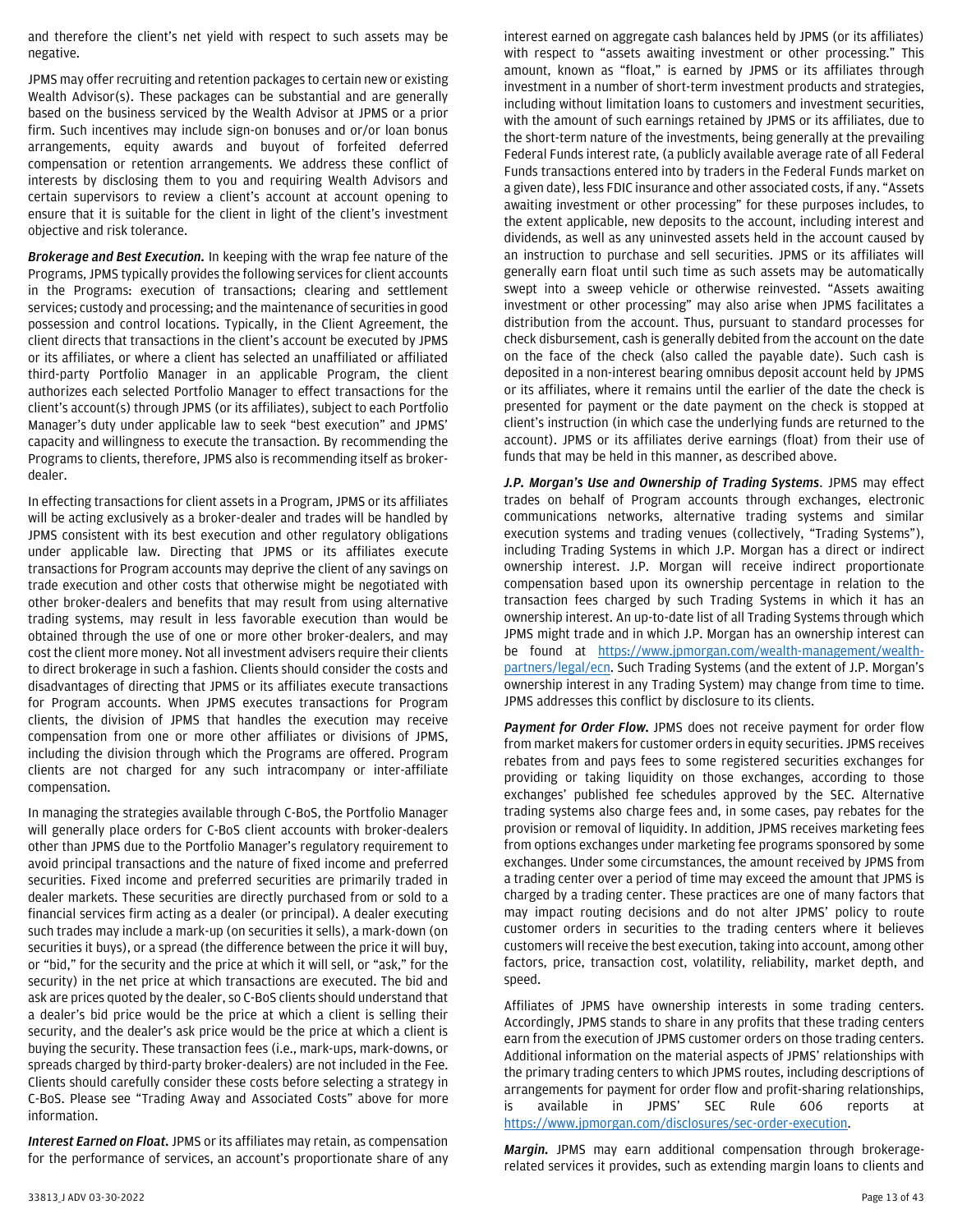and therefore the client's net yield with respect to such assets may be negative.

JPMS may offer recruiting and retention packages to certain new or existing Wealth Advisor(s). These packages can be substantial and are generally based on the business serviced by the Wealth Advisor at JPMS or a prior firm. Such incentives may include sign-on bonuses and or/loan bonus arrangements, equity awards and buyout of forfeited deferred compensation or retention arrangements. We address these conflict of interests by disclosing them to you and requiring Wealth Advisors and certain supervisors to review a client's account at account opening to ensure that it is suitable for the client in light of the client's investment objective and risk tolerance.

***Brokerage and Best Execution.*** In keeping with the wrap fee nature of the Programs, JPMS typically provides the following services for client accounts in the Programs: execution of transactions; clearing and settlement services; custody and processing; and the maintenance of securities in good possession and control locations. Typically, in the Client Agreement, the client directs that transactions in the client's account be executed by JPMS or its affiliates, or where a client has selected an unaffiliated or affiliated third-party Portfolio Manager in an applicable Program, the client authorizes each selected Portfolio Manager to effect transactions for the client's account(s) through JPMS (or its affiliates), subject to each Portfolio Manager's duty under applicable law to seek "best execution" and JPMS' capacity and willingness to execute the transaction. By recommending the Programs to clients, therefore, JPMS also is recommending itself as broker-dealer.

In effecting transactions for client assets in a Program, JPMS or its affiliates will be acting exclusively as a broker-dealer and trades will be handled by JPMS consistent with its best execution and other regulatory obligations under applicable law. Directing that JPMS or its affiliates execute transactions for Program accounts may deprive the client of any savings on trade execution and other costs that otherwise might be negotiated with other broker-dealers and benefits that may result from using alternative trading systems, may result in less favorable execution than would be obtained through the use of one or more other broker-dealers, and may cost the client more money. Not all investment advisers require their clients to direct brokerage in such a fashion. Clients should consider the costs and disadvantages of directing that JPMS or its affiliates execute transactions for Program accounts. When JPMS executes transactions for Program clients, the division of JPMS that handles the execution may receive compensation from one or more other affiliates or divisions of JPMS, including the division through which the Programs are offered. Program clients are not charged for any such intracompany or inter-affiliate compensation.

In managing the strategies available through C-BoS, the Portfolio Manager will generally place orders for C-BoS client accounts with broker-dealers other than JPMS due to the Portfolio Manager's regulatory requirement to avoid principal transactions and the nature of fixed income and preferred securities. Fixed income and preferred securities are primarily traded in dealer markets. These securities are directly purchased from or sold to a financial services firm acting as a dealer (or principal). A dealer executing such trades may include a mark-up (on securities it sells), a mark-down (on securities it buys), or a spread (the difference between the price it will buy, or "bid," for the security and the price at which it will sell, or "ask," for the security) in the net price at which transactions are executed. The bid and ask are prices quoted by the dealer, so C-BoS clients should understand that a dealer's bid price would be the price at which a client is selling their security, and the dealer's ask price would be the price at which a client is buying the security. These transaction fees (i.e., mark-ups, mark-downs, or spreads charged by third-party broker-dealers) are not included in the Fee. Clients should carefully consider these costs before selecting a strategy in C-BoS. Please see "Trading Away and Associated Costs" above for more information.

***Interest Earned on Float.*** JPMS or its affiliates may retain, as compensation for the performance of services, an account's proportionate share of any interest earned on aggregate cash balances held by JPMS (or its affiliates) with respect to "assets awaiting investment or other processing." This amount, known as "float," is earned by JPMS or its affiliates through investment in a number of short-term investment products and strategies, including without limitation loans to customers and investment securities, with the amount of such earnings retained by JPMS or its affiliates, due to the short-term nature of the investments, being generally at the prevailing Federal Funds interest rate, (a publicly available average rate of all Federal Funds transactions entered into by traders in the Federal Funds market on a given date), less FDIC insurance and other associated costs, if any. "Assets awaiting investment or other processing" for these purposes includes, to the extent applicable, new deposits to the account, including interest and dividends, as well as any uninvested assets held in the account caused by an instruction to purchase and sell securities. JPMS or its affiliates will generally earn float until such time as such assets may be automatically swept into a sweep vehicle or otherwise reinvested. "Assets awaiting investment or other processing" may also arise when JPMS facilitates a distribution from the account. Thus, pursuant to standard processes for check disbursement, cash is generally debited from the account on the date on the face of the check (also called the payable date). Such cash is deposited in a non-interest bearing omnibus deposit account held by JPMS or its affiliates, where it remains until the earlier of the date the check is presented for payment or the date payment on the check is stopped at client's instruction (in which case the underlying funds are returned to the account). JPMS or its affiliates derive earnings (float) from their use of funds that may be held in this manner, as described above.

***J.P. Morgan's Use and Ownership of Trading Systems***. JPMS may effect trades on behalf of Program accounts through exchanges, electronic communications networks, alternative trading systems and similar execution systems and trading venues (collectively, "Trading Systems"), including Trading Systems in which J.P. Morgan has a direct or indirect ownership interest. J.P. Morgan will receive indirect proportionate compensation based upon its ownership percentage in relation to the transaction fees charged by such Trading Systems in which it has an ownership interest. An up-to-date list of all Trading Systems through which JPMS might trade and in which J.P. Morgan has an ownership interest can be found at https://www.jpmorgan.com/wealth-management/wealth-partners/legal/ecn. Such Trading Systems (and the extent of J.P. Morgan's ownership interest in any Trading System) may change from time to time. JPMS addresses this conflict by disclosure to its clients.

***Payment for Order Flow.*** JPMS does not receive payment for order flow from market makers for customer orders in equity securities. JPMS receives rebates from and pays fees to some registered securities exchanges for providing or taking liquidity on those exchanges, according to those exchanges' published fee schedules approved by the SEC. Alternative trading systems also charge fees and, in some cases, pay rebates for the provision or removal of liquidity. In addition, JPMS receives marketing fees from options exchanges under marketing fee programs sponsored by some exchanges. Under some circumstances, the amount received by JPMS from a trading center over a period of time may exceed the amount that JPMS is charged by a trading center. These practices are one of many factors that may impact routing decisions and do not alter JPMS' policy to route customer orders in securities to the trading centers where it believes customers will receive the best execution, taking into account, among other factors, price, transaction cost, volatility, reliability, market depth, and speed.

Affiliates of JPMS have ownership interests in some trading centers. Accordingly, JPMS stands to share in any profits that these trading centers earn from the execution of JPMS customer orders on those trading centers. Additional information on the material aspects of JPMS' relationships with the primary trading centers to which JPMS routes, including descriptions of arrangements for payment for order flow and profit-sharing relationships, is available in JPMS' SEC Rule 606 reports at https://www.jpmorgan.com/disclosures/sec-order-execution.

***Margin.*** JPMS may earn additional compensation through brokerage-related services it provides, such as extending margin loans to clients and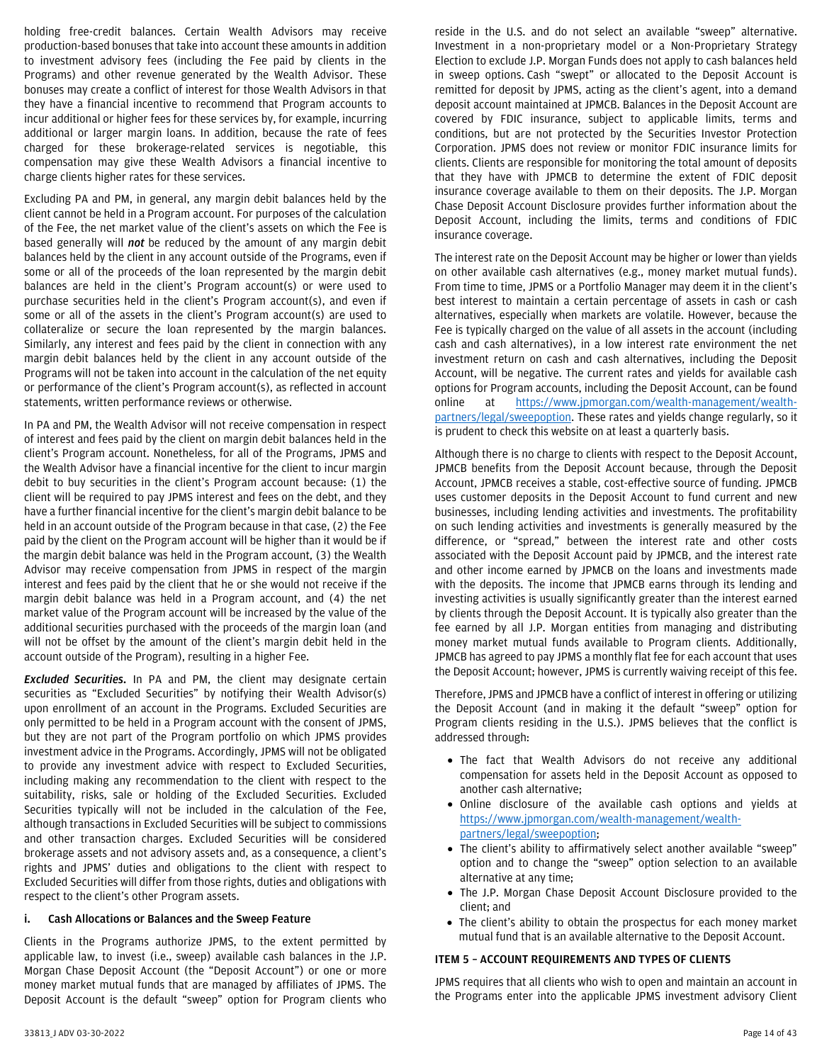holding free-credit balances. Certain Wealth Advisors may receive production-based bonuses that take into account these amounts in addition to investment advisory fees (including the Fee paid by clients in the Programs) and other revenue generated by the Wealth Advisor. These bonuses may create a conflict of interest for those Wealth Advisors in that they have a financial incentive to recommend that Program accounts to incur additional or higher fees for these services by, for example, incurring additional or larger margin loans. In addition, because the rate of fees charged for these brokerage-related services is negotiable, this compensation may give these Wealth Advisors a financial incentive to charge clients higher rates for these services.

Excluding PA and PM, in general, any margin debit balances held by the client cannot be held in a Program account. For purposes of the calculation of the Fee, the net market value of the client's assets on which the Fee is based generally will ***not*** be reduced by the amount of any margin debit balances held by the client in any account outside of the Programs, even if some or all of the proceeds of the loan represented by the margin debit balances are held in the client's Program account(s) or were used to purchase securities held in the client's Program account(s), and even if some or all of the assets in the client's Program account(s) are used to collateralize or secure the loan represented by the margin balances. Similarly, any interest and fees paid by the client in connection with any margin debit balances held by the client in any account outside of the Programs will not be taken into account in the calculation of the net equity or performance of the client's Program account(s), as reflected in account statements, written performance reviews or otherwise.

In PA and PM, the Wealth Advisor will not receive compensation in respect of interest and fees paid by the client on margin debit balances held in the client's Program account. Nonetheless, for all of the Programs, JPMS and the Wealth Advisor have a financial incentive for the client to incur margin debit to buy securities in the client's Program account because: (1) the client will be required to pay JPMS interest and fees on the debt, and they have a further financial incentive for the client's margin debit balance to be held in an account outside of the Program because in that case, (2) the Fee paid by the client on the Program account will be higher than it would be if the margin debit balance was held in the Program account, (3) the Wealth Advisor may receive compensation from JPMS in respect of the margin interest and fees paid by the client that he or she would not receive if the margin debit balance was held in a Program account, and (4) the net market value of the Program account will be increased by the value of the additional securities purchased with the proceeds of the margin loan (and will not be offset by the amount of the client's margin debit held in the account outside of the Program), resulting in a higher Fee.

***Excluded Securities.*** In PA and PM, the client may designate certain securities as "Excluded Securities" by notifying their Wealth Advisor(s) upon enrollment of an account in the Programs. Excluded Securities are only permitted to be held in a Program account with the consent of JPMS, but they are not part of the Program portfolio on which JPMS provides investment advice in the Programs. Accordingly, JPMS will not be obligated to provide any investment advice with respect to Excluded Securities, including making any recommendation to the client with respect to the suitability, risks, sale or holding of the Excluded Securities. Excluded Securities typically will not be included in the calculation of the Fee, although transactions in Excluded Securities will be subject to commissions and other transaction charges. Excluded Securities will be considered brokerage assets and not advisory assets and, as a consequence, a client's rights and JPMS' duties and obligations to the client with respect to Excluded Securities will differ from those rights, duties and obligations with respect to the client's other Program assets.

### i. Cash Allocations or Balances and the Sweep Feature

Clients in the Programs authorize JPMS, to the extent permitted by applicable law, to invest (i.e., sweep) available cash balances in the J.P. Morgan Chase Deposit Account (the "Deposit Account") or one or more money market mutual funds that are managed by affiliates of JPMS. The Deposit Account is the default "sweep" option for Program clients who reside in the U.S. and do not select an available "sweep" alternative. Investment in a non-proprietary model or a Non-Proprietary Strategy Election to exclude J.P. Morgan Funds does not apply to cash balances held in sweep options. Cash "swept" or allocated to the Deposit Account is remitted for deposit by JPMS, acting as the client's agent, into a demand deposit account maintained at JPMCB. Balances in the Deposit Account are covered by FDIC insurance, subject to applicable limits, terms and conditions, but are not protected by the Securities Investor Protection Corporation. JPMS does not review or monitor FDIC insurance limits for clients. Clients are responsible for monitoring the total amount of deposits that they have with JPMCB to determine the extent of FDIC deposit insurance coverage available to them on their deposits. The J.P. Morgan Chase Deposit Account Disclosure provides further information about the Deposit Account, including the limits, terms and conditions of FDIC insurance coverage.

The interest rate on the Deposit Account may be higher or lower than yields on other available cash alternatives (e.g., money market mutual funds). From time to time, JPMS or a Portfolio Manager may deem it in the client's best interest to maintain a certain percentage of assets in cash or cash alternatives, especially when markets are volatile. However, because the Fee is typically charged on the value of all assets in the account (including cash and cash alternatives), in a low interest rate environment the net investment return on cash and cash alternatives, including the Deposit Account, will be negative. The current rates and yields for available cash options for Program accounts, including the Deposit Account, can be found online at https://www.jpmorgan.com/wealth-management/wealth-partners/legal/sweepoption. These rates and yields change regularly, so it is prudent to check this website on at least a quarterly basis.

Although there is no charge to clients with respect to the Deposit Account, JPMCB benefits from the Deposit Account because, through the Deposit Account, JPMCB receives a stable, cost-effective source of funding. JPMCB uses customer deposits in the Deposit Account to fund current and new businesses, including lending activities and investments. The profitability on such lending activities and investments is generally measured by the difference, or "spread," between the interest rate and other costs associated with the Deposit Account paid by JPMCB, and the interest rate and other income earned by JPMCB on the loans and investments made with the deposits. The income that JPMCB earns through its lending and investing activities is usually significantly greater than the interest earned by clients through the Deposit Account. It is typically also greater than the fee earned by all J.P. Morgan entities from managing and distributing money market mutual funds available to Program clients. Additionally, JPMCB has agreed to pay JPMS a monthly flat fee for each account that uses the Deposit Account; however, JPMS is currently waiving receipt of this fee.

Therefore, JPMS and JPMCB have a conflict of interest in offering or utilizing the Deposit Account (and in making it the default "sweep" option for Program clients residing in the U.S.). JPMS believes that the conflict is addressed through:

- The fact that Wealth Advisors do not receive any additional compensation for assets held in the Deposit Account as opposed to another cash alternative;
- Online disclosure of the available cash options and yields at https://www.jpmorgan.com/wealth-management/wealth-partners/legal/sweepoption;
- The client's ability to affirmatively select another available "sweep" option and to change the "sweep" option selection to an available alternative at any time;
- The J.P. Morgan Chase Deposit Account Disclosure provided to the client; and
- The client's ability to obtain the prospectus for each money market mutual fund that is an available alternative to the Deposit Account.

## ITEM 5 – ACCOUNT REQUIREMENTS AND TYPES OF CLIENTS

JPMS requires that all clients who wish to open and maintain an account in the Programs enter into the applicable JPMS investment advisory Client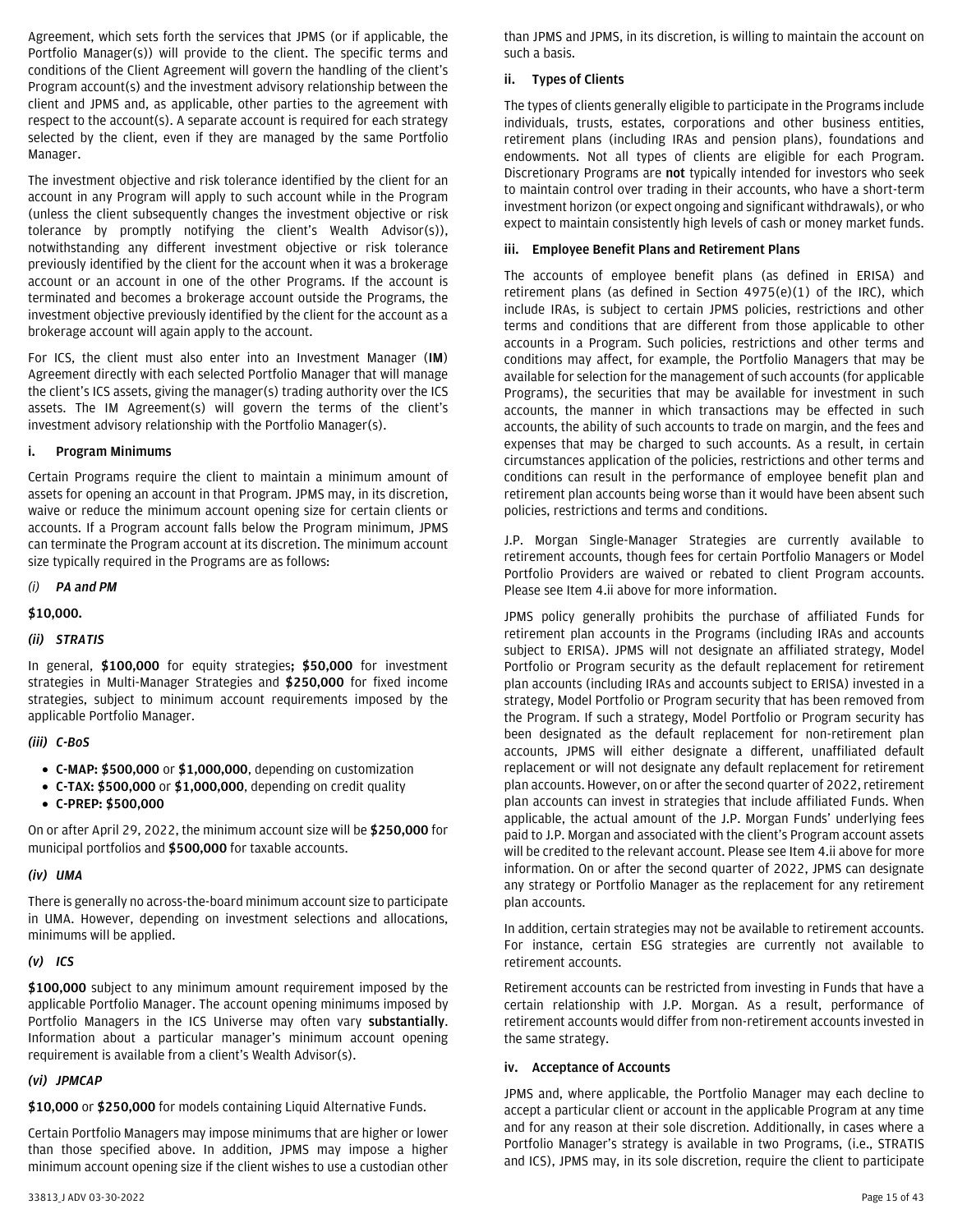Agreement, which sets forth the services that JPMS (or if applicable, the Portfolio Manager(s)) will provide to the client. The specific terms and conditions of the Client Agreement will govern the handling of the client's Program account(s) and the investment advisory relationship between the client and JPMS and, as applicable, other parties to the agreement with respect to the account(s). A separate account is required for each strategy selected by the client, even if they are managed by the same Portfolio Manager.

The investment objective and risk tolerance identified by the client for an account in any Program will apply to such account while in the Program (unless the client subsequently changes the investment objective or risk tolerance by promptly notifying the client's Wealth Advisor(s)), notwithstanding any different investment objective or risk tolerance previously identified by the client for the account when it was a brokerage account or an account in one of the other Programs. If the account is terminated and becomes a brokerage account outside the Programs, the investment objective previously identified by the client for the account as a brokerage account will again apply to the account.

For ICS, the client must also enter into an Investment Manager (**IM**) Agreement directly with each selected Portfolio Manager that will manage the client's ICS assets, giving the manager(s) trading authority over the ICS assets. The IM Agreement(s) will govern the terms of the client's investment advisory relationship with the Portfolio Manager(s).

### i. Program Minimums

Certain Programs require the client to maintain a minimum amount of assets for opening an account in that Program. JPMS may, in its discretion, waive or reduce the minimum account opening size for certain clients or accounts. If a Program account falls below the Program minimum, JPMS can terminate the Program account at its discretion. The minimum account size typically required in the Programs are as follows:

*(i) **PA and PM***

**$10,000.**

*(ii) **STRATIS***

In general, **$100,000** for equity strategies**; $50,000** for investment strategies in Multi-Manager Strategies and **$250,000** for fixed income strategies, subject to minimum account requirements imposed by the applicable Portfolio Manager.

***(iii) C-BoS***

- **C-MAP: $500,000** or **$1,000,000**, depending on customization
- **C-TAX: $500,000** or **$1,000,000**, depending on credit quality
- **C-PREP: $500,000**

On or after April 29, 2022, the minimum account size will be **$250,000** for municipal portfolios and **$500,000** for taxable accounts.

***(iv) UMA***

There is generally no across-the-board minimum account size to participate in UMA. However, depending on investment selections and allocations, minimums will be applied.

***(v) ICS***

**$100,000** subject to any minimum amount requirement imposed by the applicable Portfolio Manager. The account opening minimums imposed by Portfolio Managers in the ICS Universe may often vary **substantially**. Information about a particular manager's minimum account opening requirement is available from a client's Wealth Advisor(s).

***(vi) JPMCAP***

**$10,000** or **$250,000** for models containing Liquid Alternative Funds.

Certain Portfolio Managers may impose minimums that are higher or lower than those specified above. In addition, JPMS may impose a higher minimum account opening size if the client wishes to use a custodian other than JPMS and JPMS, in its discretion, is willing to maintain the account on such a basis.

### ii. Types of Clients

The types of clients generally eligible to participate in the Programs include individuals, trusts, estates, corporations and other business entities, retirement plans (including IRAs and pension plans), foundations and endowments. Not all types of clients are eligible for each Program. Discretionary Programs are **not** typically intended for investors who seek to maintain control over trading in their accounts, who have a short-term investment horizon (or expect ongoing and significant withdrawals), or who expect to maintain consistently high levels of cash or money market funds.

### iii. Employee Benefit Plans and Retirement Plans

The accounts of employee benefit plans (as defined in ERISA) and retirement plans (as defined in Section 4975(e)(1) of the IRC), which include IRAs, is subject to certain JPMS policies, restrictions and other terms and conditions that are different from those applicable to other accounts in a Program. Such policies, restrictions and other terms and conditions may affect, for example, the Portfolio Managers that may be available for selection for the management of such accounts (for applicable Programs), the securities that may be available for investment in such accounts, the manner in which transactions may be effected in such accounts, the ability of such accounts to trade on margin, and the fees and expenses that may be charged to such accounts. As a result, in certain circumstances application of the policies, restrictions and other terms and conditions can result in the performance of employee benefit plan and retirement plan accounts being worse than it would have been absent such policies, restrictions and terms and conditions.

J.P. Morgan Single-Manager Strategies are currently available to retirement accounts, though fees for certain Portfolio Managers or Model Portfolio Providers are waived or rebated to client Program accounts. Please see Item 4.ii above for more information.

JPMS policy generally prohibits the purchase of affiliated Funds for retirement plan accounts in the Programs (including IRAs and accounts subject to ERISA). JPMS will not designate an affiliated strategy, Model Portfolio or Program security as the default replacement for retirement plan accounts (including IRAs and accounts subject to ERISA) invested in a strategy, Model Portfolio or Program security that has been removed from the Program. If such a strategy, Model Portfolio or Program security has been designated as the default replacement for non-retirement plan accounts, JPMS will either designate a different, unaffiliated default replacement or will not designate any default replacement for retirement plan accounts. However, on or after the second quarter of 2022, retirement plan accounts can invest in strategies that include affiliated Funds. When applicable, the actual amount of the J.P. Morgan Funds' underlying fees paid to J.P. Morgan and associated with the client's Program account assets will be credited to the relevant account. Please see Item 4.ii above for more information. On or after the second quarter of 2022, JPMS can designate any strategy or Portfolio Manager as the replacement for any retirement plan accounts.

In addition, certain strategies may not be available to retirement accounts. For instance, certain ESG strategies are currently not available to retirement accounts.

Retirement accounts can be restricted from investing in Funds that have a certain relationship with J.P. Morgan. As a result, performance of retirement accounts would differ from non-retirement accounts invested in the same strategy.

### iv. Acceptance of Accounts

JPMS and, where applicable, the Portfolio Manager may each decline to accept a particular client or account in the applicable Program at any time and for any reason at their sole discretion. Additionally, in cases where a Portfolio Manager's strategy is available in two Programs, (i.e., STRATIS and ICS), JPMS may, in its sole discretion, require the client to participate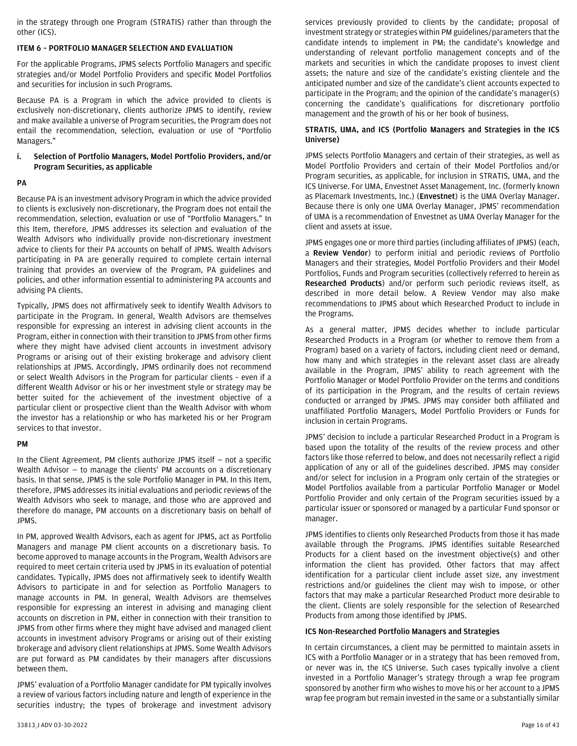in the strategy through one Program (STRATIS) rather than through the other (ICS).

## ITEM 6 – PORTFOLIO MANAGER SELECTION AND EVALUATION

For the applicable Programs, JPMS selects Portfolio Managers and specific strategies and/or Model Portfolio Providers and specific Model Portfolios and securities for inclusion in such Programs.

Because PA is a Program in which the advice provided to clients is exclusively non-discretionary, clients authorize JPMS to identify, review and make available a universe of Program securities, the Program does not entail the recommendation, selection, evaluation or use of "Portfolio Managers."

### i. Selection of Portfolio Managers, Model Portfolio Providers, and/or Program Securities, as applicable

#### PA

Because PA is an investment advisory Program in which the advice provided to clients is exclusively non-discretionary, the Program does not entail the recommendation, selection, evaluation or use of "Portfolio Managers." In this Item, therefore, JPMS addresses its selection and evaluation of the Wealth Advisors who individually provide non-discretionary investment advice to clients for their PA accounts on behalf of JPMS. Wealth Advisors participating in PA are generally required to complete certain internal training that provides an overview of the Program, PA guidelines and policies, and other information essential to administering PA accounts and advising PA clients.

Typically, JPMS does not affirmatively seek to identify Wealth Advisors to participate in the Program. In general, Wealth Advisors are themselves responsible for expressing an interest in advising client accounts in the Program, either in connection with their transition to JPMS from other firms where they might have advised client accounts in investment advisory Programs or arising out of their existing brokerage and advisory client relationships at JPMS. Accordingly, JPMS ordinarily does not recommend or select Wealth Advisors in the Program for particular clients – even if a different Wealth Advisor or his or her investment style or strategy may be better suited for the achievement of the investment objective of a particular client or prospective client than the Wealth Advisor with whom the investor has a relationship or who has marketed his or her Program services to that investor.

#### PM

In the Client Agreement, PM clients authorize JPMS itself — not a specific Wealth Advisor — to manage the clients' PM accounts on a discretionary basis. In that sense, JPMS is the sole Portfolio Manager in PM. In this Item, therefore, JPMS addresses its initial evaluations and periodic reviews of the Wealth Advisors who seek to manage, and those who are approved and therefore do manage, PM accounts on a discretionary basis on behalf of JPMS.

In PM, approved Wealth Advisors, each as agent for JPMS, act as Portfolio Managers and manage PM client accounts on a discretionary basis. To become approved to manage accounts in the Program, Wealth Advisors are required to meet certain criteria used by JPMS in its evaluation of potential candidates. Typically, JPMS does not affirmatively seek to identify Wealth Advisors to participate in and for selection as Portfolio Managers to manage accounts in PM. In general, Wealth Advisors are themselves responsible for expressing an interest in advising and managing client accounts on discretion in PM, either in connection with their transition to JPMS from other firms where they might have advised and managed client accounts in investment advisory Programs or arising out of their existing brokerage and advisory client relationships at JPMS. Some Wealth Advisors are put forward as PM candidates by their managers after discussions between them.

JPMS' evaluation of a Portfolio Manager candidate for PM typically involves a review of various factors including nature and length of experience in the securities industry; the types of brokerage and investment advisory services previously provided to clients by the candidate; proposal of investment strategy or strategies within PM guidelines/parameters that the candidate intends to implement in PM; the candidate's knowledge and understanding of relevant portfolio management concepts and of the markets and securities in which the candidate proposes to invest client assets; the nature and size of the candidate's existing clientele and the anticipated number and size of the candidate's client accounts expected to participate in the Program; and the opinion of the candidate's manager(s) concerning the candidate's qualifications for discretionary portfolio management and the growth of his or her book of business.

#### STRATIS, UMA, and ICS (Portfolio Managers and Strategies in the ICS Universe)

JPMS selects Portfolio Managers and certain of their strategies, as well as Model Portfolio Providers and certain of their Model Portfolios and/or Program securities, as applicable, for inclusion in STRATIS, UMA, and the ICS Universe. For UMA, Envestnet Asset Management, Inc. (formerly known as Placemark Investments, Inc.) (**Envestnet**) is the UMA Overlay Manager. Because there is only one UMA Overlay Manager, JPMS' recommendation of UMA is a recommendation of Envestnet as UMA Overlay Manager for the client and assets at issue.

JPMS engages one or more third parties (including affiliates of JPMS) (each, a **Review Vendor**) to perform initial and periodic reviews of Portfolio Managers and their strategies, Model Portfolio Providers and their Model Portfolios, Funds and Program securities (collectively referred to herein as **Researched Products**) and/or perform such periodic reviews itself, as described in more detail below. A Review Vendor may also make recommendations to JPMS about which Researched Product to include in the Programs.

As a general matter, JPMS decides whether to include particular Researched Products in a Program (or whether to remove them from a Program) based on a variety of factors, including client need or demand, how many and which strategies in the relevant asset class are already available in the Program, JPMS' ability to reach agreement with the Portfolio Manager or Model Portfolio Provider on the terms and conditions of its participation in the Program, and the results of certain reviews conducted or arranged by JPMS. JPMS may consider both affiliated and unaffiliated Portfolio Managers, Model Portfolio Providers or Funds for inclusion in certain Programs.

JPMS' decision to include a particular Researched Product in a Program is based upon the totality of the results of the review process and other factors like those referred to below, and does not necessarily reflect a rigid application of any or all of the guidelines described. JPMS may consider and/or select for inclusion in a Program only certain of the strategies or Model Portfolios available from a particular Portfolio Manager or Model Portfolio Provider and only certain of the Program securities issued by a particular issuer or sponsored or managed by a particular Fund sponsor or manager.

JPMS identifies to clients only Researched Products from those it has made available through the Programs. JPMS identifies suitable Researched Products for a client based on the investment objective(s) and other information the client has provided. Other factors that may affect identification for a particular client include asset size, any investment restrictions and/or guidelines the client may wish to impose, or other factors that may make a particular Researched Product more desirable to the client. Clients are solely responsible for the selection of Researched Products from among those identified by JPMS.

#### ICS Non-Researched Portfolio Managers and Strategies

In certain circumstances, a client may be permitted to maintain assets in ICS with a Portfolio Manager or in a strategy that has been removed from, or never was in, the ICS Universe. Such cases typically involve a client invested in a Portfolio Manager's strategy through a wrap fee program sponsored by another firm who wishes to move his or her account to a JPMS wrap fee program but remain invested in the same or a substantially similar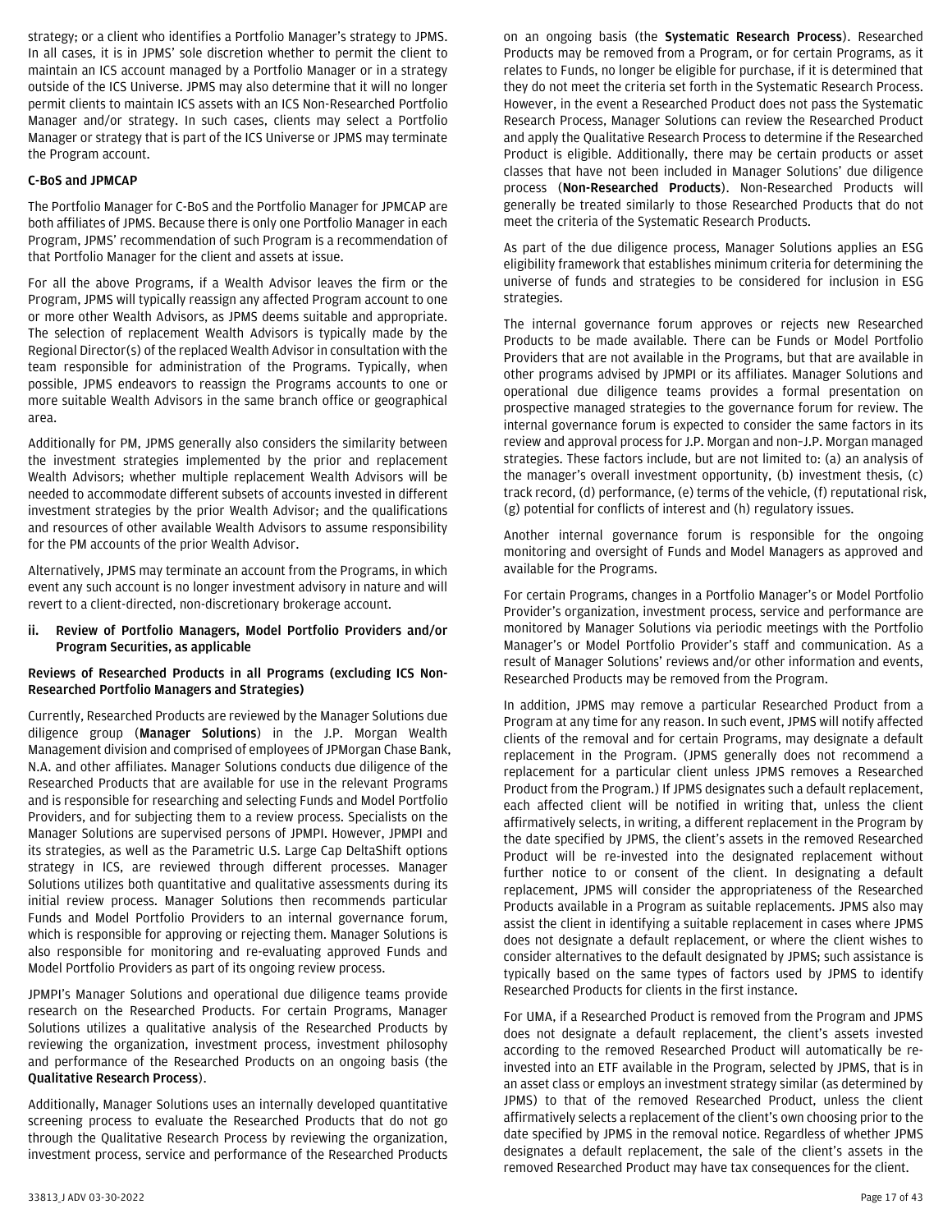strategy; or a client who identifies a Portfolio Manager's strategy to JPMS. In all cases, it is in JPMS' sole discretion whether to permit the client to maintain an ICS account managed by a Portfolio Manager or in a strategy outside of the ICS Universe. JPMS may also determine that it will no longer permit clients to maintain ICS assets with an ICS Non-Researched Portfolio Manager and/or strategy. In such cases, clients may select a Portfolio Manager or strategy that is part of the ICS Universe or JPMS may terminate the Program account.

**C-BoS and JPMCAP**

The Portfolio Manager for C-BoS and the Portfolio Manager for JPMCAP are both affiliates of JPMS. Because there is only one Portfolio Manager in each Program, JPMS' recommendation of such Program is a recommendation of that Portfolio Manager for the client and assets at issue.

For all the above Programs, if a Wealth Advisor leaves the firm or the Program, JPMS will typically reassign any affected Program account to one or more other Wealth Advisors, as JPMS deems suitable and appropriate. The selection of replacement Wealth Advisors is typically made by the Regional Director(s) of the replaced Wealth Advisor in consultation with the team responsible for administration of the Programs. Typically, when possible, JPMS endeavors to reassign the Programs accounts to one or more suitable Wealth Advisors in the same branch office or geographical area.

Additionally for PM, JPMS generally also considers the similarity between the investment strategies implemented by the prior and replacement Wealth Advisors; whether multiple replacement Wealth Advisors will be needed to accommodate different subsets of accounts invested in different investment strategies by the prior Wealth Advisor; and the qualifications and resources of other available Wealth Advisors to assume responsibility for the PM accounts of the prior Wealth Advisor.

Alternatively, JPMS may terminate an account from the Programs, in which event any such account is no longer investment advisory in nature and will revert to a client-directed, non-discretionary brokerage account.

**ii. Review of Portfolio Managers, Model Portfolio Providers and/or Program Securities, as applicable**

**Reviews of Researched Products in all Programs (excluding ICS Non-Researched Portfolio Managers and Strategies)**

Currently, Researched Products are reviewed by the Manager Solutions due diligence group (**Manager Solutions**) in the J.P. Morgan Wealth Management division and comprised of employees of JPMorgan Chase Bank, N.A. and other affiliates. Manager Solutions conducts due diligence of the Researched Products that are available for use in the relevant Programs and is responsible for researching and selecting Funds and Model Portfolio Providers, and for subjecting them to a review process. Specialists on the Manager Solutions are supervised persons of JPMPI. However, JPMPI and its strategies, as well as the Parametric U.S. Large Cap DeltaShift options strategy in ICS, are reviewed through different processes. Manager Solutions utilizes both quantitative and qualitative assessments during its initial review process. Manager Solutions then recommends particular Funds and Model Portfolio Providers to an internal governance forum, which is responsible for approving or rejecting them. Manager Solutions is also responsible for monitoring and re-evaluating approved Funds and Model Portfolio Providers as part of its ongoing review process.

JPMPI's Manager Solutions and operational due diligence teams provide research on the Researched Products. For certain Programs, Manager Solutions utilizes a qualitative analysis of the Researched Products by reviewing the organization, investment process, investment philosophy and performance of the Researched Products on an ongoing basis (the **Qualitative Research Process**).

Additionally, Manager Solutions uses an internally developed quantitative screening process to evaluate the Researched Products that do not go through the Qualitative Research Process by reviewing the organization, investment process, service and performance of the Researched Products on an ongoing basis (the **Systematic Research Process**). Researched Products may be removed from a Program, or for certain Programs, as it relates to Funds, no longer be eligible for purchase, if it is determined that they do not meet the criteria set forth in the Systematic Research Process. However, in the event a Researched Product does not pass the Systematic Research Process, Manager Solutions can review the Researched Product and apply the Qualitative Research Process to determine if the Researched Product is eligible. Additionally, there may be certain products or asset classes that have not been included in Manager Solutions' due diligence process (**Non-Researched Products**). Non-Researched Products will generally be treated similarly to those Researched Products that do not meet the criteria of the Systematic Research Products.

As part of the due diligence process, Manager Solutions applies an ESG eligibility framework that establishes minimum criteria for determining the universe of funds and strategies to be considered for inclusion in ESG strategies.

The internal governance forum approves or rejects new Researched Products to be made available. There can be Funds or Model Portfolio Providers that are not available in the Programs, but that are available in other programs advised by JPMPI or its affiliates. Manager Solutions and operational due diligence teams provides a formal presentation on prospective managed strategies to the governance forum for review. The internal governance forum is expected to consider the same factors in its review and approval process for J.P. Morgan and non-J.P. Morgan managed strategies. These factors include, but are not limited to: (a) an analysis of the manager's overall investment opportunity, (b) investment thesis, (c) track record, (d) performance, (e) terms of the vehicle, (f) reputational risk, (g) potential for conflicts of interest and (h) regulatory issues.

Another internal governance forum is responsible for the ongoing monitoring and oversight of Funds and Model Managers as approved and available for the Programs.

For certain Programs, changes in a Portfolio Manager's or Model Portfolio Provider's organization, investment process, service and performance are monitored by Manager Solutions via periodic meetings with the Portfolio Manager's or Model Portfolio Provider's staff and communication. As a result of Manager Solutions' reviews and/or other information and events, Researched Products may be removed from the Program.

In addition, JPMS may remove a particular Researched Product from a Program at any time for any reason. In such event, JPMS will notify affected clients of the removal and for certain Programs, may designate a default replacement in the Program. (JPMS generally does not recommend a replacement for a particular client unless JPMS removes a Researched Product from the Program.) If JPMS designates such a default replacement, each affected client will be notified in writing that, unless the client affirmatively selects, in writing, a different replacement in the Program by the date specified by JPMS, the client's assets in the removed Researched Product will be re-invested into the designated replacement without further notice to or consent of the client. In designating a default replacement, JPMS will consider the appropriateness of the Researched Products available in a Program as suitable replacements. JPMS also may assist the client in identifying a suitable replacement in cases where JPMS does not designate a default replacement, or where the client wishes to consider alternatives to the default designated by JPMS; such assistance is typically based on the same types of factors used by JPMS to identify Researched Products for clients in the first instance.

For UMA, if a Researched Product is removed from the Program and JPMS does not designate a default replacement, the client's assets invested according to the removed Researched Product will automatically be re-invested into an ETF available in the Program, selected by JPMS, that is in an asset class or employs an investment strategy similar (as determined by JPMS) to that of the removed Researched Product, unless the client affirmatively selects a replacement of the client's own choosing prior to the date specified by JPMS in the removal notice. Regardless of whether JPMS designates a default replacement, the sale of the client's assets in the removed Researched Product may have tax consequences for the client.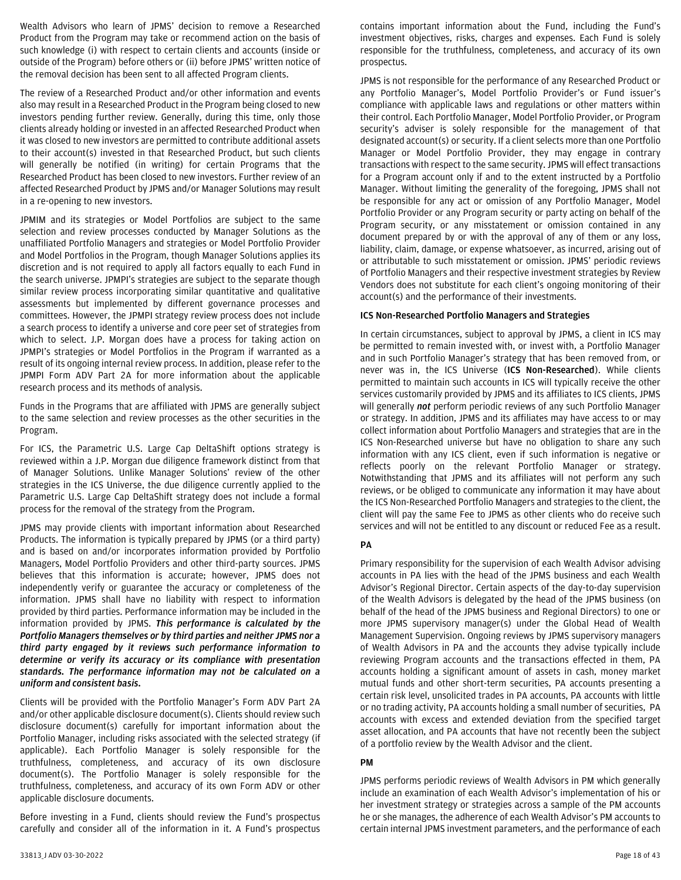Wealth Advisors who learn of JPMS' decision to remove a Researched Product from the Program may take or recommend action on the basis of such knowledge (i) with respect to certain clients and accounts (inside or outside of the Program) before others or (ii) before JPMS' written notice of the removal decision has been sent to all affected Program clients.

The review of a Researched Product and/or other information and events also may result in a Researched Product in the Program being closed to new investors pending further review. Generally, during this time, only those clients already holding or invested in an affected Researched Product when it was closed to new investors are permitted to contribute additional assets to their account(s) invested in that Researched Product, but such clients will generally be notified (in writing) for certain Programs that the Researched Product has been closed to new investors. Further review of an affected Researched Product by JPMS and/or Manager Solutions may result in a re-opening to new investors.

JPMIM and its strategies or Model Portfolios are subject to the same selection and review processes conducted by Manager Solutions as the unaffiliated Portfolio Managers and strategies or Model Portfolio Provider and Model Portfolios in the Program, though Manager Solutions applies its discretion and is not required to apply all factors equally to each Fund in the search universe. JPMPI's strategies are subject to the separate though similar review process incorporating similar quantitative and qualitative assessments but implemented by different governance processes and committees. However, the JPMPI strategy review process does not include a search process to identify a universe and core peer set of strategies from which to select. J.P. Morgan does have a process for taking action on JPMPI's strategies or Model Portfolios in the Program if warranted as a result of its ongoing internal review process. In addition, please refer to the JPMPI Form ADV Part 2A for more information about the applicable research process and its methods of analysis.

Funds in the Programs that are affiliated with JPMS are generally subject to the same selection and review processes as the other securities in the Program.

For ICS, the Parametric U.S. Large Cap DeltaShift options strategy is reviewed within a J.P. Morgan due diligence framework distinct from that of Manager Solutions. Unlike Manager Solutions' review of the other strategies in the ICS Universe, the due diligence currently applied to the Parametric U.S. Large Cap DeltaShift strategy does not include a formal process for the removal of the strategy from the Program.

JPMS may provide clients with important information about Researched Products. The information is typically prepared by JPMS (or a third party) and is based on and/or incorporates information provided by Portfolio Managers, Model Portfolio Providers and other third-party sources. JPMS believes that this information is accurate; however, JPMS does not independently verify or guarantee the accuracy or completeness of the information. JPMS shall have no liability with respect to information provided by third parties. Performance information may be included in the information provided by JPMS. ***This performance is calculated by the Portfolio Managers themselves or by third parties and neither JPMS nor a third party engaged by it reviews such performance information to determine or verify its accuracy or its compliance with presentation standards. The performance information may not be calculated on a uniform and consistent basis.***

Clients will be provided with the Portfolio Manager's Form ADV Part 2A and/or other applicable disclosure document(s). Clients should review such disclosure document(s) carefully for important information about the Portfolio Manager, including risks associated with the selected strategy (if applicable). Each Portfolio Manager is solely responsible for the truthfulness, completeness, and accuracy of its own disclosure document(s). The Portfolio Manager is solely responsible for the truthfulness, completeness, and accuracy of its own Form ADV or other applicable disclosure documents.

Before investing in a Fund, clients should review the Fund's prospectus carefully and consider all of the information in it. A Fund's prospectus contains important information about the Fund, including the Fund's investment objectives, risks, charges and expenses. Each Fund is solely responsible for the truthfulness, completeness, and accuracy of its own prospectus.

JPMS is not responsible for the performance of any Researched Product or any Portfolio Manager's, Model Portfolio Provider's or Fund issuer's compliance with applicable laws and regulations or other matters within their control. Each Portfolio Manager, Model Portfolio Provider, or Program security's adviser is solely responsible for the management of that designated account(s) or security. If a client selects more than one Portfolio Manager or Model Portfolio Provider, they may engage in contrary transactions with respect to the same security. JPMS will effect transactions for a Program account only if and to the extent instructed by a Portfolio Manager. Without limiting the generality of the foregoing, JPMS shall not be responsible for any act or omission of any Portfolio Manager, Model Portfolio Provider or any Program security or party acting on behalf of the Program security, or any misstatement or omission contained in any document prepared by or with the approval of any of them or any loss, liability, claim, damage, or expense whatsoever, as incurred, arising out of or attributable to such misstatement or omission. JPMS' periodic reviews of Portfolio Managers and their respective investment strategies by Review Vendors does not substitute for each client's ongoing monitoring of their account(s) and the performance of their investments.

**ICS Non-Researched Portfolio Managers and Strategies**

In certain circumstances, subject to approval by JPMS, a client in ICS may be permitted to remain invested with, or invest with, a Portfolio Manager and in such Portfolio Manager's strategy that has been removed from, or never was in, the ICS Universe (**ICS Non-Researched**). While clients permitted to maintain such accounts in ICS will typically receive the other services customarily provided by JPMS and its affiliates to ICS clients, JPMS will generally ***not*** perform periodic reviews of any such Portfolio Manager or strategy. In addition, JPMS and its affiliates may have access to or may collect information about Portfolio Managers and strategies that are in the ICS Non-Researched universe but have no obligation to share any such information with any ICS client, even if such information is negative or reflects poorly on the relevant Portfolio Manager or strategy. Notwithstanding that JPMS and its affiliates will not perform any such reviews, or be obliged to communicate any information it may have about the ICS Non-Researched Portfolio Managers and strategies to the client, the client will pay the same Fee to JPMS as other clients who do receive such services and will not be entitled to any discount or reduced Fee as a result.

**PA**

Primary responsibility for the supervision of each Wealth Advisor advising accounts in PA lies with the head of the JPMS business and each Wealth Advisor's Regional Director. Certain aspects of the day-to-day supervision of the Wealth Advisors is delegated by the head of the JPMS business (on behalf of the head of the JPMS business and Regional Directors) to one or more JPMS supervisory manager(s) under the Global Head of Wealth Management Supervision. Ongoing reviews by JPMS supervisory managers of Wealth Advisors in PA and the accounts they advise typically include reviewing Program accounts and the transactions effected in them, PA accounts holding a significant amount of assets in cash, money market mutual funds and other short-term securities, PA accounts presenting a certain risk level, unsolicited trades in PA accounts, PA accounts with little or no trading activity, PA accounts holding a small number of securities, PA accounts with excess and extended deviation from the specified target asset allocation, and PA accounts that have not recently been the subject of a portfolio review by the Wealth Advisor and the client.

**PM**

JPMS performs periodic reviews of Wealth Advisors in PM which generally include an examination of each Wealth Advisor's implementation of his or her investment strategy or strategies across a sample of the PM accounts he or she manages, the adherence of each Wealth Advisor's PM accounts to certain internal JPMS investment parameters, and the performance of each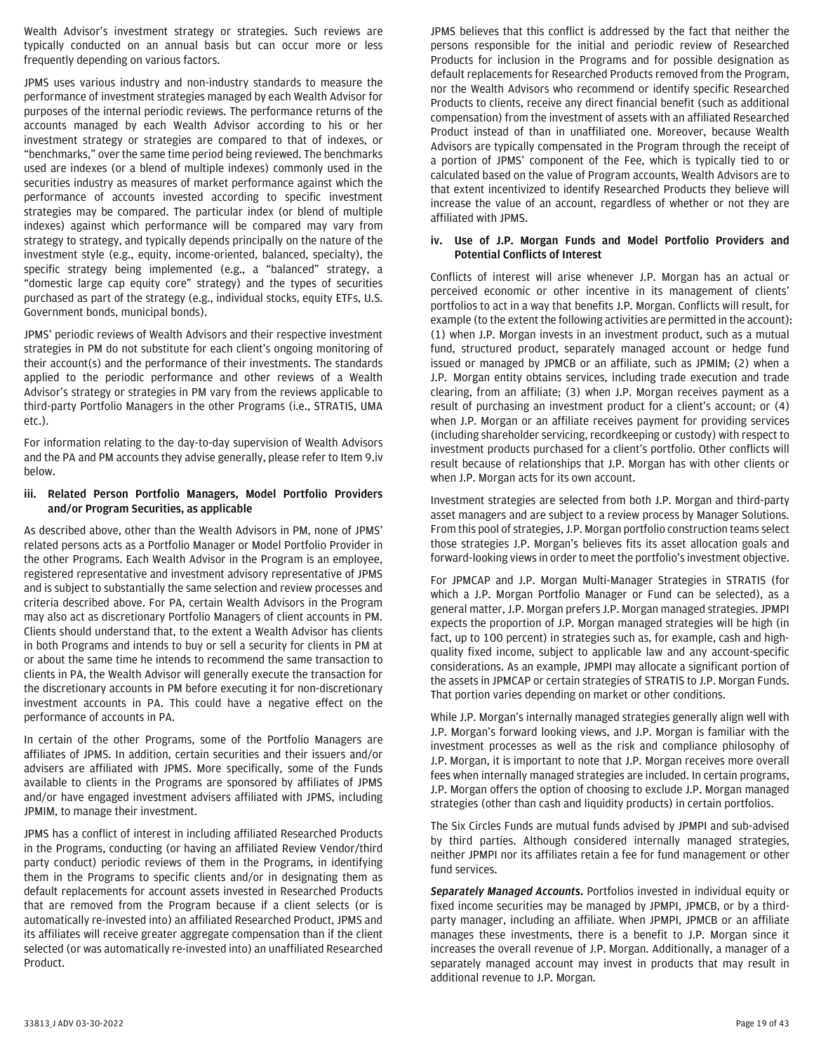Wealth Advisor's investment strategy or strategies. Such reviews are typically conducted on an annual basis but can occur more or less frequently depending on various factors.

JPMS uses various industry and non-industry standards to measure the performance of investment strategies managed by each Wealth Advisor for purposes of the internal periodic reviews. The performance returns of the accounts managed by each Wealth Advisor according to his or her investment strategy or strategies are compared to that of indexes, or "benchmarks," over the same time period being reviewed. The benchmarks used are indexes (or a blend of multiple indexes) commonly used in the securities industry as measures of market performance against which the performance of accounts invested according to specific investment strategies may be compared. The particular index (or blend of multiple indexes) against which performance will be compared may vary from strategy to strategy, and typically depends principally on the nature of the investment style (e.g., equity, income-oriented, balanced, specialty), the specific strategy being implemented (e.g., a "balanced" strategy, a "domestic large cap equity core" strategy) and the types of securities purchased as part of the strategy (e.g., individual stocks, equity ETFs, U.S. Government bonds, municipal bonds).

JPMS' periodic reviews of Wealth Advisors and their respective investment strategies in PM do not substitute for each client's ongoing monitoring of their account(s) and the performance of their investments. The standards applied to the periodic performance and other reviews of a Wealth Advisor's strategy or strategies in PM vary from the reviews applicable to third-party Portfolio Managers in the other Programs (i.e., STRATIS, UMA etc.).

For information relating to the day-to-day supervision of Wealth Advisors and the PA and PM accounts they advise generally, please refer to Item 9.iv below.

### iii. Related Person Portfolio Managers, Model Portfolio Providers and/or Program Securities, as applicable

As described above, other than the Wealth Advisors in PM, none of JPMS' related persons acts as a Portfolio Manager or Model Portfolio Provider in the other Programs. Each Wealth Advisor in the Program is an employee, registered representative and investment advisory representative of JPMS and is subject to substantially the same selection and review processes and criteria described above. For PA, certain Wealth Advisors in the Program may also act as discretionary Portfolio Managers of client accounts in PM. Clients should understand that, to the extent a Wealth Advisor has clients in both Programs and intends to buy or sell a security for clients in PM at or about the same time he intends to recommend the same transaction to clients in PA, the Wealth Advisor will generally execute the transaction for the discretionary accounts in PM before executing it for non-discretionary investment accounts in PA. This could have a negative effect on the performance of accounts in PA.

In certain of the other Programs, some of the Portfolio Managers are affiliates of JPMS. In addition, certain securities and their issuers and/or advisers are affiliated with JPMS. More specifically, some of the Funds available to clients in the Programs are sponsored by affiliates of JPMS and/or have engaged investment advisers affiliated with JPMS, including JPMIM, to manage their investment.

JPMS has a conflict of interest in including affiliated Researched Products in the Programs, conducting (or having an affiliated Review Vendor/third party conduct) periodic reviews of them in the Programs, in identifying them in the Programs to specific clients and/or in designating them as default replacements for account assets invested in Researched Products that are removed from the Program because if a client selects (or is automatically re-invested into) an affiliated Researched Product, JPMS and its affiliates will receive greater aggregate compensation than if the client selected (or was automatically re-invested into) an unaffiliated Researched Product.

JPMS believes that this conflict is addressed by the fact that neither the persons responsible for the initial and periodic review of Researched Products for inclusion in the Programs and for possible designation as default replacements for Researched Products removed from the Program, nor the Wealth Advisors who recommend or identify specific Researched Products to clients, receive any direct financial benefit (such as additional compensation) from the investment of assets with an affiliated Researched Product instead of than in unaffiliated one. Moreover, because Wealth Advisors are typically compensated in the Program through the receipt of a portion of JPMS' component of the Fee, which is typically tied to or calculated based on the value of Program accounts, Wealth Advisors are to that extent incentivized to identify Researched Products they believe will increase the value of an account, regardless of whether or not they are affiliated with JPMS.

### iv. Use of J.P. Morgan Funds and Model Portfolio Providers and Potential Conflicts of Interest

Conflicts of interest will arise whenever J.P. Morgan has an actual or perceived economic or other incentive in its management of clients' portfolios to act in a way that benefits J.P. Morgan. Conflicts will result, for example (to the extent the following activities are permitted in the account): (1) when J.P. Morgan invests in an investment product, such as a mutual fund, structured product, separately managed account or hedge fund issued or managed by JPMCB or an affiliate, such as JPMIM; (2) when a J.P. Morgan entity obtains services, including trade execution and trade clearing, from an affiliate; (3) when J.P. Morgan receives payment as a result of purchasing an investment product for a client's account; or (4) when J.P. Morgan or an affiliate receives payment for providing services (including shareholder servicing, recordkeeping or custody) with respect to investment products purchased for a client's portfolio. Other conflicts will result because of relationships that J.P. Morgan has with other clients or when J.P. Morgan acts for its own account.

Investment strategies are selected from both J.P. Morgan and third-party asset managers and are subject to a review process by Manager Solutions. From this pool of strategies, J.P. Morgan portfolio construction teams select those strategies J.P. Morgan's believes fits its asset allocation goals and forward-looking views in order to meet the portfolio's investment objective.

For JPMCAP and J.P. Morgan Multi-Manager Strategies in STRATIS (for which a J.P. Morgan Portfolio Manager or Fund can be selected), as a general matter, J.P. Morgan prefers J.P. Morgan managed strategies. JPMPI expects the proportion of J.P. Morgan managed strategies will be high (in fact, up to 100 percent) in strategies such as, for example, cash and high-quality fixed income, subject to applicable law and any account-specific considerations. As an example, JPMPI may allocate a significant portion of the assets in JPMCAP or certain strategies of STRATIS to J.P. Morgan Funds. That portion varies depending on market or other conditions.

While J.P. Morgan's internally managed strategies generally align well with J.P. Morgan's forward looking views, and J.P. Morgan is familiar with the investment processes as well as the risk and compliance philosophy of J.P. Morgan, it is important to note that J.P. Morgan receives more overall fees when internally managed strategies are included. In certain programs, J.P. Morgan offers the option of choosing to exclude J.P. Morgan managed strategies (other than cash and liquidity products) in certain portfolios.

The Six Circles Funds are mutual funds advised by JPMPI and sub-advised by third parties. Although considered internally managed strategies, neither JPMPI nor its affiliates retain a fee for fund management or other fund services.

***Separately Managed Accounts.*** Portfolios invested in individual equity or fixed income securities may be managed by JPMPI, JPMCB, or by a third-party manager, including an affiliate. When JPMPI, JPMCB or an affiliate manages these investments, there is a benefit to J.P. Morgan since it increases the overall revenue of J.P. Morgan. Additionally, a manager of a separately managed account may invest in products that may result in additional revenue to J.P. Morgan.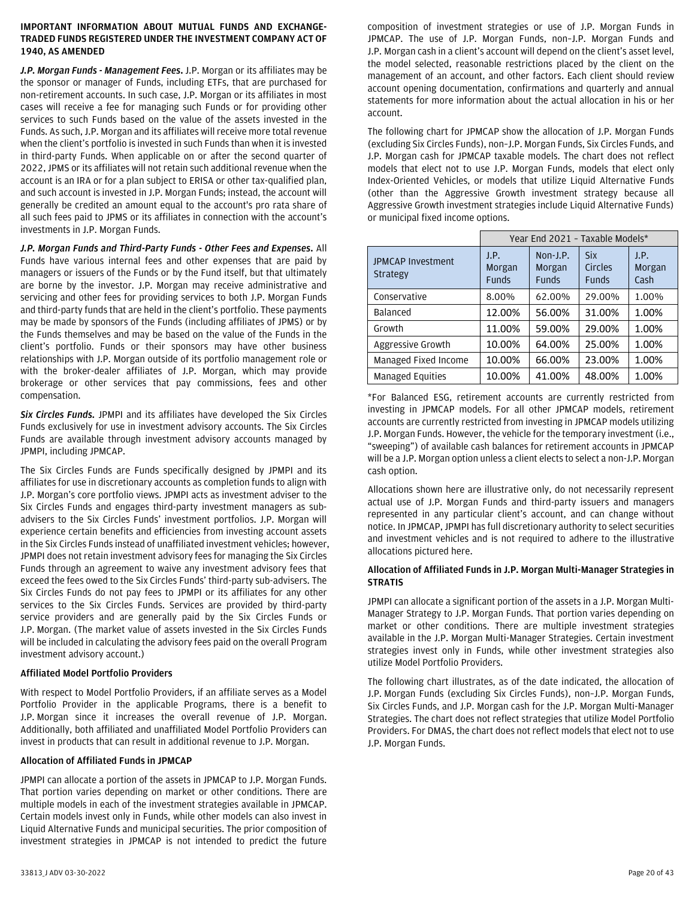**IMPORTANT INFORMATION ABOUT MUTUAL FUNDS AND EXCHANGE-TRADED FUNDS REGISTERED UNDER THE INVESTMENT COMPANY ACT OF 1940, AS AMENDED**

***J.P. Morgan Funds - Management Fees.*** J.P. Morgan or its affiliates may be the sponsor or manager of Funds, including ETFs, that are purchased for non-retirement accounts. In such case, J.P. Morgan or its affiliates in most cases will receive a fee for managing such Funds or for providing other services to such Funds based on the value of the assets invested in the Funds. As such, J.P. Morgan and its affiliates will receive more total revenue when the client's portfolio is invested in such Funds than when it is invested in third-party Funds. When applicable on or after the second quarter of 2022, JPMS or its affiliates will not retain such additional revenue when the account is an IRA or for a plan subject to ERISA or other tax-qualified plan, and such account is invested in J.P. Morgan Funds; instead, the account will generally be credited an amount equal to the account's pro rata share of all such fees paid to JPMS or its affiliates in connection with the account's investments in J.P. Morgan Funds.

***J.P. Morgan Funds and Third-Party Funds - Other Fees and Expenses.*** All Funds have various internal fees and other expenses that are paid by managers or issuers of the Funds or by the Fund itself, but that ultimately are borne by the investor. J.P. Morgan may receive administrative and servicing and other fees for providing services to both J.P. Morgan Funds and third-party funds that are held in the client's portfolio. These payments may be made by sponsors of the Funds (including affiliates of JPMS) or by the Funds themselves and may be based on the value of the Funds in the client's portfolio. Funds or their sponsors may have other business relationships with J.P. Morgan outside of its portfolio management role or with the broker-dealer affiliates of J.P. Morgan, which may provide brokerage or other services that pay commissions, fees and other compensation.

***Six Circles Funds.*** JPMPI and its affiliates have developed the Six Circles Funds exclusively for use in investment advisory accounts. The Six Circles Funds are available through investment advisory accounts managed by JPMPI, including JPMCAP.

The Six Circles Funds are Funds specifically designed by JPMPI and its affiliates for use in discretionary accounts as completion funds to align with J.P. Morgan's core portfolio views. JPMPI acts as investment adviser to the Six Circles Funds and engages third-party investment managers as sub-advisers to the Six Circles Funds' investment portfolios. J.P. Morgan will experience certain benefits and efficiencies from investing account assets in the Six Circles Funds instead of unaffiliated investment vehicles; however, JPMPI does not retain investment advisory fees for managing the Six Circles Funds through an agreement to waive any investment advisory fees that exceed the fees owed to the Six Circles Funds' third-party sub-advisers. The Six Circles Funds do not pay fees to JPMPI or its affiliates for any other services to the Six Circles Funds. Services are provided by third-party service providers and are generally paid by the Six Circles Funds or J.P. Morgan. (The market value of assets invested in the Six Circles Funds will be included in calculating the advisory fees paid on the overall Program investment advisory account.)

**Affiliated Model Portfolio Providers**

With respect to Model Portfolio Providers, if an affiliate serves as a Model Portfolio Provider in the applicable Programs, there is a benefit to J.P. Morgan since it increases the overall revenue of J.P. Morgan. Additionally, both affiliated and unaffiliated Model Portfolio Providers can invest in products that can result in additional revenue to J.P. Morgan.

**Allocation of Affiliated Funds in JPMCAP**

JPMPI can allocate a portion of the assets in JPMCAP to J.P. Morgan Funds. That portion varies depending on market or other conditions. There are multiple models in each of the investment strategies available in JPMCAP. Certain models invest only in Funds, while other models can also invest in Liquid Alternative Funds and municipal securities. The prior composition of investment strategies in JPMCAP is not intended to predict the future composition of investment strategies or use of J.P. Morgan Funds in JPMCAP. The use of J.P. Morgan Funds, non-J.P. Morgan Funds and J.P. Morgan cash in a client's account will depend on the client's asset level, the model selected, reasonable restrictions placed by the client on the management of an account, and other factors. Each client should review account opening documentation, confirmations and quarterly and annual statements for more information about the actual allocation in his or her account.

The following chart for JPMCAP show the allocation of J.P. Morgan Funds (excluding Six Circles Funds), non-J.P. Morgan Funds, Six Circles Funds, and J.P. Morgan cash for JPMCAP taxable models. The chart does not reflect models that elect not to use J.P. Morgan Funds, models that elect only Index-Oriented Vehicles, or models that utilize Liquid Alternative Funds (other than the Aggressive Growth investment strategy because all Aggressive Growth investment strategies include Liquid Alternative Funds) or municipal fixed income options.

| | Year End 2021 – Taxable Models* | | | |
|---|---|---|---|---|
| JPMCAP Investment Strategy | J.P. Morgan Funds | Non-J.P. Morgan Funds | Six Circles Funds | J.P. Morgan Cash |
| Conservative | 8.00% | 62.00% | 29.00% | 1.00% |
| Balanced | 12.00% | 56.00% | 31.00% | 1.00% |
| Growth | 11.00% | 59.00% | 29.00% | 1.00% |
| Aggressive Growth | 10.00% | 64.00% | 25.00% | 1.00% |
| Managed Fixed Income | 10.00% | 66.00% | 23.00% | 1.00% |
| Managed Equities | 10.00% | 41.00% | 48.00% | 1.00% |

*For Balanced ESG, retirement accounts are currently restricted from investing in JPMCAP models. For all other JPMCAP models, retirement accounts are currently restricted from investing in JPMCAP models utilizing J.P. Morgan Funds. However, the vehicle for the temporary investment (i.e., "sweeping") of available cash balances for retirement accounts in JPMCAP will be a J.P. Morgan option unless a client elects to select a non-J.P. Morgan cash option.

Allocations shown here are illustrative only, do not necessarily represent actual use of J.P. Morgan Funds and third-party issuers and managers represented in any particular client's account, and can change without notice. In JPMCAP, JPMPI has full discretionary authority to select securities and investment vehicles and is not required to adhere to the illustrative allocations pictured here.

**Allocation of Affiliated Funds in J.P. Morgan Multi-Manager Strategies in STRATIS**

JPMPI can allocate a significant portion of the assets in a J.P. Morgan Multi-Manager Strategy to J.P. Morgan Funds. That portion varies depending on market or other conditions. There are multiple investment strategies available in the J.P. Morgan Multi-Manager Strategies. Certain investment strategies invest only in Funds, while other investment strategies also utilize Model Portfolio Providers.

The following chart illustrates, as of the date indicated, the allocation of J.P. Morgan Funds (excluding Six Circles Funds), non-J.P. Morgan Funds, Six Circles Funds, and J.P. Morgan cash for the J.P. Morgan Multi-Manager Strategies. The chart does not reflect strategies that utilize Model Portfolio Providers. For DMAS, the chart does not reflect models that elect not to use J.P. Morgan Funds.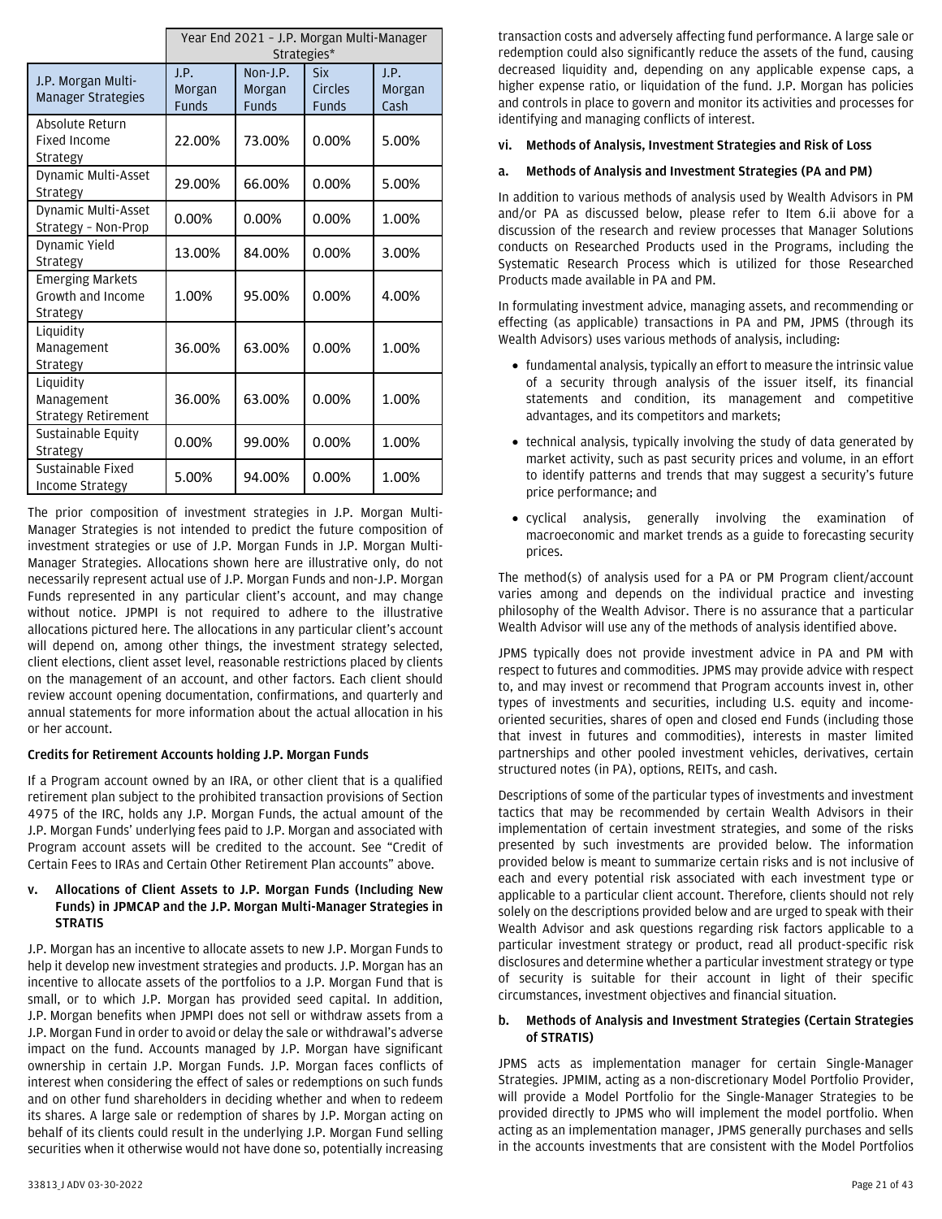| J.P. Morgan Multi-Manager Strategies | Year End 2021 – J.P. Morgan Multi-Manager Strategies* | | | |
|---|---|---|---|---|
| | J.P. Morgan Funds | Non-J.P. Morgan Funds | Six Circles Funds | J.P. Morgan Cash |
| Absolute Return Fixed Income Strategy | 22.00% | 73.00% | 0.00% | 5.00% |
| Dynamic Multi-Asset Strategy | 29.00% | 66.00% | 0.00% | 5.00% |
| Dynamic Multi-Asset Strategy – Non-Prop | 0.00% | 0.00% | 0.00% | 1.00% |
| Dynamic Yield Strategy | 13.00% | 84.00% | 0.00% | 3.00% |
| Emerging Markets Growth and Income Strategy | 1.00% | 95.00% | 0.00% | 4.00% |
| Liquidity Management Strategy | 36.00% | 63.00% | 0.00% | 1.00% |
| Liquidity Management Strategy Retirement | 36.00% | 63.00% | 0.00% | 1.00% |
| Sustainable Equity Strategy | 0.00% | 99.00% | 0.00% | 1.00% |
| Sustainable Fixed Income Strategy | 5.00% | 94.00% | 0.00% | 1.00% |

The prior composition of investment strategies in J.P. Morgan Multi-Manager Strategies is not intended to predict the future composition of investment strategies or use of J.P. Morgan Funds in J.P. Morgan Multi-Manager Strategies. Allocations shown here are illustrative only, do not necessarily represent actual use of J.P. Morgan Funds and non-J.P. Morgan Funds represented in any particular client's account, and may change without notice. JPMPI is not required to adhere to the illustrative allocations pictured here. The allocations in any particular client's account will depend on, among other things, the investment strategy selected, client elections, client asset level, reasonable restrictions placed by clients on the management of an account, and other factors. Each client should review account opening documentation, confirmations, and quarterly and annual statements for more information about the actual allocation in his or her account.

**Credits for Retirement Accounts holding J.P. Morgan Funds**

If a Program account owned by an IRA, or other client that is a qualified retirement plan subject to the prohibited transaction provisions of Section 4975 of the IRC, holds any J.P. Morgan Funds, the actual amount of the J.P. Morgan Funds' underlying fees paid to J.P. Morgan and associated with Program account assets will be credited to the account. See "Credit of Certain Fees to IRAs and Certain Other Retirement Plan accounts" above.

**v. Allocations of Client Assets to J.P. Morgan Funds (Including New Funds) in JPMCAP and the J.P. Morgan Multi-Manager Strategies in STRATIS**

J.P. Morgan has an incentive to allocate assets to new J.P. Morgan Funds to help it develop new investment strategies and products. J.P. Morgan has an incentive to allocate assets of the portfolios to a J.P. Morgan Fund that is small, or to which J.P. Morgan has provided seed capital. In addition, J.P. Morgan benefits when JPMPI does not sell or withdraw assets from a J.P. Morgan Fund in order to avoid or delay the sale or withdrawal's adverse impact on the fund. Accounts managed by J.P. Morgan have significant ownership in certain J.P. Morgan Funds. J.P. Morgan faces conflicts of interest when considering the effect of sales or redemptions on such funds and on other fund shareholders in deciding whether and when to redeem its shares. A large sale or redemption of shares by J.P. Morgan acting on behalf of its clients could result in the underlying J.P. Morgan Fund selling securities when it otherwise would not have done so, potentially increasing transaction costs and adversely affecting fund performance. A large sale or redemption could also significantly reduce the assets of the fund, causing decreased liquidity and, depending on any applicable expense caps, a higher expense ratio, or liquidation of the fund. J.P. Morgan has policies and controls in place to govern and monitor its activities and processes for identifying and managing conflicts of interest.

**vi. Methods of Analysis, Investment Strategies and Risk of Loss**

**a. Methods of Analysis and Investment Strategies (PA and PM)**

In addition to various methods of analysis used by Wealth Advisors in PM and/or PA as discussed below, please refer to Item 6.ii above for a discussion of the research and review processes that Manager Solutions conducts on Researched Products used in the Programs, including the Systematic Research Process which is utilized for those Researched Products made available in PA and PM.

In formulating investment advice, managing assets, and recommending or effecting (as applicable) transactions in PA and PM, JPMS (through its Wealth Advisors) uses various methods of analysis, including:

- fundamental analysis, typically an effort to measure the intrinsic value of a security through analysis of the issuer itself, its financial statements and condition, its management and competitive advantages, and its competitors and markets;
- technical analysis, typically involving the study of data generated by market activity, such as past security prices and volume, in an effort to identify patterns and trends that may suggest a security's future price performance; and
- cyclical analysis, generally involving the examination of macroeconomic and market trends as a guide to forecasting security prices.

The method(s) of analysis used for a PA or PM Program client/account varies among and depends on the individual practice and investing philosophy of the Wealth Advisor. There is no assurance that a particular Wealth Advisor will use any of the methods of analysis identified above.

JPMS typically does not provide investment advice in PA and PM with respect to futures and commodities. JPMS may provide advice with respect to, and may invest or recommend that Program accounts invest in, other types of investments and securities, including U.S. equity and income-oriented securities, shares of open and closed end Funds (including those that invest in futures and commodities), interests in master limited partnerships and other pooled investment vehicles, derivatives, certain structured notes (in PA), options, REITs, and cash.

Descriptions of some of the particular types of investments and investment tactics that may be recommended by certain Wealth Advisors in their implementation of certain investment strategies, and some of the risks presented by such investments are provided below. The information provided below is meant to summarize certain risks and is not inclusive of each and every potential risk associated with each investment type or applicable to a particular client account. Therefore, clients should not rely solely on the descriptions provided below and are urged to speak with their Wealth Advisor and ask questions regarding risk factors applicable to a particular investment strategy or product, read all product-specific risk disclosures and determine whether a particular investment strategy or type of security is suitable for their account in light of their specific circumstances, investment objectives and financial situation.

**b. Methods of Analysis and Investment Strategies (Certain Strategies of STRATIS)**

JPMS acts as implementation manager for certain Single-Manager Strategies. JPMIM, acting as a non-discretionary Model Portfolio Provider, will provide a Model Portfolio for the Single-Manager Strategies to be provided directly to JPMS who will implement the model portfolio. When acting as an implementation manager, JPMS generally purchases and sells in the accounts investments that are consistent with the Model Portfolios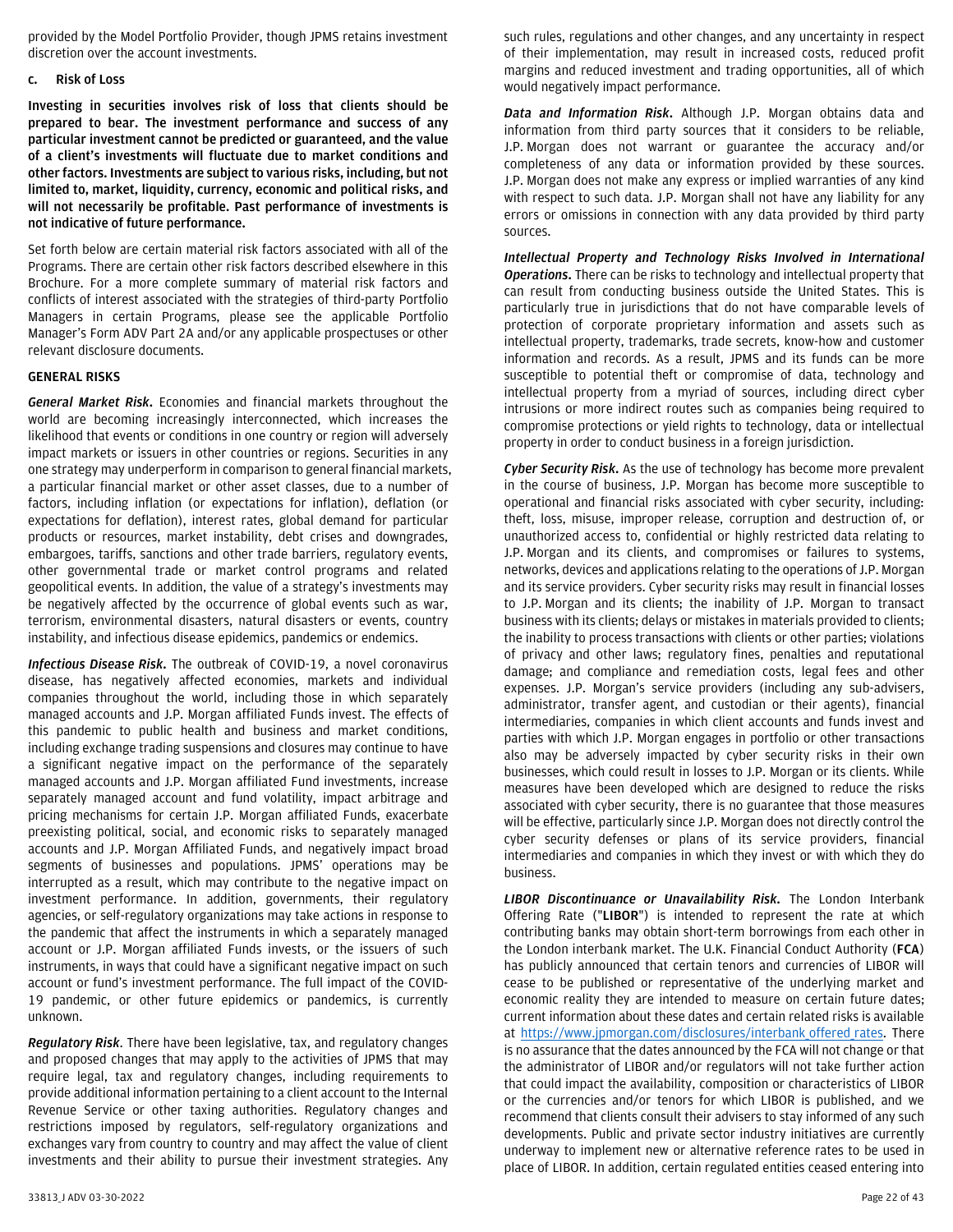provided by the Model Portfolio Provider, though JPMS retains investment discretion over the account investments.

### c. Risk of Loss

**Investing in securities involves risk of loss that clients should be prepared to bear. The investment performance and success of any particular investment cannot be predicted or guaranteed, and the value of a client's investments will fluctuate due to market conditions and other factors. Investments are subject to various risks, including, but not limited to, market, liquidity, currency, economic and political risks, and will not necessarily be profitable. Past performance of investments is not indicative of future performance.**

Set forth below are certain material risk factors associated with all of the Programs. There are certain other risk factors described elsewhere in this Brochure. For a more complete summary of material risk factors and conflicts of interest associated with the strategies of third-party Portfolio Managers in certain Programs, please see the applicable Portfolio Manager's Form ADV Part 2A and/or any applicable prospectuses or other relevant disclosure documents.

#### GENERAL RISKS

***General Market Risk.*** Economies and financial markets throughout the world are becoming increasingly interconnected, which increases the likelihood that events or conditions in one country or region will adversely impact markets or issuers in other countries or regions. Securities in any one strategy may underperform in comparison to general financial markets, a particular financial market or other asset classes, due to a number of factors, including inflation (or expectations for inflation), deflation (or expectations for deflation), interest rates, global demand for particular products or resources, market instability, debt crises and downgrades, embargoes, tariffs, sanctions and other trade barriers, regulatory events, other governmental trade or market control programs and related geopolitical events. In addition, the value of a strategy's investments may be negatively affected by the occurrence of global events such as war, terrorism, environmental disasters, natural disasters or events, country instability, and infectious disease epidemics, pandemics or endemics.

***Infectious Disease Risk.*** The outbreak of COVID-19, a novel coronavirus disease, has negatively affected economies, markets and individual companies throughout the world, including those in which separately managed accounts and J.P. Morgan affiliated Funds invest. The effects of this pandemic to public health and business and market conditions, including exchange trading suspensions and closures may continue to have a significant negative impact on the performance of the separately managed accounts and J.P. Morgan affiliated Fund investments, increase separately managed account and fund volatility, impact arbitrage and pricing mechanisms for certain J.P. Morgan affiliated Funds, exacerbate preexisting political, social, and economic risks to separately managed accounts and J.P. Morgan Affiliated Funds, and negatively impact broad segments of businesses and populations. JPMS' operations may be interrupted as a result, which may contribute to the negative impact on investment performance. In addition, governments, their regulatory agencies, or self-regulatory organizations may take actions in response to the pandemic that affect the instruments in which a separately managed account or J.P. Morgan affiliated Funds invests, or the issuers of such instruments, in ways that could have a significant negative impact on such account or fund's investment performance. The full impact of the COVID-19 pandemic, or other future epidemics or pandemics, is currently unknown.

***Regulatory Risk***. There have been legislative, tax, and regulatory changes and proposed changes that may apply to the activities of JPMS that may require legal, tax and regulatory changes, including requirements to provide additional information pertaining to a client account to the Internal Revenue Service or other taxing authorities. Regulatory changes and restrictions imposed by regulators, self-regulatory organizations and exchanges vary from country to country and may affect the value of client investments and their ability to pursue their investment strategies. Any such rules, regulations and other changes, and any uncertainty in respect of their implementation, may result in increased costs, reduced profit margins and reduced investment and trading opportunities, all of which would negatively impact performance.

***Data and Information Risk.*** Although J.P. Morgan obtains data and information from third party sources that it considers to be reliable, J.P. Morgan does not warrant or guarantee the accuracy and/or completeness of any data or information provided by these sources. J.P. Morgan does not make any express or implied warranties of any kind with respect to such data. J.P. Morgan shall not have any liability for any errors or omissions in connection with any data provided by third party sources.

***Intellectual Property and Technology Risks Involved in International Operations.*** There can be risks to technology and intellectual property that can result from conducting business outside the United States. This is particularly true in jurisdictions that do not have comparable levels of protection of corporate proprietary information and assets such as intellectual property, trademarks, trade secrets, know-how and customer information and records. As a result, JPMS and its funds can be more susceptible to potential theft or compromise of data, technology and intellectual property from a myriad of sources, including direct cyber intrusions or more indirect routes such as companies being required to compromise protections or yield rights to technology, data or intellectual property in order to conduct business in a foreign jurisdiction.

***Cyber Security Risk.*** As the use of technology has become more prevalent in the course of business, J.P. Morgan has become more susceptible to operational and financial risks associated with cyber security, including: theft, loss, misuse, improper release, corruption and destruction of, or unauthorized access to, confidential or highly restricted data relating to J.P. Morgan and its clients, and compromises or failures to systems, networks, devices and applications relating to the operations of J.P. Morgan and its service providers. Cyber security risks may result in financial losses to J.P. Morgan and its clients; the inability of J.P. Morgan to transact business with its clients; delays or mistakes in materials provided to clients; the inability to process transactions with clients or other parties; violations of privacy and other laws; regulatory fines, penalties and reputational damage; and compliance and remediation costs, legal fees and other expenses. J.P. Morgan's service providers (including any sub-advisers, administrator, transfer agent, and custodian or their agents), financial intermediaries, companies in which client accounts and funds invest and parties with which J.P. Morgan engages in portfolio or other transactions also may be adversely impacted by cyber security risks in their own businesses, which could result in losses to J.P. Morgan or its clients. While measures have been developed which are designed to reduce the risks associated with cyber security, there is no guarantee that those measures will be effective, particularly since J.P. Morgan does not directly control the cyber security defenses or plans of its service providers, financial intermediaries and companies in which they invest or with which they do business.

***LIBOR Discontinuance or Unavailability Risk.*** The London Interbank Offering Rate ("**LIBOR**") is intended to represent the rate at which contributing banks may obtain short-term borrowings from each other in the London interbank market. The U.K. Financial Conduct Authority (**FCA**) has publicly announced that certain tenors and currencies of LIBOR will cease to be published or representative of the underlying market and economic reality they are intended to measure on certain future dates; current information about these dates and certain related risks is available at https://www.jpmorgan.com/disclosures/interbank_offered_rates. There is no assurance that the dates announced by the FCA will not change or that the administrator of LIBOR and/or regulators will not take further action that could impact the availability, composition or characteristics of LIBOR or the currencies and/or tenors for which LIBOR is published, and we recommend that clients consult their advisers to stay informed of any such developments. Public and private sector industry initiatives are currently underway to implement new or alternative reference rates to be used in place of LIBOR. In addition, certain regulated entities ceased entering into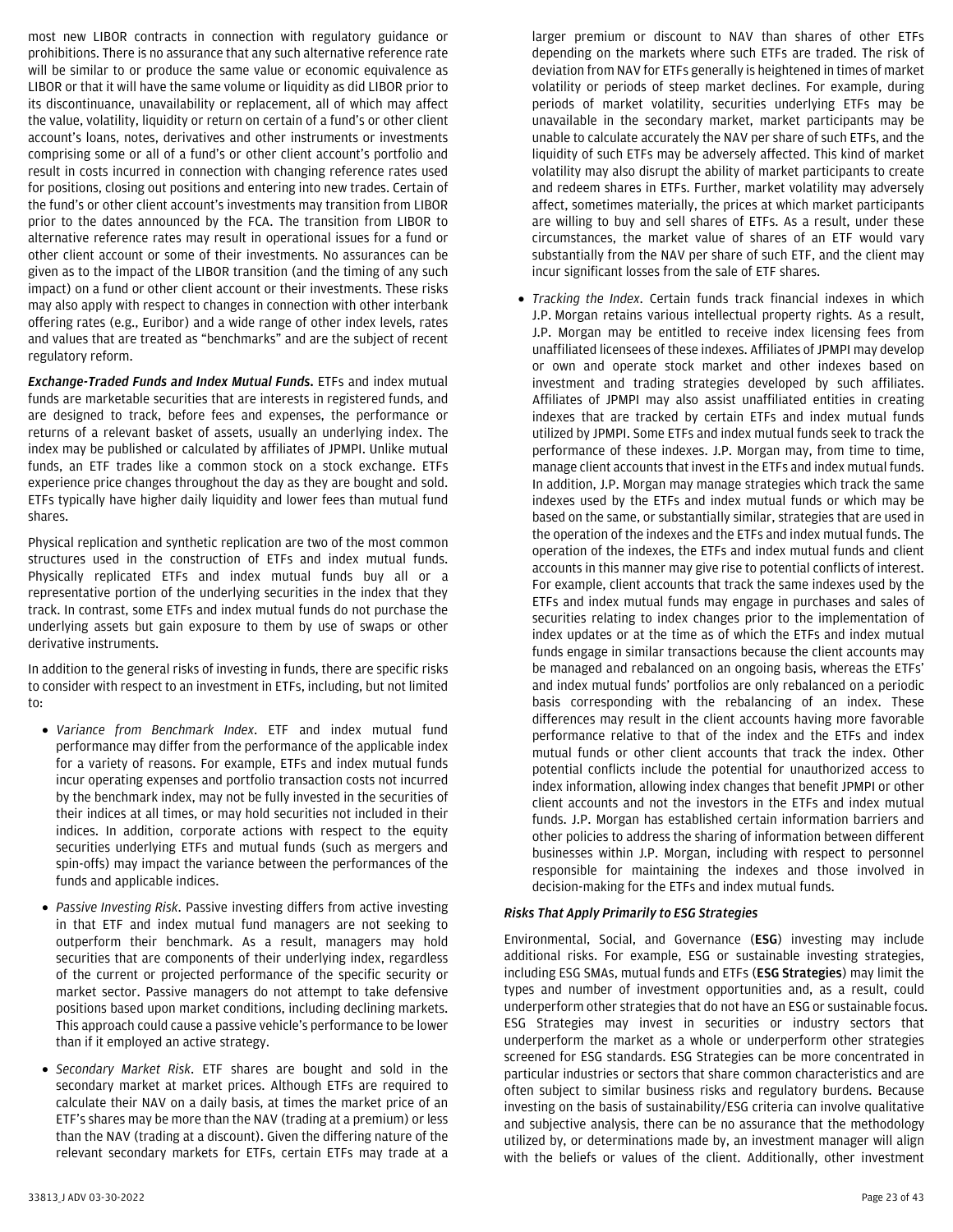most new LIBOR contracts in connection with regulatory guidance or prohibitions. There is no assurance that any such alternative reference rate will be similar to or produce the same value or economic equivalence as LIBOR or that it will have the same volume or liquidity as did LIBOR prior to its discontinuance, unavailability or replacement, all of which may affect the value, volatility, liquidity or return on certain of a fund's or other client account's loans, notes, derivatives and other instruments or investments comprising some or all of a fund's or other client account's portfolio and result in costs incurred in connection with changing reference rates used for positions, closing out positions and entering into new trades. Certain of the fund's or other client account's investments may transition from LIBOR prior to the dates announced by the FCA. The transition from LIBOR to alternative reference rates may result in operational issues for a fund or other client account or some of their investments. No assurances can be given as to the impact of the LIBOR transition (and the timing of any such impact) on a fund or other client account or their investments. These risks may also apply with respect to changes in connection with other interbank offering rates (e.g., Euribor) and a wide range of other index levels, rates and values that are treated as "benchmarks" and are the subject of recent regulatory reform.

***Exchange-Traded Funds and Index Mutual Funds.*** ETFs and index mutual funds are marketable securities that are interests in registered funds, and are designed to track, before fees and expenses, the performance or returns of a relevant basket of assets, usually an underlying index. The index may be published or calculated by affiliates of JPMPI. Unlike mutual funds, an ETF trades like a common stock on a stock exchange. ETFs experience price changes throughout the day as they are bought and sold. ETFs typically have higher daily liquidity and lower fees than mutual fund shares.

Physical replication and synthetic replication are two of the most common structures used in the construction of ETFs and index mutual funds. Physically replicated ETFs and index mutual funds buy all or a representative portion of the underlying securities in the index that they track. In contrast, some ETFs and index mutual funds do not purchase the underlying assets but gain exposure to them by use of swaps or other derivative instruments.

In addition to the general risks of investing in funds, there are specific risks to consider with respect to an investment in ETFs, including, but not limited to:

- *Variance from Benchmark Index*. ETF and index mutual fund performance may differ from the performance of the applicable index for a variety of reasons. For example, ETFs and index mutual funds incur operating expenses and portfolio transaction costs not incurred by the benchmark index, may not be fully invested in the securities of their indices at all times, or may hold securities not included in their indices. In addition, corporate actions with respect to the equity securities underlying ETFs and mutual funds (such as mergers and spin-offs) may impact the variance between the performances of the funds and applicable indices.
- *Passive Investing Risk*. Passive investing differs from active investing in that ETF and index mutual fund managers are not seeking to outperform their benchmark. As a result, managers may hold securities that are components of their underlying index, regardless of the current or projected performance of the specific security or market sector. Passive managers do not attempt to take defensive positions based upon market conditions, including declining markets. This approach could cause a passive vehicle's performance to be lower than if it employed an active strategy.
- *Secondary Market Risk*. ETF shares are bought and sold in the secondary market at market prices. Although ETFs are required to calculate their NAV on a daily basis, at times the market price of an ETF's shares may be more than the NAV (trading at a premium) or less than the NAV (trading at a discount). Given the differing nature of the relevant secondary markets for ETFs, certain ETFs may trade at a larger premium or discount to NAV than shares of other ETFs depending on the markets where such ETFs are traded. The risk of deviation from NAV for ETFs generally is heightened in times of market volatility or periods of steep market declines. For example, during periods of market volatility, securities underlying ETFs may be unavailable in the secondary market, market participants may be unable to calculate accurately the NAV per share of such ETFs, and the liquidity of such ETFs may be adversely affected. This kind of market volatility may also disrupt the ability of market participants to create and redeem shares in ETFs. Further, market volatility may adversely affect, sometimes materially, the prices at which market participants are willing to buy and sell shares of ETFs. As a result, under these circumstances, the market value of shares of an ETF would vary substantially from the NAV per share of such ETF, and the client may incur significant losses from the sale of ETF shares.
- *Tracking the Index*. Certain funds track financial indexes in which J.P. Morgan retains various intellectual property rights. As a result, J.P. Morgan may be entitled to receive index licensing fees from unaffiliated licensees of these indexes. Affiliates of JPMPI may develop or own and operate stock market and other indexes based on investment and trading strategies developed by such affiliates. Affiliates of JPMPI may also assist unaffiliated entities in creating indexes that are tracked by certain ETFs and index mutual funds utilized by JPMPI. Some ETFs and index mutual funds seek to track the performance of these indexes. J.P. Morgan may, from time to time, manage client accounts that invest in the ETFs and index mutual funds. In addition, J.P. Morgan may manage strategies which track the same indexes used by the ETFs and index mutual funds or which may be based on the same, or substantially similar, strategies that are used in the operation of the indexes and the ETFs and index mutual funds. The operation of the indexes, the ETFs and index mutual funds and client accounts in this manner may give rise to potential conflicts of interest. For example, client accounts that track the same indexes used by the ETFs and index mutual funds may engage in purchases and sales of securities relating to index changes prior to the implementation of index updates or at the time as of which the ETFs and index mutual funds engage in similar transactions because the client accounts may be managed and rebalanced on an ongoing basis, whereas the ETFs' and index mutual funds' portfolios are only rebalanced on a periodic basis corresponding with the rebalancing of an index. These differences may result in the client accounts having more favorable performance relative to that of the index and the ETFs and index mutual funds or other client accounts that track the index. Other potential conflicts include the potential for unauthorized access to index information, allowing index changes that benefit JPMPI or other client accounts and not the investors in the ETFs and index mutual funds. J.P. Morgan has established certain information barriers and other policies to address the sharing of information between different businesses within J.P. Morgan, including with respect to personnel responsible for maintaining the indexes and those involved in decision-making for the ETFs and index mutual funds.

***Risks That Apply Primarily to ESG Strategies***

Environmental, Social, and Governance (**ESG**) investing may include additional risks. For example, ESG or sustainable investing strategies, including ESG SMAs, mutual funds and ETFs (**ESG Strategies**) may limit the types and number of investment opportunities and, as a result, could underperform other strategies that do not have an ESG or sustainable focus. ESG Strategies may invest in securities or industry sectors that underperform the market as a whole or underperform other strategies screened for ESG standards. ESG Strategies can be more concentrated in particular industries or sectors that share common characteristics and are often subject to similar business risks and regulatory burdens. Because investing on the basis of sustainability/ESG criteria can involve qualitative and subjective analysis, there can be no assurance that the methodology utilized by, or determinations made by, an investment manager will align with the beliefs or values of the client. Additionally, other investment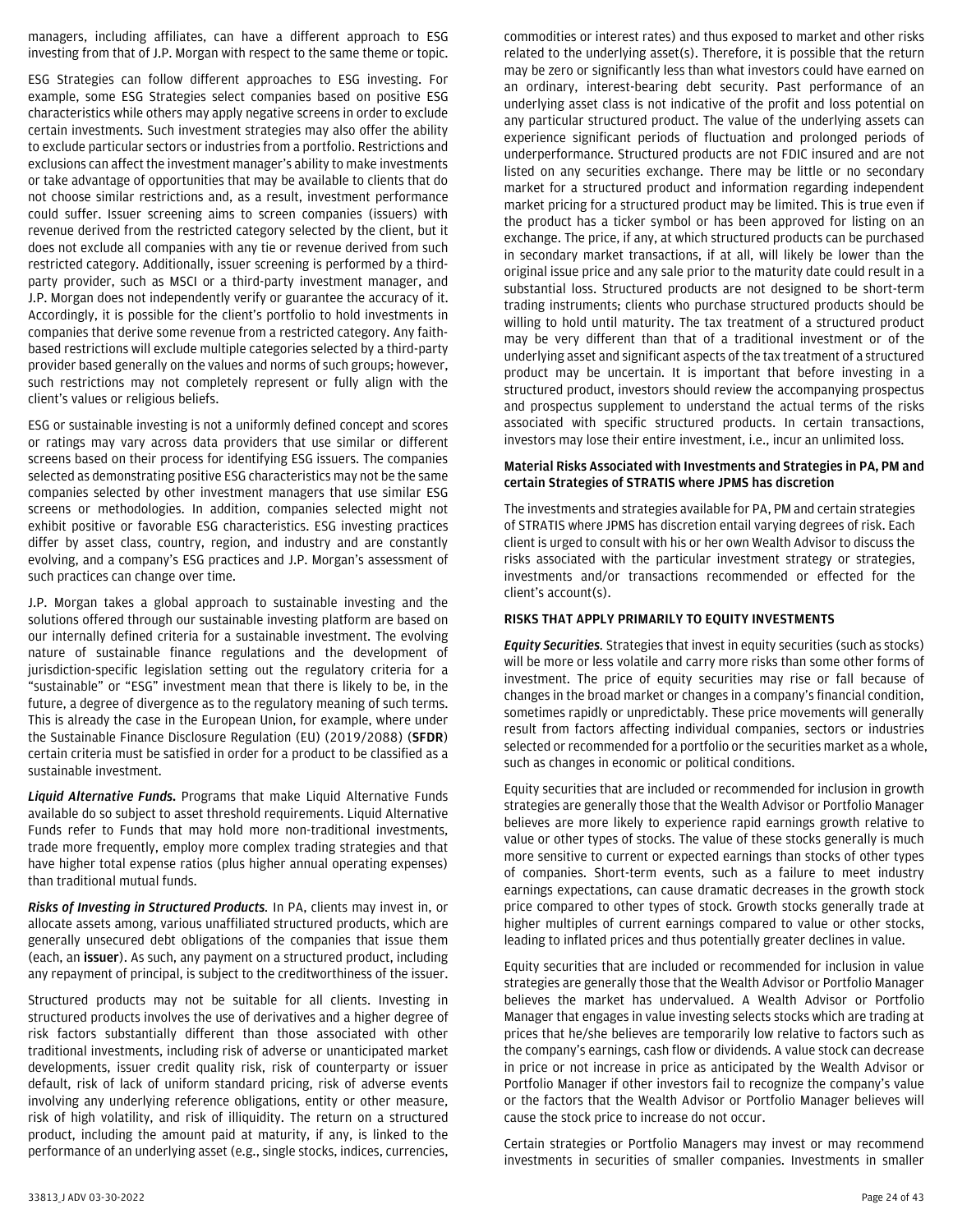managers, including affiliates, can have a different approach to ESG investing from that of J.P. Morgan with respect to the same theme or topic.

ESG Strategies can follow different approaches to ESG investing. For example, some ESG Strategies select companies based on positive ESG characteristics while others may apply negative screens in order to exclude certain investments. Such investment strategies may also offer the ability to exclude particular sectors or industries from a portfolio. Restrictions and exclusions can affect the investment manager's ability to make investments or take advantage of opportunities that may be available to clients that do not choose similar restrictions and, as a result, investment performance could suffer. Issuer screening aims to screen companies (issuers) with revenue derived from the restricted category selected by the client, but it does not exclude all companies with any tie or revenue derived from such restricted category. Additionally, issuer screening is performed by a third-party provider, such as MSCI or a third-party investment manager, and J.P. Morgan does not independently verify or guarantee the accuracy of it. Accordingly, it is possible for the client's portfolio to hold investments in companies that derive some revenue from a restricted category. Any faith-based restrictions will exclude multiple categories selected by a third-party provider based generally on the values and norms of such groups; however, such restrictions may not completely represent or fully align with the client's values or religious beliefs.

ESG or sustainable investing is not a uniformly defined concept and scores or ratings may vary across data providers that use similar or different screens based on their process for identifying ESG issuers. The companies selected as demonstrating positive ESG characteristics may not be the same companies selected by other investment managers that use similar ESG screens or methodologies. In addition, companies selected might not exhibit positive or favorable ESG characteristics. ESG investing practices differ by asset class, country, region, and industry and are constantly evolving, and a company's ESG practices and J.P. Morgan's assessment of such practices can change over time.

J.P. Morgan takes a global approach to sustainable investing and the solutions offered through our sustainable investing platform are based on our internally defined criteria for a sustainable investment. The evolving nature of sustainable finance regulations and the development of jurisdiction-specific legislation setting out the regulatory criteria for a "sustainable" or "ESG" investment mean that there is likely to be, in the future, a degree of divergence as to the regulatory meaning of such terms. This is already the case in the European Union, for example, where under the Sustainable Finance Disclosure Regulation (EU) (2019/2088) (**SFDR**) certain criteria must be satisfied in order for a product to be classified as a sustainable investment.

***Liquid Alternative Funds.*** Programs that make Liquid Alternative Funds available do so subject to asset threshold requirements. Liquid Alternative Funds refer to Funds that may hold more non-traditional investments, trade more frequently, employ more complex trading strategies and that have higher total expense ratios (plus higher annual operating expenses) than traditional mutual funds.

***Risks of Investing in Structured Products.*** In PA, clients may invest in, or allocate assets among, various unaffiliated structured products, which are generally unsecured debt obligations of the companies that issue them (each, an **issuer**). As such, any payment on a structured product, including any repayment of principal, is subject to the creditworthiness of the issuer.

Structured products may not be suitable for all clients. Investing in structured products involves the use of derivatives and a higher degree of risk factors substantially different than those associated with other traditional investments, including risk of adverse or unanticipated market developments, issuer credit quality risk, risk of counterparty or issuer default, risk of lack of uniform standard pricing, risk of adverse events involving any underlying reference obligations, entity or other measure, risk of high volatility, and risk of illiquidity. The return on a structured product, including the amount paid at maturity, if any, is linked to the performance of an underlying asset (e.g., single stocks, indices, currencies, commodities or interest rates) and thus exposed to market and other risks related to the underlying asset(s). Therefore, it is possible that the return may be zero or significantly less than what investors could have earned on an ordinary, interest-bearing debt security. Past performance of an underlying asset class is not indicative of the profit and loss potential on any particular structured product. The value of the underlying assets can experience significant periods of fluctuation and prolonged periods of underperformance. Structured products are not FDIC insured and are not listed on any securities exchange. There may be little or no secondary market for a structured product and information regarding independent market pricing for a structured product may be limited. This is true even if the product has a ticker symbol or has been approved for listing on an exchange. The price, if any, at which structured products can be purchased in secondary market transactions, if at all, will likely be lower than the original issue price and any sale prior to the maturity date could result in a substantial loss. Structured products are not designed to be short-term trading instruments; clients who purchase structured products should be willing to hold until maturity. The tax treatment of a structured product may be very different than that of a traditional investment or of the underlying asset and significant aspects of the tax treatment of a structured product may be uncertain. It is important that before investing in a structured product, investors should review the accompanying prospectus and prospectus supplement to understand the actual terms of the risks associated with specific structured products. In certain transactions, investors may lose their entire investment, i.e., incur an unlimited loss.

### Material Risks Associated with Investments and Strategies in PA, PM and certain Strategies of STRATIS where JPMS has discretion

The investments and strategies available for PA, PM and certain strategies of STRATIS where JPMS has discretion entail varying degrees of risk. Each client is urged to consult with his or her own Wealth Advisor to discuss the risks associated with the particular investment strategy or strategies, investments and/or transactions recommended or effected for the client's account(s).

#### RISKS THAT APPLY PRIMARILY TO EQUITY INVESTMENTS

***Equity Securities.*** Strategies that invest in equity securities (such as stocks) will be more or less volatile and carry more risks than some other forms of investment. The price of equity securities may rise or fall because of changes in the broad market or changes in a company's financial condition, sometimes rapidly or unpredictably. These price movements will generally result from factors affecting individual companies, sectors or industries selected or recommended for a portfolio or the securities market as a whole, such as changes in economic or political conditions.

Equity securities that are included or recommended for inclusion in growth strategies are generally those that the Wealth Advisor or Portfolio Manager believes are more likely to experience rapid earnings growth relative to value or other types of stocks. The value of these stocks generally is much more sensitive to current or expected earnings than stocks of other types of companies. Short-term events, such as a failure to meet industry earnings expectations, can cause dramatic decreases in the growth stock price compared to other types of stock. Growth stocks generally trade at higher multiples of current earnings compared to value or other stocks, leading to inflated prices and thus potentially greater declines in value.

Equity securities that are included or recommended for inclusion in value strategies are generally those that the Wealth Advisor or Portfolio Manager believes the market has undervalued. A Wealth Advisor or Portfolio Manager that engages in value investing selects stocks which are trading at prices that he/she believes are temporarily low relative to factors such as the company's earnings, cash flow or dividends. A value stock can decrease in price or not increase in price as anticipated by the Wealth Advisor or Portfolio Manager if other investors fail to recognize the company's value or the factors that the Wealth Advisor or Portfolio Manager believes will cause the stock price to increase do not occur.

Certain strategies or Portfolio Managers may invest or may recommend investments in securities of smaller companies. Investments in smaller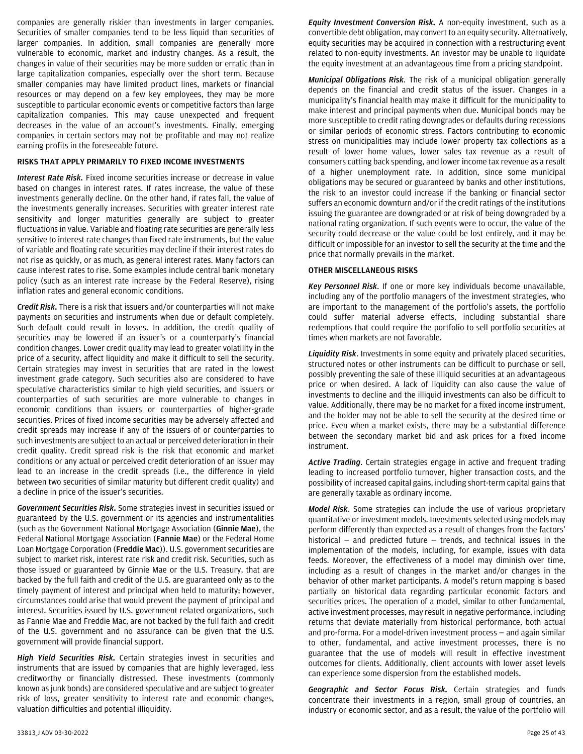companies are generally riskier than investments in larger companies. Securities of smaller companies tend to be less liquid than securities of larger companies. In addition, small companies are generally more vulnerable to economic, market and industry changes. As a result, the changes in value of their securities may be more sudden or erratic than in large capitalization companies, especially over the short term. Because smaller companies may have limited product lines, markets or financial resources or may depend on a few key employees, they may be more susceptible to particular economic events or competitive factors than large capitalization companies. This may cause unexpected and frequent decreases in the value of an account's investments. Finally, emerging companies in certain sectors may not be profitable and may not realize earning profits in the foreseeable future.

### RISKS THAT APPLY PRIMARILY TO FIXED INCOME INVESTMENTS

***Interest Rate Risk.*** Fixed income securities increase or decrease in value based on changes in interest rates. If rates increase, the value of these investments generally decline. On the other hand, if rates fall, the value of the investments generally increases. Securities with greater interest rate sensitivity and longer maturities generally are subject to greater fluctuations in value. Variable and floating rate securities are generally less sensitive to interest rate changes than fixed rate instruments, but the value of variable and floating rate securities may decline if their interest rates do not rise as quickly, or as much, as general interest rates. Many factors can cause interest rates to rise. Some examples include central bank monetary policy (such as an interest rate increase by the Federal Reserve), rising inflation rates and general economic conditions.

***Credit Risk.*** There is a risk that issuers and/or counterparties will not make payments on securities and instruments when due or default completely. Such default could result in losses. In addition, the credit quality of securities may be lowered if an issuer's or a counterparty's financial condition changes. Lower credit quality may lead to greater volatility in the price of a security, affect liquidity and make it difficult to sell the security. Certain strategies may invest in securities that are rated in the lowest investment grade category. Such securities also are considered to have speculative characteristics similar to high yield securities, and issuers or counterparties of such securities are more vulnerable to changes in economic conditions than issuers or counterparties of higher-grade securities. Prices of fixed income securities may be adversely affected and credit spreads may increase if any of the issuers of or counterparties to such investments are subject to an actual or perceived deterioration in their credit quality. Credit spread risk is the risk that economic and market conditions or any actual or perceived credit deterioration of an issuer may lead to an increase in the credit spreads (i.e., the difference in yield between two securities of similar maturity but different credit quality) and a decline in price of the issuer's securities.

***Government Securities Risk.*** Some strategies invest in securities issued or guaranteed by the U.S. government or its agencies and instrumentalities (such as the Government National Mortgage Association (**Ginnie Mae**), the Federal National Mortgage Association (**Fannie Mae**) or the Federal Home Loan Mortgage Corporation (**Freddie Mac**)). U.S. government securities are subject to market risk, interest rate risk and credit risk. Securities, such as those issued or guaranteed by Ginnie Mae or the U.S. Treasury, that are backed by the full faith and credit of the U.S. are guaranteed only as to the timely payment of interest and principal when held to maturity; however, circumstances could arise that would prevent the payment of principal and interest. Securities issued by U.S. government related organizations, such as Fannie Mae and Freddie Mac, are not backed by the full faith and credit of the U.S. government and no assurance can be given that the U.S. government will provide financial support.

***High Yield Securities Risk.*** Certain strategies invest in securities and instruments that are issued by companies that are highly leveraged, less creditworthy or financially distressed. These investments (commonly known as junk bonds) are considered speculative and are subject to greater risk of loss, greater sensitivity to interest rate and economic changes, valuation difficulties and potential illiquidity.

***Equity Investment Conversion Risk.*** A non-equity investment, such as a convertible debt obligation, may convert to an equity security. Alternatively, equity securities may be acquired in connection with a restructuring event related to non-equity investments. An investor may be unable to liquidate the equity investment at an advantageous time from a pricing standpoint.

***Municipal Obligations Risk***. The risk of a municipal obligation generally depends on the financial and credit status of the issuer. Changes in a municipality's financial health may make it difficult for the municipality to make interest and principal payments when due. Municipal bonds may be more susceptible to credit rating downgrades or defaults during recessions or similar periods of economic stress. Factors contributing to economic stress on municipalities may include lower property tax collections as a result of lower home values, lower sales tax revenue as a result of consumers cutting back spending, and lower income tax revenue as a result of a higher unemployment rate. In addition, since some municipal obligations may be secured or guaranteed by banks and other institutions, the risk to an investor could increase if the banking or financial sector suffers an economic downturn and/or if the credit ratings of the institutions issuing the guarantee are downgraded or at risk of being downgraded by a national rating organization. If such events were to occur, the value of the security could decrease or the value could be lost entirely, and it may be difficult or impossible for an investor to sell the security at the time and the price that normally prevails in the market.

### OTHER MISCELLANEOUS RISKS

***Key Personnel Risk***. If one or more key individuals become unavailable, including any of the portfolio managers of the investment strategies, who are important to the management of the portfolio's assets, the portfolio could suffer material adverse effects, including substantial share redemptions that could require the portfolio to sell portfolio securities at times when markets are not favorable.

***Liquidity Risk***. Investments in some equity and privately placed securities, structured notes or other instruments can be difficult to purchase or sell, possibly preventing the sale of these illiquid securities at an advantageous price or when desired. A lack of liquidity can also cause the value of investments to decline and the illiquid investments can also be difficult to value. Additionally, there may be no market for a fixed income instrument, and the holder may not be able to sell the security at the desired time or price. Even when a market exists, there may be a substantial difference between the secondary market bid and ask prices for a fixed income instrument.

***Active Trading***. Certain strategies engage in active and frequent trading leading to increased portfolio turnover, higher transaction costs, and the possibility of increased capital gains, including short-term capital gains that are generally taxable as ordinary income.

***Model Risk***. Some strategies can include the use of various proprietary quantitative or investment models. Investments selected using models may perform differently than expected as a result of changes from the factors' historical — and predicted future — trends, and technical issues in the implementation of the models, including, for example, issues with data feeds. Moreover, the effectiveness of a model may diminish over time, including as a result of changes in the market and/or changes in the behavior of other market participants. A model's return mapping is based partially on historical data regarding particular economic factors and securities prices. The operation of a model, similar to other fundamental, active investment processes, may result in negative performance, including returns that deviate materially from historical performance, both actual and pro-forma. For a model-driven investment process — and again similar to other, fundamental, and active investment processes, there is no guarantee that the use of models will result in effective investment outcomes for clients. Additionally, client accounts with lower asset levels can experience some dispersion from the established models.

***Geographic and Sector Focus Risk.*** Certain strategies and funds concentrate their investments in a region, small group of countries, an industry or economic sector, and as a result, the value of the portfolio will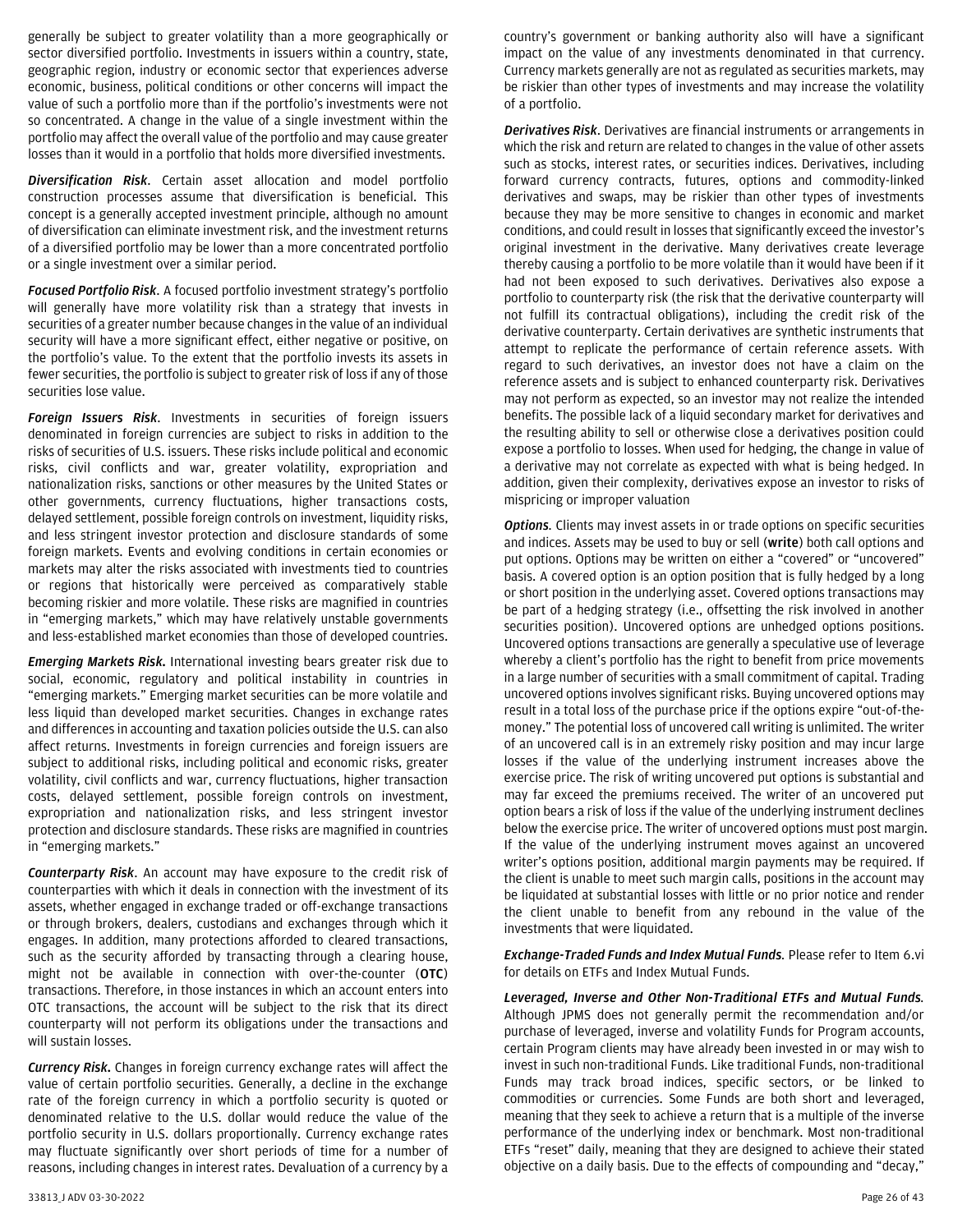generally be subject to greater volatility than a more geographically or sector diversified portfolio. Investments in issuers within a country, state, geographic region, industry or economic sector that experiences adverse economic, business, political conditions or other concerns will impact the value of such a portfolio more than if the portfolio's investments were not so concentrated. A change in the value of a single investment within the portfolio may affect the overall value of the portfolio and may cause greater losses than it would in a portfolio that holds more diversified investments.

***Diversification Risk***. Certain asset allocation and model portfolio construction processes assume that diversification is beneficial. This concept is a generally accepted investment principle, although no amount of diversification can eliminate investment risk, and the investment returns of a diversified portfolio may be lower than a more concentrated portfolio or a single investment over a similar period.

***Focused Portfolio Risk***. A focused portfolio investment strategy's portfolio will generally have more volatility risk than a strategy that invests in securities of a greater number because changes in the value of an individual security will have a more significant effect, either negative or positive, on the portfolio's value. To the extent that the portfolio invests its assets in fewer securities, the portfolio is subject to greater risk of loss if any of those securities lose value.

***Foreign Issuers Risk***. Investments in securities of foreign issuers denominated in foreign currencies are subject to risks in addition to the risks of securities of U.S. issuers. These risks include political and economic risks, civil conflicts and war, greater volatility, expropriation and nationalization risks, sanctions or other measures by the United States or other governments, currency fluctuations, higher transactions costs, delayed settlement, possible foreign controls on investment, liquidity risks, and less stringent investor protection and disclosure standards of some foreign markets. Events and evolving conditions in certain economies or markets may alter the risks associated with investments tied to countries or regions that historically were perceived as comparatively stable becoming riskier and more volatile. These risks are magnified in countries in "emerging markets," which may have relatively unstable governments and less-established market economies than those of developed countries.

***Emerging Markets Risk.*** International investing bears greater risk due to social, economic, regulatory and political instability in countries in "emerging markets." Emerging market securities can be more volatile and less liquid than developed market securities. Changes in exchange rates and differences in accounting and taxation policies outside the U.S. can also affect returns. Investments in foreign currencies and foreign issuers are subject to additional risks, including political and economic risks, greater volatility, civil conflicts and war, currency fluctuations, higher transaction costs, delayed settlement, possible foreign controls on investment, expropriation and nationalization risks, and less stringent investor protection and disclosure standards. These risks are magnified in countries in "emerging markets."

***Counterparty Risk***. An account may have exposure to the credit risk of counterparties with which it deals in connection with the investment of its assets, whether engaged in exchange traded or off-exchange transactions or through brokers, dealers, custodians and exchanges through which it engages. In addition, many protections afforded to cleared transactions, such as the security afforded by transacting through a clearing house, might not be available in connection with over-the-counter (**OTC**) transactions. Therefore, in those instances in which an account enters into OTC transactions, the account will be subject to the risk that its direct counterparty will not perform its obligations under the transactions and will sustain losses.

***Currency Risk.*** Changes in foreign currency exchange rates will affect the value of certain portfolio securities. Generally, a decline in the exchange rate of the foreign currency in which a portfolio security is quoted or denominated relative to the U.S. dollar would reduce the value of the portfolio security in U.S. dollars proportionally. Currency exchange rates may fluctuate significantly over short periods of time for a number of reasons, including changes in interest rates. Devaluation of a currency by a country's government or banking authority also will have a significant impact on the value of any investments denominated in that currency. Currency markets generally are not as regulated as securities markets, may be riskier than other types of investments and may increase the volatility of a portfolio.

***Derivatives Risk***. Derivatives are financial instruments or arrangements in which the risk and return are related to changes in the value of other assets such as stocks, interest rates, or securities indices. Derivatives, including forward currency contracts, futures, options and commodity-linked derivatives and swaps, may be riskier than other types of investments because they may be more sensitive to changes in economic and market conditions, and could result in losses that significantly exceed the investor's original investment in the derivative. Many derivatives create leverage thereby causing a portfolio to be more volatile than it would have been if it had not been exposed to such derivatives. Derivatives also expose a portfolio to counterparty risk (the risk that the derivative counterparty will not fulfill its contractual obligations), including the credit risk of the derivative counterparty. Certain derivatives are synthetic instruments that attempt to replicate the performance of certain reference assets. With regard to such derivatives, an investor does not have a claim on the reference assets and is subject to enhanced counterparty risk. Derivatives may not perform as expected, so an investor may not realize the intended benefits. The possible lack of a liquid secondary market for derivatives and the resulting ability to sell or otherwise close a derivatives position could expose a portfolio to losses. When used for hedging, the change in value of a derivative may not correlate as expected with what is being hedged. In addition, given their complexity, derivatives expose an investor to risks of mispricing or improper valuation

***Options***. Clients may invest assets in or trade options on specific securities and indices. Assets may be used to buy or sell (**write**) both call options and put options. Options may be written on either a "covered" or "uncovered" basis. A covered option is an option position that is fully hedged by a long or short position in the underlying asset. Covered options transactions may be part of a hedging strategy (i.e., offsetting the risk involved in another securities position). Uncovered options are unhedged options positions. Uncovered options transactions are generally a speculative use of leverage whereby a client's portfolio has the right to benefit from price movements in a large number of securities with a small commitment of capital. Trading uncovered options involves significant risks. Buying uncovered options may result in a total loss of the purchase price if the options expire "out-of-the-money." The potential loss of uncovered call writing is unlimited. The writer of an uncovered call is in an extremely risky position and may incur large losses if the value of the underlying instrument increases above the exercise price. The risk of writing uncovered put options is substantial and may far exceed the premiums received. The writer of an uncovered put option bears a risk of loss if the value of the underlying instrument declines below the exercise price. The writer of uncovered options must post margin. If the value of the underlying instrument moves against an uncovered writer's options position, additional margin payments may be required. If the client is unable to meet such margin calls, positions in the account may be liquidated at substantial losses with little or no prior notice and render the client unable to benefit from any rebound in the value of the investments that were liquidated.

***Exchange-Traded Funds and Index Mutual Funds***. Please refer to Item 6.vi for details on ETFs and Index Mutual Funds.

***Leveraged, Inverse and Other Non-Traditional ETFs and Mutual Funds***. Although JPMS does not generally permit the recommendation and/or purchase of leveraged, inverse and volatility Funds for Program accounts, certain Program clients may have already been invested in or may wish to invest in such non-traditional Funds. Like traditional Funds, non-traditional Funds may track broad indices, specific sectors, or be linked to commodities or currencies. Some Funds are both short and leveraged, meaning that they seek to achieve a return that is a multiple of the inverse performance of the underlying index or benchmark. Most non-traditional ETFs "reset" daily, meaning that they are designed to achieve their stated objective on a daily basis. Due to the effects of compounding and "decay,"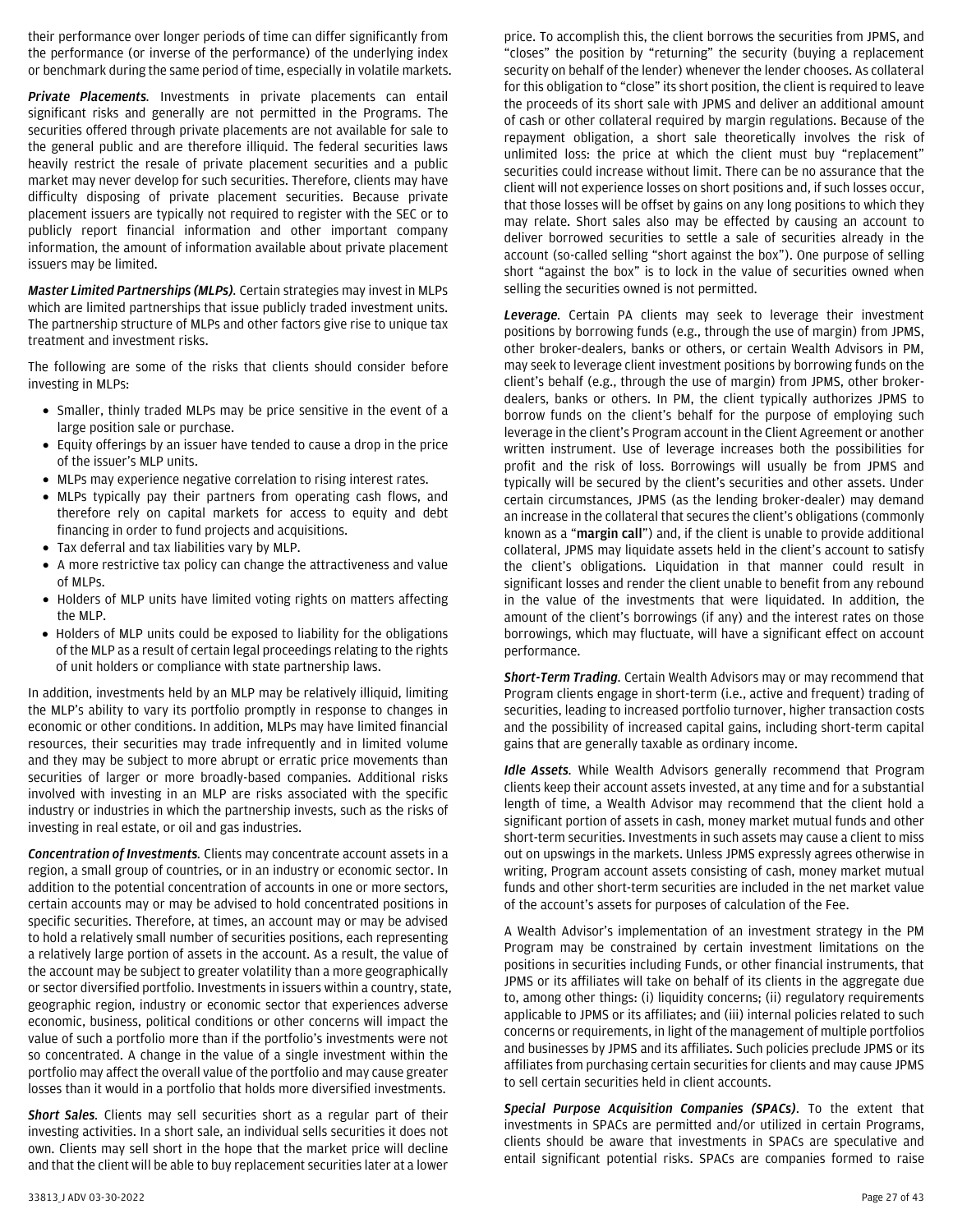their performance over longer periods of time can differ significantly from the performance (or inverse of the performance) of the underlying index or benchmark during the same period of time, especially in volatile markets.

***Private Placements.*** Investments in private placements can entail significant risks and generally are not permitted in the Programs. The securities offered through private placements are not available for sale to the general public and are therefore illiquid. The federal securities laws heavily restrict the resale of private placement securities and a public market may never develop for such securities. Therefore, clients may have difficulty disposing of private placement securities. Because private placement issuers are typically not required to register with the SEC or to publicly report financial information and other important company information, the amount of information available about private placement issuers may be limited.

***Master Limited Partnerships (MLPs).*** Certain strategies may invest in MLPs which are limited partnerships that issue publicly traded investment units. The partnership structure of MLPs and other factors give rise to unique tax treatment and investment risks.

The following are some of the risks that clients should consider before investing in MLPs:

- Smaller, thinly traded MLPs may be price sensitive in the event of a large position sale or purchase.
- Equity offerings by an issuer have tended to cause a drop in the price of the issuer's MLP units.
- MLPs may experience negative correlation to rising interest rates.
- MLPs typically pay their partners from operating cash flows, and therefore rely on capital markets for access to equity and debt financing in order to fund projects and acquisitions.
- Tax deferral and tax liabilities vary by MLP.
- A more restrictive tax policy can change the attractiveness and value of MLPs.
- Holders of MLP units have limited voting rights on matters affecting the MLP.
- Holders of MLP units could be exposed to liability for the obligations of the MLP as a result of certain legal proceedings relating to the rights of unit holders or compliance with state partnership laws.

In addition, investments held by an MLP may be relatively illiquid, limiting the MLP's ability to vary its portfolio promptly in response to changes in economic or other conditions. In addition, MLPs may have limited financial resources, their securities may trade infrequently and in limited volume and they may be subject to more abrupt or erratic price movements than securities of larger or more broadly-based companies. Additional risks involved with investing in an MLP are risks associated with the specific industry or industries in which the partnership invests, such as the risks of investing in real estate, or oil and gas industries.

***Concentration of Investments.*** Clients may concentrate account assets in a region, a small group of countries, or in an industry or economic sector. In addition to the potential concentration of accounts in one or more sectors, certain accounts may or may be advised to hold concentrated positions in specific securities. Therefore, at times, an account may or may be advised to hold a relatively small number of securities positions, each representing a relatively large portion of assets in the account. As a result, the value of the account may be subject to greater volatility than a more geographically or sector diversified portfolio. Investments in issuers within a country, state, geographic region, industry or economic sector that experiences adverse economic, business, political conditions or other concerns will impact the value of such a portfolio more than if the portfolio's investments were not so concentrated. A change in the value of a single investment within the portfolio may affect the overall value of the portfolio and may cause greater losses than it would in a portfolio that holds more diversified investments.

***Short Sales.*** Clients may sell securities short as a regular part of their investing activities. In a short sale, an individual sells securities it does not own. Clients may sell short in the hope that the market price will decline and that the client will be able to buy replacement securities later at a lower price. To accomplish this, the client borrows the securities from JPMS, and "closes" the position by "returning" the security (buying a replacement security on behalf of the lender) whenever the lender chooses. As collateral for this obligation to "close" its short position, the client is required to leave the proceeds of its short sale with JPMS and deliver an additional amount of cash or other collateral required by margin regulations. Because of the repayment obligation, a short sale theoretically involves the risk of unlimited loss: the price at which the client must buy "replacement" securities could increase without limit. There can be no assurance that the client will not experience losses on short positions and, if such losses occur, that those losses will be offset by gains on any long positions to which they may relate. Short sales also may be effected by causing an account to deliver borrowed securities to settle a sale of securities already in the account (so-called selling "short against the box"). One purpose of selling short "against the box" is to lock in the value of securities owned when selling the securities owned is not permitted.

***Leverage.*** Certain PA clients may seek to leverage their investment positions by borrowing funds (e.g., through the use of margin) from JPMS, other broker-dealers, banks or others, or certain Wealth Advisors in PM, may seek to leverage client investment positions by borrowing funds on the client's behalf (e.g., through the use of margin) from JPMS, other broker-dealers, banks or others. In PM, the client typically authorizes JPMS to borrow funds on the client's behalf for the purpose of employing such leverage in the client's Program account in the Client Agreement or another written instrument. Use of leverage increases both the possibilities for profit and the risk of loss. Borrowings will usually be from JPMS and typically will be secured by the client's securities and other assets. Under certain circumstances, JPMS (as the lending broker-dealer) may demand an increase in the collateral that secures the client's obligations (commonly known as a "**margin call**") and, if the client is unable to provide additional collateral, JPMS may liquidate assets held in the client's account to satisfy the client's obligations. Liquidation in that manner could result in significant losses and render the client unable to benefit from any rebound in the value of the investments that were liquidated. In addition, the amount of the client's borrowings (if any) and the interest rates on those borrowings, which may fluctuate, will have a significant effect on account performance.

***Short-Term Trading.*** Certain Wealth Advisors may or may recommend that Program clients engage in short-term (i.e., active and frequent) trading of securities, leading to increased portfolio turnover, higher transaction costs and the possibility of increased capital gains, including short-term capital gains that are generally taxable as ordinary income.

***Idle Assets.*** While Wealth Advisors generally recommend that Program clients keep their account assets invested, at any time and for a substantial length of time, a Wealth Advisor may recommend that the client hold a significant portion of assets in cash, money market mutual funds and other short-term securities. Investments in such assets may cause a client to miss out on upswings in the markets. Unless JPMS expressly agrees otherwise in writing, Program account assets consisting of cash, money market mutual funds and other short-term securities are included in the net market value of the account's assets for purposes of calculation of the Fee.

A Wealth Advisor's implementation of an investment strategy in the PM Program may be constrained by certain investment limitations on the positions in securities including Funds, or other financial instruments, that JPMS or its affiliates will take on behalf of its clients in the aggregate due to, among other things: (i) liquidity concerns; (ii) regulatory requirements applicable to JPMS or its affiliates; and (iii) internal policies related to such concerns or requirements, in light of the management of multiple portfolios and businesses by JPMS and its affiliates. Such policies preclude JPMS or its affiliates from purchasing certain securities for clients and may cause JPMS to sell certain securities held in client accounts.

***Special Purpose Acquisition Companies (SPACs).*** To the extent that investments in SPACs are permitted and/or utilized in certain Programs, clients should be aware that investments in SPACs are speculative and entail significant potential risks. SPACs are companies formed to raise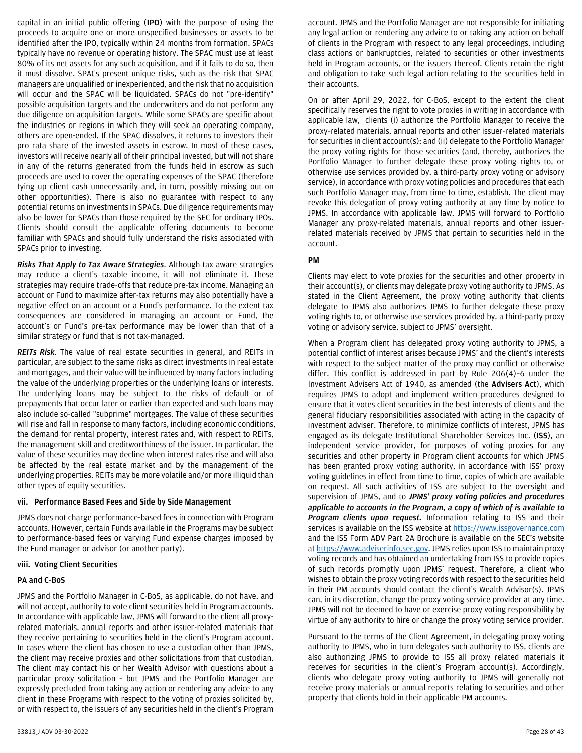capital in an initial public offering (**IPO**) with the purpose of using the proceeds to acquire one or more unspecified businesses or assets to be identified after the IPO, typically within 24 months from formation. SPACs typically have no revenue or operating history. The SPAC must use at least 80% of its net assets for any such acquisition, and if it fails to do so, then it must dissolve. SPACs present unique risks, such as the risk that SPAC managers are unqualified or inexperienced, and the risk that no acquisition will occur and the SPAC will be liquidated. SPACs do not "pre-identify" possible acquisition targets and the underwriters and do not perform any due diligence on acquisition targets. While some SPACs are specific about the industries or regions in which they will seek an operating company, others are open-ended. If the SPAC dissolves, it returns to investors their pro rata share of the invested assets in escrow. In most of these cases, investors will receive nearly all of their principal invested, but will not share in any of the returns generated from the funds held in escrow as such proceeds are used to cover the operating expenses of the SPAC (therefore tying up client cash unnecessarily and, in turn, possibly missing out on other opportunities). There is also no guarantee with respect to any potential returns on investments in SPACs. Due diligence requirements may also be lower for SPACs than those required by the SEC for ordinary IPOs. Clients should consult the applicable offering documents to become familiar with SPACs and should fully understand the risks associated with SPACs prior to investing.

***Risks That Apply to Tax Aware Strategies***. Although tax aware strategies may reduce a client's taxable income, it will not eliminate it. These strategies may require trade-offs that reduce pre-tax income. Managing an account or Fund to maximize after-tax returns may also potentially have a negative effect on an account or a Fund's performance. To the extent tax consequences are considered in managing an account or Fund, the account's or Fund's pre-tax performance may be lower than that of a similar strategy or fund that is not tax-managed.

***REITs Risk***. The value of real estate securities in general, and REITs in particular, are subject to the same risks as direct investments in real estate and mortgages, and their value will be influenced by many factors including the value of the underlying properties or the underlying loans or interests. The underlying loans may be subject to the risks of default or of prepayments that occur later or earlier than expected and such loans may also include so-called "subprime" mortgages. The value of these securities will rise and fall in response to many factors, including economic conditions, the demand for rental property, interest rates and, with respect to REITs, the management skill and creditworthiness of the issuer. In particular, the value of these securities may decline when interest rates rise and will also be affected by the real estate market and by the management of the underlying properties. REITs may be more volatile and/or more illiquid than other types of equity securities.

### vii. Performance Based Fees and Side by Side Management

JPMS does not charge performance-based fees in connection with Program accounts. However, certain Funds available in the Programs may be subject to performance-based fees or varying Fund expense charges imposed by the Fund manager or advisor (or another party).

### viii. Voting Client Securities

#### PA and C-BoS

JPMS and the Portfolio Manager in C-BoS, as applicable, do not have, and will not accept, authority to vote client securities held in Program accounts. In accordance with applicable law, JPMS will forward to the client all proxy-related materials, annual reports and other issuer-related materials that they receive pertaining to securities held in the client's Program account. In cases where the client has chosen to use a custodian other than JPMS, the client may receive proxies and other solicitations from that custodian. The client may contact his or her Wealth Advisor with questions about a particular proxy solicitation – but JPMS and the Portfolio Manager are expressly precluded from taking any action or rendering any advice to any client in these Programs with respect to the voting of proxies solicited by, or with respect to, the issuers of any securities held in the client's Program account. JPMS and the Portfolio Manager are not responsible for initiating any legal action or rendering any advice to or taking any action on behalf of clients in the Program with respect to any legal proceedings, including class actions or bankruptcies, related to securities or other investments held in Program accounts, or the issuers thereof. Clients retain the right and obligation to take such legal action relating to the securities held in their accounts.

On or after April 29, 2022, for C-BoS, except to the extent the client specifically reserves the right to vote proxies in writing in accordance with applicable law, clients (i) authorize the Portfolio Manager to receive the proxy-related materials, annual reports and other issuer-related materials for securities in client account(s); and (ii) delegate to the Portfolio Manager the proxy voting rights for those securities (and, thereby, authorizes the Portfolio Manager to further delegate these proxy voting rights to, or otherwise use services provided by, a third-party proxy voting or advisory service), in accordance with proxy voting policies and procedures that each such Portfolio Manager may, from time to time, establish. The client may revoke this delegation of proxy voting authority at any time by notice to JPMS. In accordance with applicable law, JPMS will forward to Portfolio Manager any proxy-related materials, annual reports and other issuer-related materials received by JPMS that pertain to securities held in the account.

#### PM

Clients may elect to vote proxies for the securities and other property in their account(s), or clients may delegate proxy voting authority to JPMS. As stated in the Client Agreement, the proxy voting authority that clients delegate to JPMS also authorizes JPMS to further delegate these proxy voting rights to, or otherwise use services provided by, a third-party proxy voting or advisory service, subject to JPMS' oversight.

When a Program client has delegated proxy voting authority to JPMS, a potential conflict of interest arises because JPMS' and the client's interests with respect to the subject matter of the proxy may conflict or otherwise differ. This conflict is addressed in part by Rule 206(4)-6 under the Investment Advisers Act of 1940, as amended (the **Advisers Act**), which requires JPMS to adopt and implement written procedures designed to ensure that it votes client securities in the best interests of clients and the general fiduciary responsibilities associated with acting in the capacity of investment adviser. Therefore, to minimize conflicts of interest, JPMS has engaged as its delegate Institutional Shareholder Services Inc. (**ISS**), an independent service provider, for purposes of voting proxies for any securities and other property in Program client accounts for which JPMS has been granted proxy voting authority, in accordance with ISS' proxy voting guidelines in effect from time to time, copies of which are available on request. All such activities of ISS are subject to the oversight and supervision of JPMS, and to ***JPMS' proxy voting policies and procedures applicable to accounts in the Program, a copy of which is available to Program clients upon request.*** Information relating to ISS and their services is available on the ISS website at https://www.issgovernance.com and the ISS Form ADV Part 2A Brochure is available on the SEC's website at https://www.adviserinfo.sec.gov. JPMS relies upon ISS to maintain proxy voting records and has obtained an undertaking from ISS to provide copies of such records promptly upon JPMS' request. Therefore, a client who wishes to obtain the proxy voting records with respect to the securities held in their PM accounts should contact the client's Wealth Advisor(s). JPMS can, in its discretion, change the proxy voting service provider at any time. JPMS will not be deemed to have or exercise proxy voting responsibility by virtue of any authority to hire or change the proxy voting service provider.

Pursuant to the terms of the Client Agreement, in delegating proxy voting authority to JPMS, who in turn delegates such authority to ISS, clients are also authorizing JPMS to provide to ISS all proxy related materials it receives for securities in the client's Program account(s). Accordingly, clients who delegate proxy voting authority to JPMS will generally not receive proxy materials or annual reports relating to securities and other property that clients hold in their applicable PM accounts.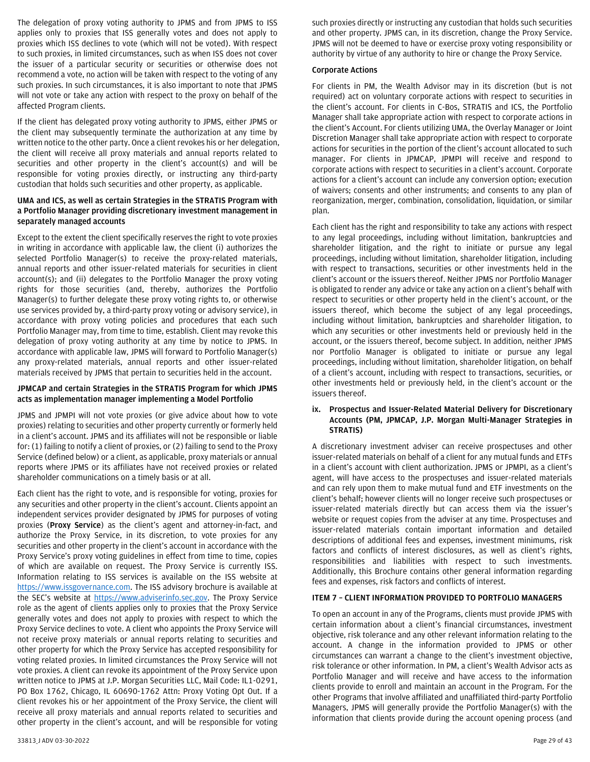The delegation of proxy voting authority to JPMS and from JPMS to ISS applies only to proxies that ISS generally votes and does not apply to proxies which ISS declines to vote (which will not be voted). With respect to such proxies, in limited circumstances, such as when ISS does not cover the issuer of a particular security or securities or otherwise does not recommend a vote, no action will be taken with respect to the voting of any such proxies. In such circumstances, it is also important to note that JPMS will not vote or take any action with respect to the proxy on behalf of the affected Program clients.

If the client has delegated proxy voting authority to JPMS, either JPMS or the client may subsequently terminate the authorization at any time by written notice to the other party. Once a client revokes his or her delegation, the client will receive all proxy materials and annual reports related to securities and other property in the client's account(s) and will be responsible for voting proxies directly, or instructing any third-party custodian that holds such securities and other property, as applicable.

**UMA and ICS, as well as certain Strategies in the STRATIS Program with a Portfolio Manager providing discretionary investment management in separately managed accounts**

Except to the extent the client specifically reserves the right to vote proxies in writing in accordance with applicable law, the client (i) authorizes the selected Portfolio Manager(s) to receive the proxy-related materials, annual reports and other issuer-related materials for securities in client account(s); and (ii) delegates to the Portfolio Manager the proxy voting rights for those securities (and, thereby, authorizes the Portfolio Manager(s) to further delegate these proxy voting rights to, or otherwise use services provided by, a third-party proxy voting or advisory service), in accordance with proxy voting policies and procedures that each such Portfolio Manager may, from time to time, establish. Client may revoke this delegation of proxy voting authority at any time by notice to JPMS. In accordance with applicable law, JPMS will forward to Portfolio Manager(s) any proxy-related materials, annual reports and other issuer-related materials received by JPMS that pertain to securities held in the account.

**JPMCAP and certain Strategies in the STRATIS Program for which JPMS acts as implementation manager implementing a Model Portfolio**

JPMS and JPMPI will not vote proxies (or give advice about how to vote proxies) relating to securities and other property currently or formerly held in a client's account. JPMS and its affiliates will not be responsible or liable for: (1) failing to notify a client of proxies, or (2) failing to send to the Proxy Service (defined below) or a client, as applicable, proxy materials or annual reports where JPMS or its affiliates have not received proxies or related shareholder communications on a timely basis or at all.

Each client has the right to vote, and is responsible for voting, proxies for any securities and other property in the client's account. Clients appoint an independent services provider designated by JPMS for purposes of voting proxies (**Proxy Service**) as the client's agent and attorney-in-fact, and authorize the Proxy Service, in its discretion, to vote proxies for any securities and other property in the client's account in accordance with the Proxy Service's proxy voting guidelines in effect from time to time, copies of which are available on request. The Proxy Service is currently ISS. Information relating to ISS services is available on the ISS website at https://www.issgovernance.com. The ISS advisory brochure is available at the SEC's website at https://www.adviserinfo.sec.gov. The Proxy Service role as the agent of clients applies only to proxies that the Proxy Service generally votes and does not apply to proxies with respect to which the Proxy Service declines to vote. A client who appoints the Proxy Service will not receive proxy materials or annual reports relating to securities and other property for which the Proxy Service has accepted responsibility for voting related proxies. In limited circumstances the Proxy Service will not vote proxies. A client can revoke its appointment of the Proxy Service upon written notice to JPMS at J.P. Morgan Securities LLC, Mail Code: IL1-0291, PO Box 1762, Chicago, IL 60690-1762 Attn: Proxy Voting Opt Out. If a client revokes his or her appointment of the Proxy Service, the client will receive all proxy materials and annual reports related to securities and other property in the client's account, and will be responsible for voting such proxies directly or instructing any custodian that holds such securities and other property. JPMS can, in its discretion, change the Proxy Service. JPMS will not be deemed to have or exercise proxy voting responsibility or authority by virtue of any authority to hire or change the Proxy Service.

**Corporate Actions**

For clients in PM, the Wealth Advisor may in its discretion (but is not required) act on voluntary corporate actions with respect to securities in the client's account. For clients in C-Bos, STRATIS and ICS, the Portfolio Manager shall take appropriate action with respect to corporate actions in the client's Account. For clients utilizing UMA, the Overlay Manager or Joint Discretion Manager shall take appropriate action with respect to corporate actions for securities in the portion of the client's account allocated to such manager. For clients in JPMCAP, JPMPI will receive and respond to corporate actions with respect to securities in a client's account. Corporate actions for a client's account can include any conversion option; execution of waivers; consents and other instruments; and consents to any plan of reorganization, merger, combination, consolidation, liquidation, or similar plan.

Each client has the right and responsibility to take any actions with respect to any legal proceedings, including without limitation, bankruptcies and shareholder litigation, and the right to initiate or pursue any legal proceedings, including without limitation, shareholder litigation, including with respect to transactions, securities or other investments held in the client's account or the issuers thereof. Neither JPMS nor Portfolio Manager is obligated to render any advice or take any action on a client's behalf with respect to securities or other property held in the client's account, or the issuers thereof, which become the subject of any legal proceedings, including without limitation, bankruptcies and shareholder litigation, to which any securities or other investments held or previously held in the account, or the issuers thereof, become subject. In addition, neither JPMS nor Portfolio Manager is obligated to initiate or pursue any legal proceedings, including without limitation, shareholder litigation, on behalf of a client's account, including with respect to transactions, securities, or other investments held or previously held, in the client's account or the issuers thereof.

**ix. Prospectus and Issuer-Related Material Delivery for Discretionary Accounts (PM, JPMCAP, J.P. Morgan Multi-Manager Strategies in STRATIS)**

A discretionary investment adviser can receive prospectuses and other issuer-related materials on behalf of a client for any mutual funds and ETFs in a client's account with client authorization. JPMS or JPMPI, as a client's agent, will have access to the prospectuses and issuer-related materials and can rely upon them to make mutual fund and ETF investments on the client's behalf; however clients will no longer receive such prospectuses or issuer-related materials directly but can access them via the issuer's website or request copies from the adviser at any time. Prospectuses and issuer-related materials contain important information and detailed descriptions of additional fees and expenses, investment minimums, risk factors and conflicts of interest disclosures, as well as client's rights, responsibilities and liabilities with respect to such investments. Additionally, this Brochure contains other general information regarding fees and expenses, risk factors and conflicts of interest.

## ITEM 7 – CLIENT INFORMATION PROVIDED TO PORTFOLIO MANAGERS

To open an account in any of the Programs, clients must provide JPMS with certain information about a client's financial circumstances, investment objective, risk tolerance and any other relevant information relating to the account. A change in the information provided to JPMS or other circumstances can warrant a change to the client's investment objective, risk tolerance or other information. In PM, a client's Wealth Advisor acts as Portfolio Manager and will receive and have access to the information clients provide to enroll and maintain an account in the Program. For the other Programs that involve affiliated and unaffiliated third-party Portfolio Managers, JPMS will generally provide the Portfolio Manager(s) with the information that clients provide during the account opening process (and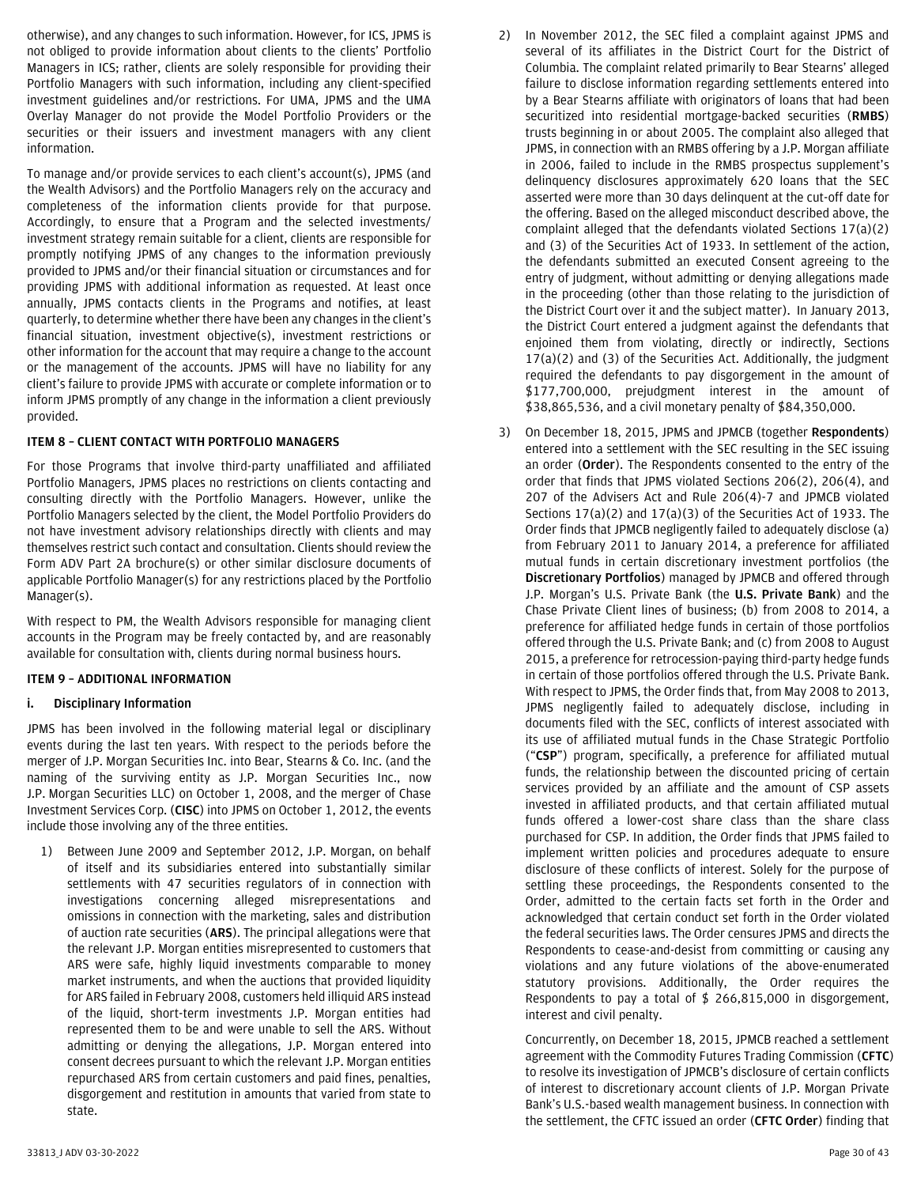otherwise), and any changes to such information. However, for ICS, JPMS is not obliged to provide information about clients to the clients' Portfolio Managers in ICS; rather, clients are solely responsible for providing their Portfolio Managers with such information, including any client-specified investment guidelines and/or restrictions. For UMA, JPMS and the UMA Overlay Manager do not provide the Model Portfolio Providers or the securities or their issuers and investment managers with any client information.

To manage and/or provide services to each client's account(s), JPMS (and the Wealth Advisors) and the Portfolio Managers rely on the accuracy and completeness of the information clients provide for that purpose. Accordingly, to ensure that a Program and the selected investments/ investment strategy remain suitable for a client, clients are responsible for promptly notifying JPMS of any changes to the information previously provided to JPMS and/or their financial situation or circumstances and for providing JPMS with additional information as requested. At least once annually, JPMS contacts clients in the Programs and notifies, at least quarterly, to determine whether there have been any changes in the client's financial situation, investment objective(s), investment restrictions or other information for the account that may require a change to the account or the management of the accounts. JPMS will have no liability for any client's failure to provide JPMS with accurate or complete information or to inform JPMS promptly of any change in the information a client previously provided.

### ITEM 8 – CLIENT CONTACT WITH PORTFOLIO MANAGERS

For those Programs that involve third-party unaffiliated and affiliated Portfolio Managers, JPMS places no restrictions on clients contacting and consulting directly with the Portfolio Managers. However, unlike the Portfolio Managers selected by the client, the Model Portfolio Providers do not have investment advisory relationships directly with clients and may themselves restrict such contact and consultation. Clients should review the Form ADV Part 2A brochure(s) or other similar disclosure documents of applicable Portfolio Manager(s) for any restrictions placed by the Portfolio Manager(s).

With respect to PM, the Wealth Advisors responsible for managing client accounts in the Program may be freely contacted by, and are reasonably available for consultation with, clients during normal business hours.

### ITEM 9 – ADDITIONAL INFORMATION

#### i. Disciplinary Information

JPMS has been involved in the following material legal or disciplinary events during the last ten years. With respect to the periods before the merger of J.P. Morgan Securities Inc. into Bear, Stearns & Co. Inc. (and the naming of the surviving entity as J.P. Morgan Securities Inc., now J.P. Morgan Securities LLC) on October 1, 2008, and the merger of Chase Investment Services Corp. (**CISC**) into JPMS on October 1, 2012, the events include those involving any of the three entities.

1) Between June 2009 and September 2012, J.P. Morgan, on behalf of itself and its subsidiaries entered into substantially similar settlements with 47 securities regulators of in connection with investigations concerning alleged misrepresentations and omissions in connection with the marketing, sales and distribution of auction rate securities (**ARS**). The principal allegations were that the relevant J.P. Morgan entities misrepresented to customers that ARS were safe, highly liquid investments comparable to money market instruments, and when the auctions that provided liquidity for ARS failed in February 2008, customers held illiquid ARS instead of the liquid, short-term investments J.P. Morgan entities had represented them to be and were unable to sell the ARS. Without admitting or denying the allegations, J.P. Morgan entered into consent decrees pursuant to which the relevant J.P. Morgan entities repurchased ARS from certain customers and paid fines, penalties, disgorgement and restitution in amounts that varied from state to state.

2) In November 2012, the SEC filed a complaint against JPMS and several of its affiliates in the District Court for the District of Columbia. The complaint related primarily to Bear Stearns' alleged failure to disclose information regarding settlements entered into by a Bear Stearns affiliate with originators of loans that had been securitized into residential mortgage-backed securities (**RMBS**) trusts beginning in or about 2005. The complaint also alleged that JPMS, in connection with an RMBS offering by a J.P. Morgan affiliate in 2006, failed to include in the RMBS prospectus supplement's delinquency disclosures approximately 620 loans that the SEC asserted were more than 30 days delinquent at the cut-off date for the offering. Based on the alleged misconduct described above, the complaint alleged that the defendants violated Sections 17(a)(2) and (3) of the Securities Act of 1933. In settlement of the action, the defendants submitted an executed Consent agreeing to the entry of judgment, without admitting or denying allegations made in the proceeding (other than those relating to the jurisdiction of the District Court over it and the subject matter). In January 2013, the District Court entered a judgment against the defendants that enjoined them from violating, directly or indirectly, Sections 17(a)(2) and (3) of the Securities Act. Additionally, the judgment required the defendants to pay disgorgement in the amount of $177,700,000, prejudgment interest in the amount of $38,865,536, and a civil monetary penalty of $84,350,000.

3) On December 18, 2015, JPMS and JPMCB (together **Respondents**) entered into a settlement with the SEC resulting in the SEC issuing an order (**Order**). The Respondents consented to the entry of the order that finds that JPMS violated Sections 206(2), 206(4), and 207 of the Advisers Act and Rule 206(4)-7 and JPMCB violated Sections 17(a)(2) and 17(a)(3) of the Securities Act of 1933. The Order finds that JPMCB negligently failed to adequately disclose (a) from February 2011 to January 2014, a preference for affiliated mutual funds in certain discretionary investment portfolios (the **Discretionary Portfolios**) managed by JPMCB and offered through J.P. Morgan's U.S. Private Bank (the **U.S. Private Bank**) and the Chase Private Client lines of business; (b) from 2008 to 2014, a preference for affiliated hedge funds in certain of those portfolios offered through the U.S. Private Bank; and (c) from 2008 to August 2015, a preference for retrocession-paying third-party hedge funds in certain of those portfolios offered through the U.S. Private Bank. With respect to JPMS, the Order finds that, from May 2008 to 2013, JPMS negligently failed to adequately disclose, including in documents filed with the SEC, conflicts of interest associated with its use of affiliated mutual funds in the Chase Strategic Portfolio ("**CSP**") program, specifically, a preference for affiliated mutual funds, the relationship between the discounted pricing of certain services provided by an affiliate and the amount of CSP assets invested in affiliated products, and that certain affiliated mutual funds offered a lower-cost share class than the share class purchased for CSP. In addition, the Order finds that JPMS failed to implement written policies and procedures adequate to ensure disclosure of these conflicts of interest. Solely for the purpose of settling these proceedings, the Respondents consented to the Order, admitted to the certain facts set forth in the Order and acknowledged that certain conduct set forth in the Order violated the federal securities laws. The Order censures JPMS and directs the Respondents to cease-and-desist from committing or causing any violations and any future violations of the above-enumerated statutory provisions. Additionally, the Order requires the Respondents to pay a total of $ 266,815,000 in disgorgement, interest and civil penalty.

   Concurrently, on December 18, 2015, JPMCB reached a settlement agreement with the Commodity Futures Trading Commission (**CFTC**) to resolve its investigation of JPMCB's disclosure of certain conflicts of interest to discretionary account clients of J.P. Morgan Private Bank's U.S.-based wealth management business. In connection with the settlement, the CFTC issued an order (**CFTC Order**) finding that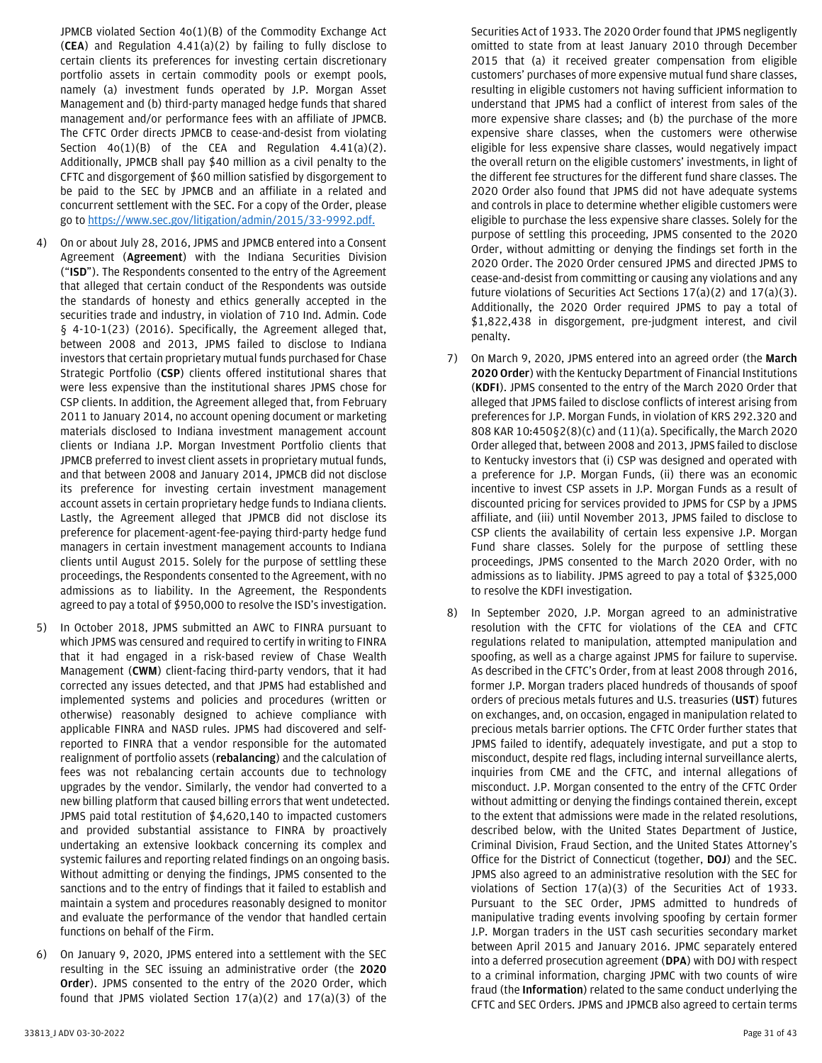JPMCB violated Section 4o(1)(B) of the Commodity Exchange Act (**CEA**) and Regulation 4.41(a)(2) by failing to fully disclose to certain clients its preferences for investing certain discretionary portfolio assets in certain commodity pools or exempt pools, namely (a) investment funds operated by J.P. Morgan Asset Management and (b) third-party managed hedge funds that shared management and/or performance fees with an affiliate of JPMCB. The CFTC Order directs JPMCB to cease-and-desist from violating Section 4o(1)(B) of the CEA and Regulation 4.41(a)(2). Additionally, JPMCB shall pay $40 million as a civil penalty to the CFTC and disgorgement of $60 million satisfied by disgorgement to be paid to the SEC by JPMCB and an affiliate in a related and concurrent settlement with the SEC. For a copy of the Order, please go to https://www.sec.gov/litigation/admin/2015/33-9992.pdf.

4) On or about July 28, 2016, JPMS and JPMCB entered into a Consent Agreement (**Agreement**) with the Indiana Securities Division ("**ISD**"). The Respondents consented to the entry of the Agreement that alleged that certain conduct of the Respondents was outside the standards of honesty and ethics generally accepted in the securities trade and industry, in violation of 710 Ind. Admin. Code § 4-10-1(23) (2016). Specifically, the Agreement alleged that, between 2008 and 2013, JPMS failed to disclose to Indiana investors that certain proprietary mutual funds purchased for Chase Strategic Portfolio (**CSP**) clients offered institutional shares that were less expensive than the institutional shares JPMS chose for CSP clients. In addition, the Agreement alleged that, from February 2011 to January 2014, no account opening document or marketing materials disclosed to Indiana investment management account clients or Indiana J.P. Morgan Investment Portfolio clients that JPMCB preferred to invest client assets in proprietary mutual funds, and that between 2008 and January 2014, JPMCB did not disclose its preference for investing certain investment management account assets in certain proprietary hedge funds to Indiana clients. Lastly, the Agreement alleged that JPMCB did not disclose its preference for placement-agent-fee-paying third-party hedge fund managers in certain investment management accounts to Indiana clients until August 2015. Solely for the purpose of settling these proceedings, the Respondents consented to the Agreement, with no admissions as to liability. In the Agreement, the Respondents agreed to pay a total of $950,000 to resolve the ISD's investigation.

5) In October 2018, JPMS submitted an AWC to FINRA pursuant to which JPMS was censured and required to certify in writing to FINRA that it had engaged in a risk-based review of Chase Wealth Management (**CWM**) client-facing third-party vendors, that it had corrected any issues detected, and that JPMS had established and implemented systems and policies and procedures (written or otherwise) reasonably designed to achieve compliance with applicable FINRA and NASD rules. JPMS had discovered and self-reported to FINRA that a vendor responsible for the automated realignment of portfolio assets (**rebalancing**) and the calculation of fees was not rebalancing certain accounts due to technology upgrades by the vendor. Similarly, the vendor had converted to a new billing platform that caused billing errors that went undetected. JPMS paid total restitution of $4,620,140 to impacted customers and provided substantial assistance to FINRA by proactively undertaking an extensive lookback concerning its complex and systemic failures and reporting related findings on an ongoing basis. Without admitting or denying the findings, JPMS consented to the sanctions and to the entry of findings that it failed to establish and maintain a system and procedures reasonably designed to monitor and evaluate the performance of the vendor that handled certain functions on behalf of the Firm.

6) On January 9, 2020, JPMS entered into a settlement with the SEC resulting in the SEC issuing an administrative order (the **2020 Order**). JPMS consented to the entry of the 2020 Order, which found that JPMS violated Section 17(a)(2) and 17(a)(3) of the Securities Act of 1933. The 2020 Order found that JPMS negligently omitted to state from at least January 2010 through December 2015 that (a) it received greater compensation from eligible customers' purchases of more expensive mutual fund share classes, resulting in eligible customers not having sufficient information to understand that JPMS had a conflict of interest from sales of the more expensive share classes; and (b) the purchase of the more expensive share classes, when the customers were otherwise eligible for less expensive share classes, would negatively impact the overall return on the eligible customers' investments, in light of the different fee structures for the different fund share classes. The 2020 Order also found that JPMS did not have adequate systems and controls in place to determine whether eligible customers were eligible to purchase the less expensive share classes. Solely for the purpose of settling this proceeding, JPMS consented to the 2020 Order, without admitting or denying the findings set forth in the 2020 Order. The 2020 Order censured JPMS and directed JPMS to cease-and-desist from committing or causing any violations and any future violations of Securities Act Sections 17(a)(2) and 17(a)(3). Additionally, the 2020 Order required JPMS to pay a total of $1,822,438 in disgorgement, pre-judgment interest, and civil penalty.

7) On March 9, 2020, JPMS entered into an agreed order (the **March 2020 Order**) with the Kentucky Department of Financial Institutions (**KDFI**). JPMS consented to the entry of the March 2020 Order that alleged that JPMS failed to disclose conflicts of interest arising from preferences for J.P. Morgan Funds, in violation of KRS 292.320 and 808 KAR 10:450§2(8)(c) and (11)(a). Specifically, the March 2020 Order alleged that, between 2008 and 2013, JPMS failed to disclose to Kentucky investors that (i) CSP was designed and operated with a preference for J.P. Morgan Funds, (ii) there was an economic incentive to invest CSP assets in J.P. Morgan Funds as a result of discounted pricing for services provided to JPMS for CSP by a JPMS affiliate, and (iii) until November 2013, JPMS failed to disclose to CSP clients the availability of certain less expensive J.P. Morgan Fund share classes. Solely for the purpose of settling these proceedings, JPMS consented to the March 2020 Order, with no admissions as to liability. JPMS agreed to pay a total of $325,000 to resolve the KDFI investigation.

8) In September 2020, J.P. Morgan agreed to an administrative resolution with the CFTC for violations of the CEA and CFTC regulations related to manipulation, attempted manipulation and spoofing, as well as a charge against JPMS for failure to supervise. As described in the CFTC's Order, from at least 2008 through 2016, former J.P. Morgan traders placed hundreds of thousands of spoof orders of precious metals futures and U.S. treasuries (**UST**) futures on exchanges, and, on occasion, engaged in manipulation related to precious metals barrier options. The CFTC Order further states that JPMS failed to identify, adequately investigate, and put a stop to misconduct, despite red flags, including internal surveillance alerts, inquiries from CME and the CFTC, and internal allegations of misconduct. J.P. Morgan consented to the entry of the CFTC Order without admitting or denying the findings contained therein, except to the extent that admissions were made in the related resolutions, described below, with the United States Department of Justice, Criminal Division, Fraud Section, and the United States Attorney's Office for the District of Connecticut (together, **DOJ**) and the SEC. JPMS also agreed to an administrative resolution with the SEC for violations of Section 17(a)(3) of the Securities Act of 1933. Pursuant to the SEC Order, JPMS admitted to hundreds of manipulative trading events involving spoofing by certain former J.P. Morgan traders in the UST cash securities secondary market between April 2015 and January 2016. JPMC separately entered into a deferred prosecution agreement (**DPA**) with DOJ with respect to a criminal information, charging JPMC with two counts of wire fraud (the **Information**) related to the same conduct underlying the CFTC and SEC Orders. JPMS and JPMCB also agreed to certain terms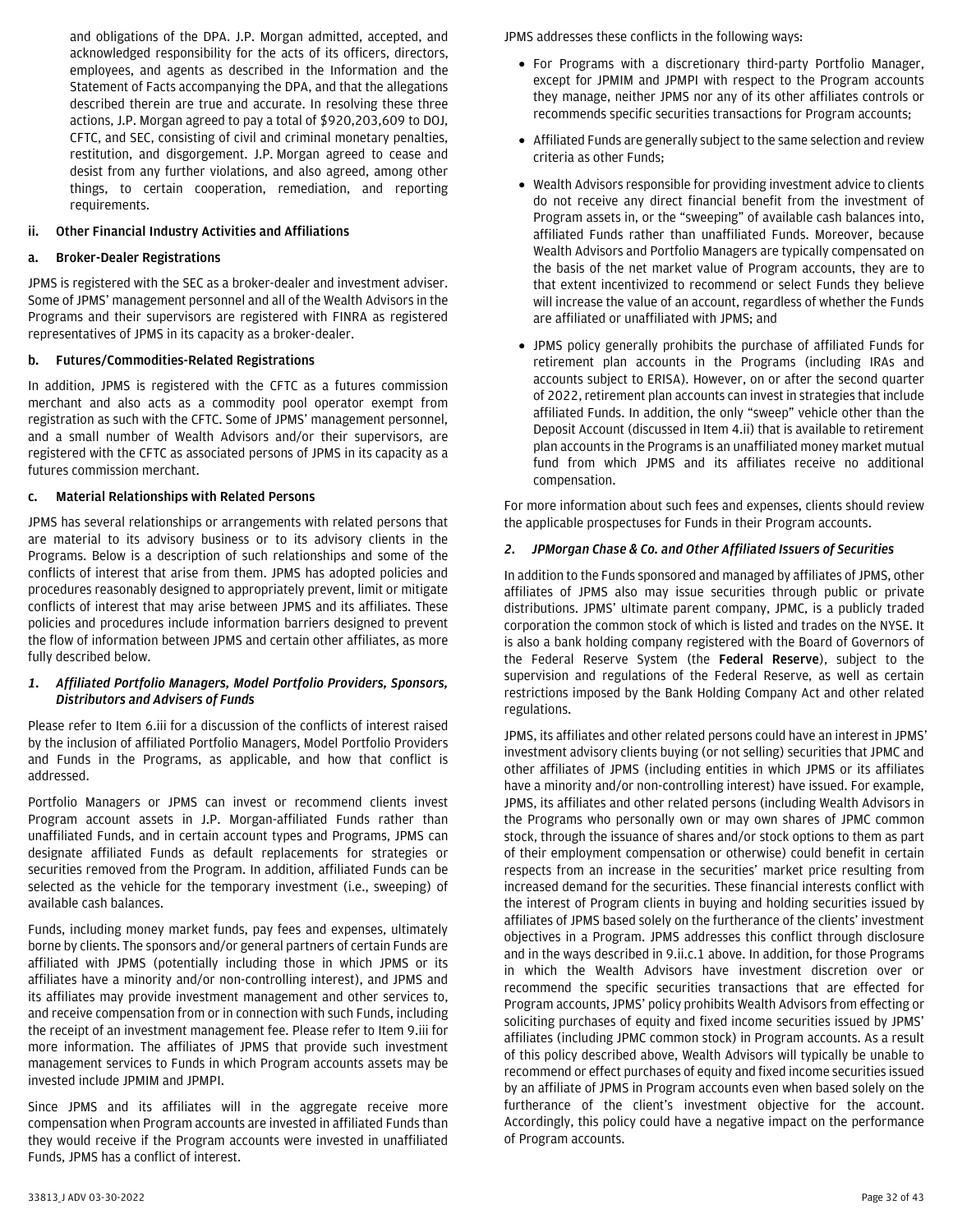and obligations of the DPA. J.P. Morgan admitted, accepted, and acknowledged responsibility for the acts of its officers, directors, employees, and agents as described in the Information and the Statement of Facts accompanying the DPA, and that the allegations described therein are true and accurate. In resolving these three actions, J.P. Morgan agreed to pay a total of $920,203,609 to DOJ, CFTC, and SEC, consisting of civil and criminal monetary penalties, restitution, and disgorgement. J.P. Morgan agreed to cease and desist from any further violations, and also agreed, among other things, to certain cooperation, remediation, and reporting requirements.

### ii. Other Financial Industry Activities and Affiliations

#### a. Broker-Dealer Registrations

JPMS is registered with the SEC as a broker-dealer and investment adviser. Some of JPMS' management personnel and all of the Wealth Advisors in the Programs and their supervisors are registered with FINRA as registered representatives of JPMS in its capacity as a broker-dealer.

#### b. Futures/Commodities-Related Registrations

In addition, JPMS is registered with the CFTC as a futures commission merchant and also acts as a commodity pool operator exempt from registration as such with the CFTC. Some of JPMS' management personnel, and a small number of Wealth Advisors and/or their supervisors, are registered with the CFTC as associated persons of JPMS in its capacity as a futures commission merchant.

#### c. Material Relationships with Related Persons

JPMS has several relationships or arrangements with related persons that are material to its advisory business or to its advisory clients in the Programs. Below is a description of such relationships and some of the conflicts of interest that arise from them. JPMS has adopted policies and procedures reasonably designed to appropriately prevent, limit or mitigate conflicts of interest that may arise between JPMS and its affiliates. These policies and procedures include information barriers designed to prevent the flow of information between JPMS and certain other affiliates, as more fully described below.

##### *1. Affiliated Portfolio Managers, Model Portfolio Providers, Sponsors, Distributors and Advisers of Funds*

Please refer to Item 6.iii for a discussion of the conflicts of interest raised by the inclusion of affiliated Portfolio Managers, Model Portfolio Providers and Funds in the Programs, as applicable, and how that conflict is addressed.

Portfolio Managers or JPMS can invest or recommend clients invest Program account assets in J.P. Morgan-affiliated Funds rather than unaffiliated Funds, and in certain account types and Programs, JPMS can designate affiliated Funds as default replacements for strategies or securities removed from the Program. In addition, affiliated Funds can be selected as the vehicle for the temporary investment (i.e., sweeping) of available cash balances.

Funds, including money market funds, pay fees and expenses, ultimately borne by clients. The sponsors and/or general partners of certain Funds are affiliated with JPMS (potentially including those in which JPMS or its affiliates have a minority and/or non-controlling interest), and JPMS and its affiliates may provide investment management and other services to, and receive compensation from or in connection with such Funds, including the receipt of an investment management fee. Please refer to Item 9.iii for more information. The affiliates of JPMS that provide such investment management services to Funds in which Program accounts assets may be invested include JPMIM and JPMPI.

Since JPMS and its affiliates will in the aggregate receive more compensation when Program accounts are invested in affiliated Funds than they would receive if the Program accounts were invested in unaffiliated Funds, JPMS has a conflict of interest.

JPMS addresses these conflicts in the following ways:

- For Programs with a discretionary third-party Portfolio Manager, except for JPMIM and JPMPI with respect to the Program accounts they manage, neither JPMS nor any of its other affiliates controls or recommends specific securities transactions for Program accounts;
- Affiliated Funds are generally subject to the same selection and review criteria as other Funds;
- Wealth Advisors responsible for providing investment advice to clients do not receive any direct financial benefit from the investment of Program assets in, or the "sweeping" of available cash balances into, affiliated Funds rather than unaffiliated Funds. Moreover, because Wealth Advisors and Portfolio Managers are typically compensated on the basis of the net market value of Program accounts, they are to that extent incentivized to recommend or select Funds they believe will increase the value of an account, regardless of whether the Funds are affiliated or unaffiliated with JPMS; and
- JPMS policy generally prohibits the purchase of affiliated Funds for retirement plan accounts in the Programs (including IRAs and accounts subject to ERISA). However, on or after the second quarter of 2022, retirement plan accounts can invest in strategies that include affiliated Funds. In addition, the only "sweep" vehicle other than the Deposit Account (discussed in Item 4.ii) that is available to retirement plan accounts in the Programs is an unaffiliated money market mutual fund from which JPMS and its affiliates receive no additional compensation.

For more information about such fees and expenses, clients should review the applicable prospectuses for Funds in their Program accounts.

##### *2. JPMorgan Chase & Co. and Other Affiliated Issuers of Securities*

In addition to the Funds sponsored and managed by affiliates of JPMS, other affiliates of JPMS also may issue securities through public or private distributions. JPMS' ultimate parent company, JPMC, is a publicly traded corporation the common stock of which is listed and trades on the NYSE. It is also a bank holding company registered with the Board of Governors of the Federal Reserve System (the **Federal Reserve**), subject to the supervision and regulations of the Federal Reserve, as well as certain restrictions imposed by the Bank Holding Company Act and other related regulations.

JPMS, its affiliates and other related persons could have an interest in JPMS' investment advisory clients buying (or not selling) securities that JPMC and other affiliates of JPMS (including entities in which JPMS or its affiliates have a minority and/or non-controlling interest) have issued. For example, JPMS, its affiliates and other related persons (including Wealth Advisors in the Programs who personally own or may own shares of JPMC common stock, through the issuance of shares and/or stock options to them as part of their employment compensation or otherwise) could benefit in certain respects from an increase in the securities' market price resulting from increased demand for the securities. These financial interests conflict with the interest of Program clients in buying and holding securities issued by affiliates of JPMS based solely on the furtherance of the clients' investment objectives in a Program. JPMS addresses this conflict through disclosure and in the ways described in 9.ii.c.1 above. In addition, for those Programs in which the Wealth Advisors have investment discretion over or recommend the specific securities transactions that are effected for Program accounts, JPMS' policy prohibits Wealth Advisors from effecting or soliciting purchases of equity and fixed income securities issued by JPMS' affiliates (including JPMC common stock) in Program accounts. As a result of this policy described above, Wealth Advisors will typically be unable to recommend or effect purchases of equity and fixed income securities issued by an affiliate of JPMS in Program accounts even when based solely on the furtherance of the client's investment objective for the account. Accordingly, this policy could have a negative impact on the performance of Program accounts.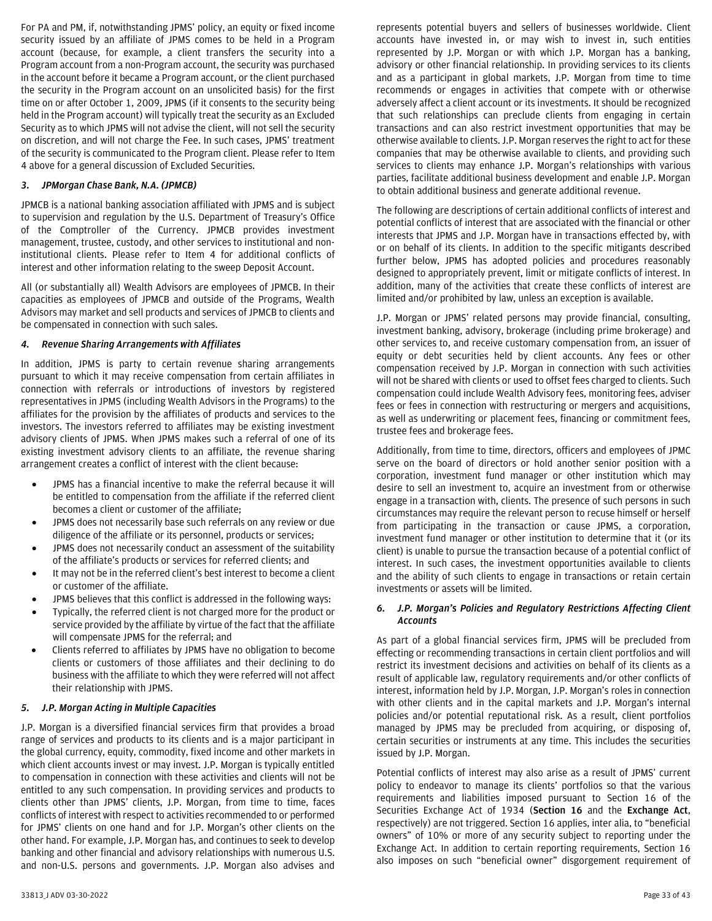For PA and PM, if, notwithstanding JPMS' policy, an equity or fixed income security issued by an affiliate of JPMS comes to be held in a Program account (because, for example, a client transfers the security into a Program account from a non-Program account, the security was purchased in the account before it became a Program account, or the client purchased the security in the Program account on an unsolicited basis) for the first time on or after October 1, 2009, JPMS (if it consents to the security being held in the Program account) will typically treat the security as an Excluded Security as to which JPMS will not advise the client, will not sell the security on discretion, and will not charge the Fee. In such cases, JPMS' treatment of the security is communicated to the Program client. Please refer to Item 4 above for a general discussion of Excluded Securities.

### *3. JPMorgan Chase Bank, N.A. (JPMCB)*

JPMCB is a national banking association affiliated with JPMS and is subject to supervision and regulation by the U.S. Department of Treasury's Office of the Comptroller of the Currency. JPMCB provides investment management, trustee, custody, and other services to institutional and non-institutional clients. Please refer to Item 4 for additional conflicts of interest and other information relating to the sweep Deposit Account.

All (or substantially all) Wealth Advisors are employees of JPMCB. In their capacities as employees of JPMCB and outside of the Programs, Wealth Advisors may market and sell products and services of JPMCB to clients and be compensated in connection with such sales.

### *4. Revenue Sharing Arrangements with Affiliates*

In addition, JPMS is party to certain revenue sharing arrangements pursuant to which it may receive compensation from certain affiliates in connection with referrals or introductions of investors by registered representatives in JPMS (including Wealth Advisors in the Programs) to the affiliates for the provision by the affiliates of products and services to the investors. The investors referred to affiliates may be existing investment advisory clients of JPMS. When JPMS makes such a referral of one of its existing investment advisory clients to an affiliate, the revenue sharing arrangement creates a conflict of interest with the client because:

- JPMS has a financial incentive to make the referral because it will be entitled to compensation from the affiliate if the referred client becomes a client or customer of the affiliate;
- JPMS does not necessarily base such referrals on any review or due diligence of the affiliate or its personnel, products or services;
- JPMS does not necessarily conduct an assessment of the suitability of the affiliate's products or services for referred clients; and
- It may not be in the referred client's best interest to become a client or customer of the affiliate.
- JPMS believes that this conflict is addressed in the following ways:
- Typically, the referred client is not charged more for the product or service provided by the affiliate by virtue of the fact that the affiliate will compensate JPMS for the referral; and
- Clients referred to affiliates by JPMS have no obligation to become clients or customers of those affiliates and their declining to do business with the affiliate to which they were referred will not affect their relationship with JPMS.

### *5. J.P. Morgan Acting in Multiple Capacities*

J.P. Morgan is a diversified financial services firm that provides a broad range of services and products to its clients and is a major participant in the global currency, equity, commodity, fixed income and other markets in which client accounts invest or may invest. J.P. Morgan is typically entitled to compensation in connection with these activities and clients will not be entitled to any such compensation. In providing services and products to clients other than JPMS' clients, J.P. Morgan, from time to time, faces conflicts of interest with respect to activities recommended to or performed for JPMS' clients on one hand and for J.P. Morgan's other clients on the other hand. For example, J.P. Morgan has, and continues to seek to develop banking and other financial and advisory relationships with numerous U.S. and non-U.S. persons and governments. J.P. Morgan also advises and represents potential buyers and sellers of businesses worldwide. Client accounts have invested in, or may wish to invest in, such entities represented by J.P. Morgan or with which J.P. Morgan has a banking, advisory or other financial relationship. In providing services to its clients and as a participant in global markets, J.P. Morgan from time to time recommends or engages in activities that compete with or otherwise adversely affect a client account or its investments. It should be recognized that such relationships can preclude clients from engaging in certain transactions and can also restrict investment opportunities that may be otherwise available to clients. J.P. Morgan reserves the right to act for these companies that may be otherwise available to clients, and providing such services to clients may enhance J.P. Morgan's relationships with various parties, facilitate additional business development and enable J.P. Morgan to obtain additional business and generate additional revenue.

The following are descriptions of certain additional conflicts of interest and potential conflicts of interest that are associated with the financial or other interests that JPMS and J.P. Morgan have in transactions effected by, with or on behalf of its clients. In addition to the specific mitigants described further below, JPMS has adopted policies and procedures reasonably designed to appropriately prevent, limit or mitigate conflicts of interest. In addition, many of the activities that create these conflicts of interest are limited and/or prohibited by law, unless an exception is available.

J.P. Morgan or JPMS' related persons may provide financial, consulting, investment banking, advisory, brokerage (including prime brokerage) and other services to, and receive customary compensation from, an issuer of equity or debt securities held by client accounts. Any fees or other compensation received by J.P. Morgan in connection with such activities will not be shared with clients or used to offset fees charged to clients. Such compensation could include Wealth Advisory fees, monitoring fees, adviser fees or fees in connection with restructuring or mergers and acquisitions, as well as underwriting or placement fees, financing or commitment fees, trustee fees and brokerage fees.

Additionally, from time to time, directors, officers and employees of JPMC serve on the board of directors or hold another senior position with a corporation, investment fund manager or other institution which may desire to sell an investment to, acquire an investment from or otherwise engage in a transaction with, clients. The presence of such persons in such circumstances may require the relevant person to recuse himself or herself from participating in the transaction or cause JPMS, a corporation, investment fund manager or other institution to determine that it (or its client) is unable to pursue the transaction because of a potential conflict of interest. In such cases, the investment opportunities available to clients and the ability of such clients to engage in transactions or retain certain investments or assets will be limited.

### *6. J.P. Morgan's Policies and Regulatory Restrictions Affecting Client Accounts*

As part of a global financial services firm, JPMS will be precluded from effecting or recommending transactions in certain client portfolios and will restrict its investment decisions and activities on behalf of its clients as a result of applicable law, regulatory requirements and/or other conflicts of interest, information held by J.P. Morgan, J.P. Morgan's roles in connection with other clients and in the capital markets and J.P. Morgan's internal policies and/or potential reputational risk. As a result, client portfolios managed by JPMS may be precluded from acquiring, or disposing of, certain securities or instruments at any time. This includes the securities issued by J.P. Morgan.

Potential conflicts of interest may also arise as a result of JPMS' current policy to endeavor to manage its clients' portfolios so that the various requirements and liabilities imposed pursuant to Section 16 of the Securities Exchange Act of 1934 (**Section 16** and the **Exchange Act**, respectively) are not triggered. Section 16 applies, inter alia, to "beneficial owners" of 10% or more of any security subject to reporting under the Exchange Act. In addition to certain reporting requirements, Section 16 also imposes on such "beneficial owner" disgorgement requirement of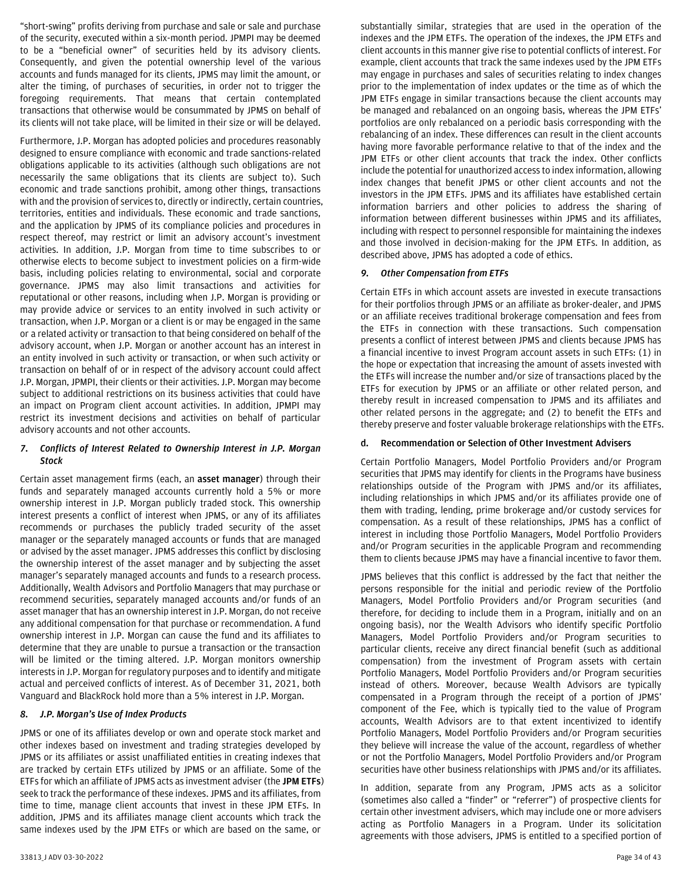"short-swing" profits deriving from purchase and sale or sale and purchase of the security, executed within a six-month period. JPMPI may be deemed to be a "beneficial owner" of securities held by its advisory clients. Consequently, and given the potential ownership level of the various accounts and funds managed for its clients, JPMS may limit the amount, or alter the timing, of purchases of securities, in order not to trigger the foregoing requirements. That means that certain contemplated transactions that otherwise would be consummated by JPMS on behalf of its clients will not take place, will be limited in their size or will be delayed.

Furthermore, J.P. Morgan has adopted policies and procedures reasonably designed to ensure compliance with economic and trade sanctions-related obligations applicable to its activities (although such obligations are not necessarily the same obligations that its clients are subject to). Such economic and trade sanctions prohibit, among other things, transactions with and the provision of services to, directly or indirectly, certain countries, territories, entities and individuals. These economic and trade sanctions, and the application by JPMS of its compliance policies and procedures in respect thereof, may restrict or limit an advisory account's investment activities. In addition, J.P. Morgan from time to time subscribes to or otherwise elects to become subject to investment policies on a firm-wide basis, including policies relating to environmental, social and corporate governance. JPMS may also limit transactions and activities for reputational or other reasons, including when J.P. Morgan is providing or may provide advice or services to an entity involved in such activity or transaction, when J.P. Morgan or a client is or may be engaged in the same or a related activity or transaction to that being considered on behalf of the advisory account, when J.P. Morgan or another account has an interest in an entity involved in such activity or transaction, or when such activity or transaction on behalf of or in respect of the advisory account could affect J.P. Morgan, JPMPI, their clients or their activities. J.P. Morgan may become subject to additional restrictions on its business activities that could have an impact on Program client account activities. In addition, JPMPI may restrict its investment decisions and activities on behalf of particular advisory accounts and not other accounts.

*7. Conflicts of Interest Related to Ownership Interest in J.P. Morgan Stock*

Certain asset management firms (each, an **asset manager**) through their funds and separately managed accounts currently hold a 5% or more ownership interest in J.P. Morgan publicly traded stock. This ownership interest presents a conflict of interest when JPMS, or any of its affiliates recommends or purchases the publicly traded security of the asset manager or the separately managed accounts or funds that are managed or advised by the asset manager. JPMS addresses this conflict by disclosing the ownership interest of the asset manager and by subjecting the asset manager's separately managed accounts and funds to a research process. Additionally, Wealth Advisors and Portfolio Managers that may purchase or recommend securities, separately managed accounts and/or funds of an asset manager that has an ownership interest in J.P. Morgan, do not receive any additional compensation for that purchase or recommendation. A fund ownership interest in J.P. Morgan can cause the fund and its affiliates to determine that they are unable to pursue a transaction or the transaction will be limited or the timing altered. J.P. Morgan monitors ownership interests in J.P. Morgan for regulatory purposes and to identify and mitigate actual and perceived conflicts of interest. As of December 31, 2021, both Vanguard and BlackRock hold more than a 5% interest in J.P. Morgan.

*8. J.P. Morgan's Use of Index Products*

JPMS or one of its affiliates develop or own and operate stock market and other indexes based on investment and trading strategies developed by JPMS or its affiliates or assist unaffiliated entities in creating indexes that are tracked by certain ETFs utilized by JPMS or an affiliate. Some of the ETFs for which an affiliate of JPMS acts as investment adviser (the **JPM ETFs**) seek to track the performance of these indexes. JPMS and its affiliates, from time to time, manage client accounts that invest in these JPM ETFs. In addition, JPMS and its affiliates manage client accounts which track the same indexes used by the JPM ETFs or which are based on the same, or substantially similar, strategies that are used in the operation of the indexes and the JPM ETFs. The operation of the indexes, the JPM ETFs and client accounts in this manner give rise to potential conflicts of interest. For example, client accounts that track the same indexes used by the JPM ETFs may engage in purchases and sales of securities relating to index changes prior to the implementation of index updates or the time as of which the JPM ETFs engage in similar transactions because the client accounts may be managed and rebalanced on an ongoing basis, whereas the JPM ETFs' portfolios are only rebalanced on a periodic basis corresponding with the rebalancing of an index. These differences can result in the client accounts having more favorable performance relative to that of the index and the JPM ETFs or other client accounts that track the index. Other conflicts include the potential for unauthorized access to index information, allowing index changes that benefit JPMS or other client accounts and not the investors in the JPM ETFs. JPMS and its affiliates have established certain information barriers and other policies to address the sharing of information between different businesses within JPMS and its affiliates, including with respect to personnel responsible for maintaining the indexes and those involved in decision-making for the JPM ETFs. In addition, as described above, JPMS has adopted a code of ethics.

*9. Other Compensation from ETFs*

Certain ETFs in which account assets are invested in execute transactions for their portfolios through JPMS or an affiliate as broker-dealer, and JPMS or an affiliate receives traditional brokerage compensation and fees from the ETFs in connection with these transactions. Such compensation presents a conflict of interest between JPMS and clients because JPMS has a financial incentive to invest Program account assets in such ETFs: (1) in the hope or expectation that increasing the amount of assets invested with the ETFs will increase the number and/or size of transactions placed by the ETFs for execution by JPMS or an affiliate or other related person, and thereby result in increased compensation to JPMS and its affiliates and other related persons in the aggregate; and (2) to benefit the ETFs and thereby preserve and foster valuable brokerage relationships with the ETFs.

**d. Recommendation or Selection of Other Investment Advisers**

Certain Portfolio Managers, Model Portfolio Providers and/or Program securities that JPMS may identify for clients in the Programs have business relationships outside of the Program with JPMS and/or its affiliates, including relationships in which JPMS and/or its affiliates provide one of them with trading, lending, prime brokerage and/or custody services for compensation. As a result of these relationships, JPMS has a conflict of interest in including those Portfolio Managers, Model Portfolio Providers and/or Program securities in the applicable Program and recommending them to clients because JPMS may have a financial incentive to favor them.

JPMS believes that this conflict is addressed by the fact that neither the persons responsible for the initial and periodic review of the Portfolio Managers, Model Portfolio Providers and/or Program securities (and therefore, for deciding to include them in a Program, initially and on an ongoing basis), nor the Wealth Advisors who identify specific Portfolio Managers, Model Portfolio Providers and/or Program securities to particular clients, receive any direct financial benefit (such as additional compensation) from the investment of Program assets with certain Portfolio Managers, Model Portfolio Providers and/or Program securities instead of others. Moreover, because Wealth Advisors are typically compensated in a Program through the receipt of a portion of JPMS' component of the Fee, which is typically tied to the value of Program accounts, Wealth Advisors are to that extent incentivized to identify Portfolio Managers, Model Portfolio Providers and/or Program securities they believe will increase the value of the account, regardless of whether or not the Portfolio Managers, Model Portfolio Providers and/or Program securities have other business relationships with JPMS and/or its affiliates.

In addition, separate from any Program, JPMS acts as a solicitor (sometimes also called a "finder" or "referrer") of prospective clients for certain other investment advisers, which may include one or more advisers acting as Portfolio Managers in a Program. Under its solicitation agreements with those advisers, JPMS is entitled to a specified portion of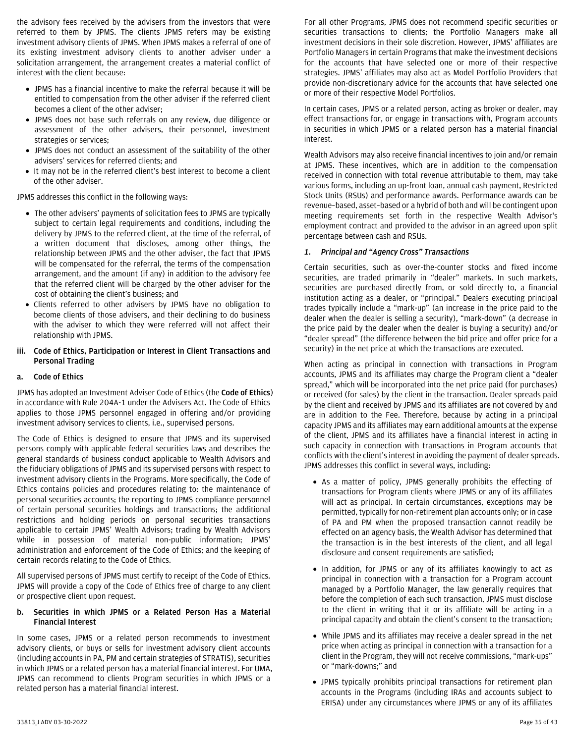the advisory fees received by the advisers from the investors that were referred to them by JPMS. The clients JPMS refers may be existing investment advisory clients of JPMS. When JPMS makes a referral of one of its existing investment advisory clients to another adviser under a solicitation arrangement, the arrangement creates a material conflict of interest with the client because:

- JPMS has a financial incentive to make the referral because it will be entitled to compensation from the other adviser if the referred client becomes a client of the other adviser;
- JPMS does not base such referrals on any review, due diligence or assessment of the other advisers, their personnel, investment strategies or services;
- JPMS does not conduct an assessment of the suitability of the other advisers' services for referred clients; and
- It may not be in the referred client's best interest to become a client of the other adviser.

JPMS addresses this conflict in the following ways:

- The other advisers' payments of solicitation fees to JPMS are typically subject to certain legal requirements and conditions, including the delivery by JPMS to the referred client, at the time of the referral, of a written document that discloses, among other things, the relationship between JPMS and the other adviser, the fact that JPMS will be compensated for the referral, the terms of the compensation arrangement, and the amount (if any) in addition to the advisory fee that the referred client will be charged by the other adviser for the cost of obtaining the client's business; and
- Clients referred to other advisers by JPMS have no obligation to become clients of those advisers, and their declining to do business with the adviser to which they were referred will not affect their relationship with JPMS.

### iii. Code of Ethics, Participation or Interest in Client Transactions and Personal Trading

#### a. Code of Ethics

JPMS has adopted an Investment Adviser Code of Ethics (the **Code of Ethics**) in accordance with Rule 204A-1 under the Advisers Act. The Code of Ethics applies to those JPMS personnel engaged in offering and/or providing investment advisory services to clients, i.e., supervised persons.

The Code of Ethics is designed to ensure that JPMS and its supervised persons comply with applicable federal securities laws and describes the general standards of business conduct applicable to Wealth Advisors and the fiduciary obligations of JPMS and its supervised persons with respect to investment advisory clients in the Programs. More specifically, the Code of Ethics contains policies and procedures relating to: the maintenance of personal securities accounts; the reporting to JPMS compliance personnel of certain personal securities holdings and transactions; the additional restrictions and holding periods on personal securities transactions applicable to certain JPMS' Wealth Advisors; trading by Wealth Advisors while in possession of material non-public information; JPMS' administration and enforcement of the Code of Ethics; and the keeping of certain records relating to the Code of Ethics.

All supervised persons of JPMS must certify to receipt of the Code of Ethics. JPMS will provide a copy of the Code of Ethics free of charge to any client or prospective client upon request.

#### b. Securities in which JPMS or a Related Person Has a Material Financial Interest

In some cases, JPMS or a related person recommends to investment advisory clients, or buys or sells for investment advisory client accounts (including accounts in PA, PM and certain strategies of STRATIS), securities in which JPMS or a related person has a material financial interest. For UMA, JPMS can recommend to clients Program securities in which JPMS or a related person has a material financial interest.

For all other Programs, JPMS does not recommend specific securities or securities transactions to clients; the Portfolio Managers make all investment decisions in their sole discretion. However, JPMS' affiliates are Portfolio Managers in certain Programs that make the investment decisions for the accounts that have selected one or more of their respective strategies. JPMS' affiliates may also act as Model Portfolio Providers that provide non-discretionary advice for the accounts that have selected one or more of their respective Model Portfolios.

In certain cases, JPMS or a related person, acting as broker or dealer, may effect transactions for, or engage in transactions with, Program accounts in securities in which JPMS or a related person has a material financial interest.

Wealth Advisors may also receive financial incentives to join and/or remain at JPMS. These incentives, which are in addition to the compensation received in connection with total revenue attributable to them, may take various forms, including an up-front loan, annual cash payment, Restricted Stock Units (RSUs) and performance awards. Performance awards can be revenue-based, asset-based or a hybrid of both and will be contingent upon meeting requirements set forth in the respective Wealth Advisor's employment contract and provided to the advisor in an agreed upon split percentage between cash and RSUs.

#### *1. Principal and "Agency Cross" Transactions*

Certain securities, such as over-the-counter stocks and fixed income securities, are traded primarily in "dealer" markets. In such markets, securities are purchased directly from, or sold directly to, a financial institution acting as a dealer, or "principal." Dealers executing principal trades typically include a "mark-up" (an increase in the price paid to the dealer when the dealer is selling a security), "mark-down" (a decrease in the price paid by the dealer when the dealer is buying a security) and/or "dealer spread" (the difference between the bid price and offer price for a security) in the net price at which the transactions are executed.

When acting as principal in connection with transactions in Program accounts, JPMS and its affiliates may charge the Program client a "dealer spread," which will be incorporated into the net price paid (for purchases) or received (for sales) by the client in the transaction. Dealer spreads paid by the client and received by JPMS and its affiliates are not covered by and are in addition to the Fee. Therefore, because by acting in a principal capacity JPMS and its affiliates may earn additional amounts at the expense of the client, JPMS and its affiliates have a financial interest in acting in such capacity in connection with transactions in Program accounts that conflicts with the client's interest in avoiding the payment of dealer spreads. JPMS addresses this conflict in several ways, including:

- As a matter of policy, JPMS generally prohibits the effecting of transactions for Program clients where JPMS or any of its affiliates will act as principal. In certain circumstances, exceptions may be permitted, typically for non-retirement plan accounts only; or in case of PA and PM when the proposed transaction cannot readily be effected on an agency basis, the Wealth Advisor has determined that the transaction is in the best interests of the client, and all legal disclosure and consent requirements are satisfied;
- In addition, for JPMS or any of its affiliates knowingly to act as principal in connection with a transaction for a Program account managed by a Portfolio Manager, the law generally requires that before the completion of each such transaction, JPMS must disclose to the client in writing that it or its affiliate will be acting in a principal capacity and obtain the client's consent to the transaction;
- While JPMS and its affiliates may receive a dealer spread in the net price when acting as principal in connection with a transaction for a client in the Program, they will not receive commissions, "mark-ups" or "mark-downs;" and
- JPMS typically prohibits principal transactions for retirement plan accounts in the Programs (including IRAs and accounts subject to ERISA) under any circumstances where JPMS or any of its affiliates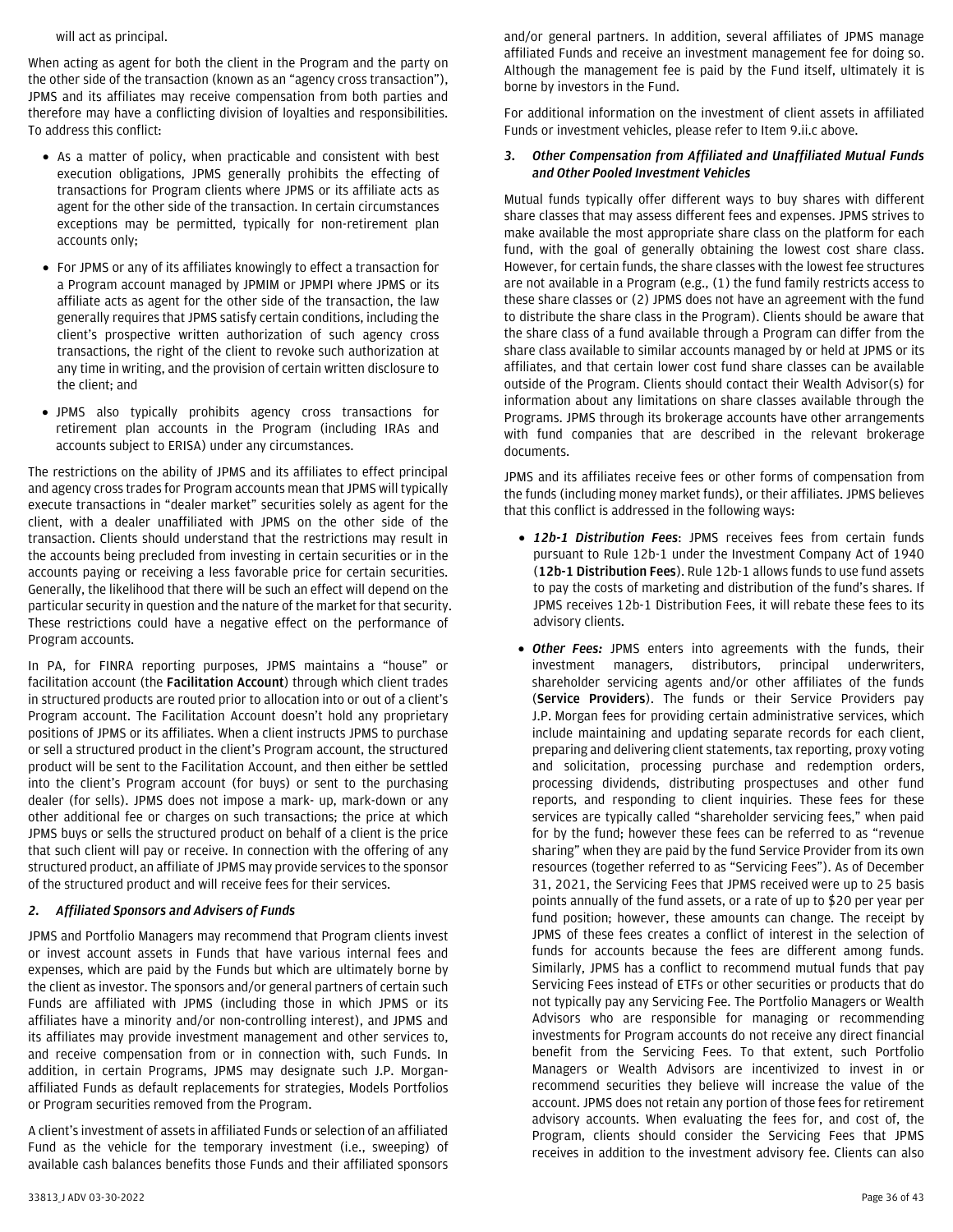will act as principal.

When acting as agent for both the client in the Program and the party on the other side of the transaction (known as an "agency cross transaction"), JPMS and its affiliates may receive compensation from both parties and therefore may have a conflicting division of loyalties and responsibilities. To address this conflict:

- As a matter of policy, when practicable and consistent with best execution obligations, JPMS generally prohibits the effecting of transactions for Program clients where JPMS or its affiliate acts as agent for the other side of the transaction. In certain circumstances exceptions may be permitted, typically for non-retirement plan accounts only;
- For JPMS or any of its affiliates knowingly to effect a transaction for a Program account managed by JPMIM or JPMPI where JPMS or its affiliate acts as agent for the other side of the transaction, the law generally requires that JPMS satisfy certain conditions, including the client's prospective written authorization of such agency cross transactions, the right of the client to revoke such authorization at any time in writing, and the provision of certain written disclosure to the client; and
- JPMS also typically prohibits agency cross transactions for retirement plan accounts in the Program (including IRAs and accounts subject to ERISA) under any circumstances.

The restrictions on the ability of JPMS and its affiliates to effect principal and agency cross trades for Program accounts mean that JPMS will typically execute transactions in "dealer market" securities solely as agent for the client, with a dealer unaffiliated with JPMS on the other side of the transaction. Clients should understand that the restrictions may result in the accounts being precluded from investing in certain securities or in the accounts paying or receiving a less favorable price for certain securities. Generally, the likelihood that there will be such an effect will depend on the particular security in question and the nature of the market for that security. These restrictions could have a negative effect on the performance of Program accounts.

In PA, for FINRA reporting purposes, JPMS maintains a "house" or facilitation account (the **Facilitation Account**) through which client trades in structured products are routed prior to allocation into or out of a client's Program account. The Facilitation Account doesn't hold any proprietary positions of JPMS or its affiliates. When a client instructs JPMS to purchase or sell a structured product in the client's Program account, the structured product will be sent to the Facilitation Account, and then either be settled into the client's Program account (for buys) or sent to the purchasing dealer (for sells). JPMS does not impose a mark- up, mark-down or any other additional fee or charges on such transactions; the price at which JPMS buys or sells the structured product on behalf of a client is the price that such client will pay or receive. In connection with the offering of any structured product, an affiliate of JPMS may provide services to the sponsor of the structured product and will receive fees for their services.

### *2. Affiliated Sponsors and Advisers of Funds*

JPMS and Portfolio Managers may recommend that Program clients invest or invest account assets in Funds that have various internal fees and expenses, which are paid by the Funds but which are ultimately borne by the client as investor. The sponsors and/or general partners of certain such Funds are affiliated with JPMS (including those in which JPMS or its affiliates have a minority and/or non-controlling interest), and JPMS and its affiliates may provide investment management and other services to, and receive compensation from or in connection with, such Funds. In addition, in certain Programs, JPMS may designate such J.P. Morgan-affiliated Funds as default replacements for strategies, Models Portfolios or Program securities removed from the Program.

A client's investment of assets in affiliated Funds or selection of an affiliated Fund as the vehicle for the temporary investment (i.e., sweeping) of available cash balances benefits those Funds and their affiliated sponsors and/or general partners. In addition, several affiliates of JPMS manage affiliated Funds and receive an investment management fee for doing so. Although the management fee is paid by the Fund itself, ultimately it is borne by investors in the Fund.

For additional information on the investment of client assets in affiliated Funds or investment vehicles, please refer to Item 9.ii.c above.

### *3. Other Compensation from Affiliated and Unaffiliated Mutual Funds and Other Pooled Investment Vehicles*

Mutual funds typically offer different ways to buy shares with different share classes that may assess different fees and expenses. JPMS strives to make available the most appropriate share class on the platform for each fund, with the goal of generally obtaining the lowest cost share class. However, for certain funds, the share classes with the lowest fee structures are not available in a Program (e.g., (1) the fund family restricts access to these share classes or (2) JPMS does not have an agreement with the fund to distribute the share class in the Program). Clients should be aware that the share class of a fund available through a Program can differ from the share class available to similar accounts managed by or held at JPMS or its affiliates, and that certain lower cost fund share classes can be available outside of the Program. Clients should contact their Wealth Advisor(s) for information about any limitations on share classes available through the Programs. JPMS through its brokerage accounts have other arrangements with fund companies that are described in the relevant brokerage documents.

JPMS and its affiliates receive fees or other forms of compensation from the funds (including money market funds), or their affiliates. JPMS believes that this conflict is addressed in the following ways:

- ***12b-1 Distribution Fees***: JPMS receives fees from certain funds pursuant to Rule 12b-1 under the Investment Company Act of 1940 (**12b-1 Distribution Fees**). Rule 12b-1 allows funds to use fund assets to pay the costs of marketing and distribution of the fund's shares. If JPMS receives 12b-1 Distribution Fees, it will rebate these fees to its advisory clients.
- ***Other Fees:*** JPMS enters into agreements with the funds, their investment managers, distributors, principal underwriters, shareholder servicing agents and/or other affiliates of the funds (**Service Providers**). The funds or their Service Providers pay J.P. Morgan fees for providing certain administrative services, which include maintaining and updating separate records for each client, preparing and delivering client statements, tax reporting, proxy voting and solicitation, processing purchase and redemption orders, processing dividends, distributing prospectuses and other fund reports, and responding to client inquiries. These fees for these services are typically called "shareholder servicing fees," when paid for by the fund; however these fees can be referred to as "revenue sharing" when they are paid by the fund Service Provider from its own resources (together referred to as "Servicing Fees"). As of December 31, 2021, the Servicing Fees that JPMS received were up to 25 basis points annually of the fund assets, or a rate of up to $20 per year per fund position; however, these amounts can change. The receipt by JPMS of these fees creates a conflict of interest in the selection of funds for accounts because the fees are different among funds. Similarly, JPMS has a conflict to recommend mutual funds that pay Servicing Fees instead of ETFs or other securities or products that do not typically pay any Servicing Fee. The Portfolio Managers or Wealth Advisors who are responsible for managing or recommending investments for Program accounts do not receive any direct financial benefit from the Servicing Fees. To that extent, such Portfolio Managers or Wealth Advisors are incentivized to invest in or recommend securities they believe will increase the value of the account. JPMS does not retain any portion of those fees for retirement advisory accounts. When evaluating the fees for, and cost of, the Program, clients should consider the Servicing Fees that JPMS receives in addition to the investment advisory fee. Clients can also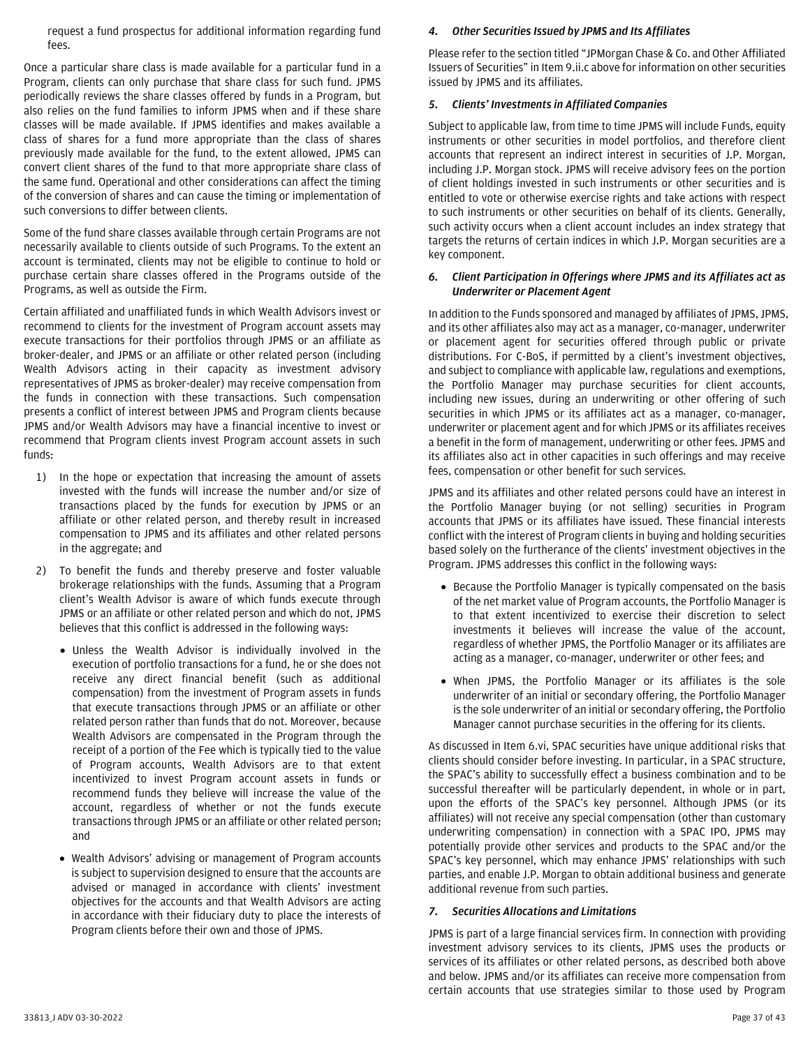request a fund prospectus for additional information regarding fund fees.

Once a particular share class is made available for a particular fund in a Program, clients can only purchase that share class for such fund. JPMS periodically reviews the share classes offered by funds in a Program, but also relies on the fund families to inform JPMS when and if these share classes will be made available. If JPMS identifies and makes available a class of shares for a fund more appropriate than the class of shares previously made available for the fund, to the extent allowed, JPMS can convert client shares of the fund to that more appropriate share class of the same fund. Operational and other considerations can affect the timing of the conversion of shares and can cause the timing or implementation of such conversions to differ between clients.

Some of the fund share classes available through certain Programs are not necessarily available to clients outside of such Programs. To the extent an account is terminated, clients may not be eligible to continue to hold or purchase certain share classes offered in the Programs outside of the Programs, as well as outside the Firm.

Certain affiliated and unaffiliated funds in which Wealth Advisors invest or recommend to clients for the investment of Program account assets may execute transactions for their portfolios through JPMS or an affiliate as broker-dealer, and JPMS or an affiliate or other related person (including Wealth Advisors acting in their capacity as investment advisory representatives of JPMS as broker-dealer) may receive compensation from the funds in connection with these transactions. Such compensation presents a conflict of interest between JPMS and Program clients because JPMS and/or Wealth Advisors may have a financial incentive to invest or recommend that Program clients invest Program account assets in such funds:

1) In the hope or expectation that increasing the amount of assets invested with the funds will increase the number and/or size of transactions placed by the funds for execution by JPMS or an affiliate or other related person, and thereby result in increased compensation to JPMS and its affiliates and other related persons in the aggregate; and
2) To benefit the funds and thereby preserve and foster valuable brokerage relationships with the funds. Assuming that a Program client's Wealth Advisor is aware of which funds execute through JPMS or an affiliate or other related person and which do not, JPMS believes that this conflict is addressed in the following ways:
   - Unless the Wealth Advisor is individually involved in the execution of portfolio transactions for a fund, he or she does not receive any direct financial benefit (such as additional compensation) from the investment of Program assets in funds that execute transactions through JPMS or an affiliate or other related person rather than funds that do not. Moreover, because Wealth Advisors are compensated in the Program through the receipt of a portion of the Fee which is typically tied to the value of Program accounts, Wealth Advisors are to that extent incentivized to invest Program account assets in funds or recommend funds they believe will increase the value of the account, regardless of whether or not the funds execute transactions through JPMS or an affiliate or other related person; and
   - Wealth Advisors' advising or management of Program accounts is subject to supervision designed to ensure that the accounts are advised or managed in accordance with clients' investment objectives for the accounts and that Wealth Advisors are acting in accordance with their fiduciary duty to place the interests of Program clients before their own and those of JPMS.

### *4. Other Securities Issued by JPMS and Its Affiliates*

Please refer to the section titled "JPMorgan Chase & Co. and Other Affiliated Issuers of Securities" in Item 9.ii.c above for information on other securities issued by JPMS and its affiliates.

### *5. Clients' Investments in Affiliated Companies*

Subject to applicable law, from time to time JPMS will include Funds, equity instruments or other securities in model portfolios, and therefore client accounts that represent an indirect interest in securities of J.P. Morgan, including J.P. Morgan stock. JPMS will receive advisory fees on the portion of client holdings invested in such instruments or other securities and is entitled to vote or otherwise exercise rights and take actions with respect to such instruments or other securities on behalf of its clients. Generally, such activity occurs when a client account includes an index strategy that targets the returns of certain indices in which J.P. Morgan securities are a key component.

### *6. Client Participation in Offerings where JPMS and its Affiliates act as Underwriter or Placement Agent*

In addition to the Funds sponsored and managed by affiliates of JPMS, JPMS, and its other affiliates also may act as a manager, co-manager, underwriter or placement agent for securities offered through public or private distributions. For C-BoS, if permitted by a client's investment objectives, and subject to compliance with applicable law, regulations and exemptions, the Portfolio Manager may purchase securities for client accounts, including new issues, during an underwriting or other offering of such securities in which JPMS or its affiliates act as a manager, co-manager, underwriter or placement agent and for which JPMS or its affiliates receives a benefit in the form of management, underwriting or other fees. JPMS and its affiliates also act in other capacities in such offerings and may receive fees, compensation or other benefit for such services.

JPMS and its affiliates and other related persons could have an interest in the Portfolio Manager buying (or not selling) securities in Program accounts that JPMS or its affiliates have issued. These financial interests conflict with the interest of Program clients in buying and holding securities based solely on the furtherance of the clients' investment objectives in the Program. JPMS addresses this conflict in the following ways:

- Because the Portfolio Manager is typically compensated on the basis of the net market value of Program accounts, the Portfolio Manager is to that extent incentivized to exercise their discretion to select investments it believes will increase the value of the account, regardless of whether JPMS, the Portfolio Manager or its affiliates are acting as a manager, co-manager, underwriter or other fees; and
- When JPMS, the Portfolio Manager or its affiliates is the sole underwriter of an initial or secondary offering, the Portfolio Manager is the sole underwriter of an initial or secondary offering, the Portfolio Manager cannot purchase securities in the offering for its clients.

As discussed in Item 6.vi, SPAC securities have unique additional risks that clients should consider before investing. In particular, in a SPAC structure, the SPAC's ability to successfully effect a business combination and to be successful thereafter will be particularly dependent, in whole or in part, upon the efforts of the SPAC's key personnel. Although JPMS (or its affiliates) will not receive any special compensation (other than customary underwriting compensation) in connection with a SPAC IPO, JPMS may potentially provide other services and products to the SPAC and/or the SPAC's key personnel, which may enhance JPMS' relationships with such parties, and enable J.P. Morgan to obtain additional business and generate additional revenue from such parties.

### *7. Securities Allocations and Limitations*

JPMS is part of a large financial services firm. In connection with providing investment advisory services to its clients, JPMS uses the products or services of its affiliates or other related persons, as described both above and below. JPMS and/or its affiliates can receive more compensation from certain accounts that use strategies similar to those used by Program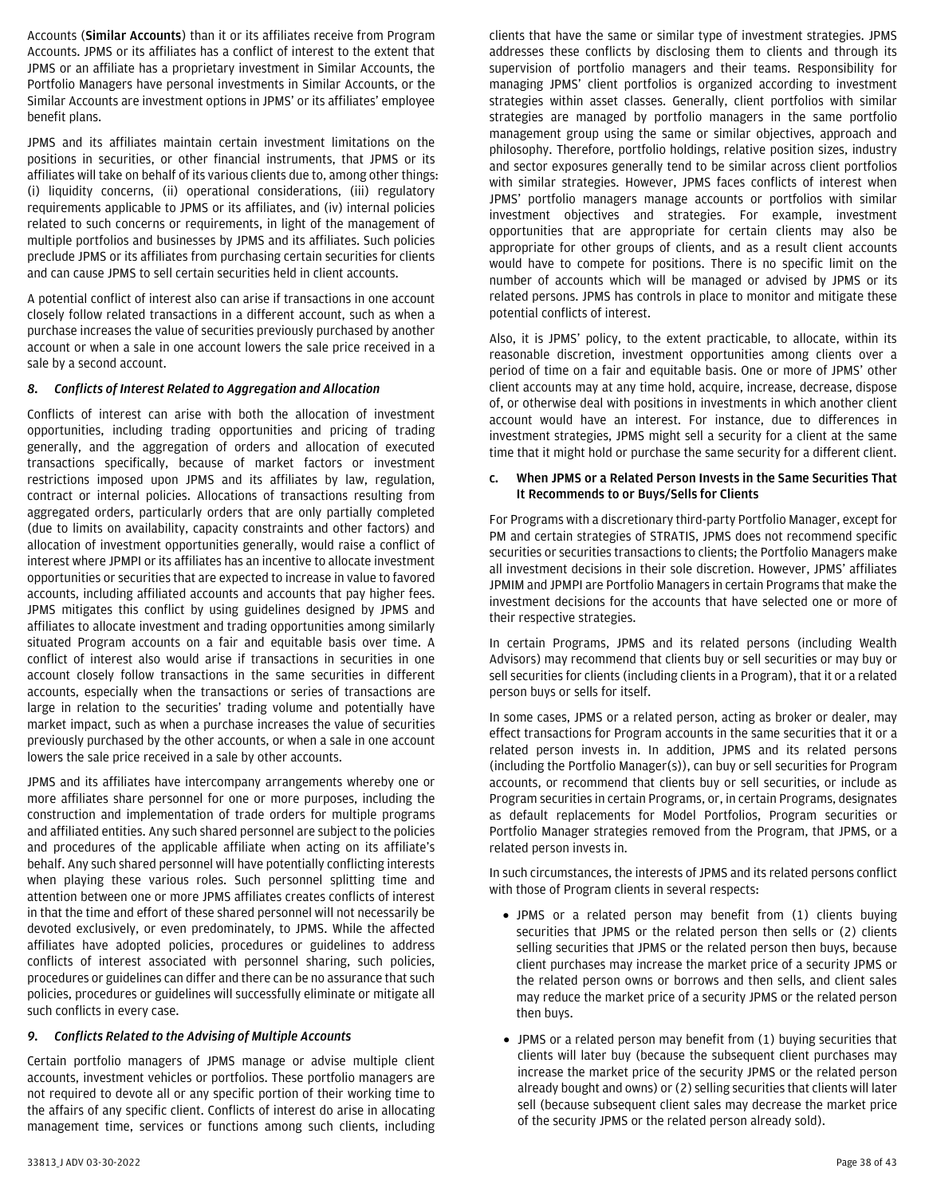Accounts (**Similar Accounts**) than it or its affiliates receive from Program Accounts. JPMS or its affiliates has a conflict of interest to the extent that JPMS or an affiliate has a proprietary investment in Similar Accounts, the Portfolio Managers have personal investments in Similar Accounts, or the Similar Accounts are investment options in JPMS' or its affiliates' employee benefit plans.

JPMS and its affiliates maintain certain investment limitations on the positions in securities, or other financial instruments, that JPMS or its affiliates will take on behalf of its various clients due to, among other things: (i) liquidity concerns, (ii) operational considerations, (iii) regulatory requirements applicable to JPMS or its affiliates, and (iv) internal policies related to such concerns or requirements, in light of the management of multiple portfolios and businesses by JPMS and its affiliates. Such policies preclude JPMS or its affiliates from purchasing certain securities for clients and can cause JPMS to sell certain securities held in client accounts.

A potential conflict of interest also can arise if transactions in one account closely follow related transactions in a different account, such as when a purchase increases the value of securities previously purchased by another account or when a sale in one account lowers the sale price received in a sale by a second account.

### *8. Conflicts of Interest Related to Aggregation and Allocation*

Conflicts of interest can arise with both the allocation of investment opportunities, including trading opportunities and pricing of trading generally, and the aggregation of orders and allocation of executed transactions specifically, because of market factors or investment restrictions imposed upon JPMS and its affiliates by law, regulation, contract or internal policies. Allocations of transactions resulting from aggregated orders, particularly orders that are only partially completed (due to limits on availability, capacity constraints and other factors) and allocation of investment opportunities generally, would raise a conflict of interest where JPMPI or its affiliates has an incentive to allocate investment opportunities or securities that are expected to increase in value to favored accounts, including affiliated accounts and accounts that pay higher fees. JPMS mitigates this conflict by using guidelines designed by JPMS and affiliates to allocate investment and trading opportunities among similarly situated Program accounts on a fair and equitable basis over time. A conflict of interest also would arise if transactions in securities in one account closely follow transactions in the same securities in different accounts, especially when the transactions or series of transactions are large in relation to the securities' trading volume and potentially have market impact, such as when a purchase increases the value of securities previously purchased by the other accounts, or when a sale in one account lowers the sale price received in a sale by other accounts.

JPMS and its affiliates have intercompany arrangements whereby one or more affiliates share personnel for one or more purposes, including the construction and implementation of trade orders for multiple programs and affiliated entities. Any such shared personnel are subject to the policies and procedures of the applicable affiliate when acting on its affiliate's behalf. Any such shared personnel will have potentially conflicting interests when playing these various roles. Such personnel splitting time and attention between one or more JPMS affiliates creates conflicts of interest in that the time and effort of these shared personnel will not necessarily be devoted exclusively, or even predominately, to JPMS. While the affected affiliates have adopted policies, procedures or guidelines to address conflicts of interest associated with personnel sharing, such policies, procedures or guidelines can differ and there can be no assurance that such policies, procedures or guidelines will successfully eliminate or mitigate all such conflicts in every case.

### *9. Conflicts Related to the Advising of Multiple Accounts*

Certain portfolio managers of JPMS manage or advise multiple client accounts, investment vehicles or portfolios. These portfolio managers are not required to devote all or any specific portion of their working time to the affairs of any specific client. Conflicts of interest do arise in allocating management time, services or functions among such clients, including clients that have the same or similar type of investment strategies. JPMS addresses these conflicts by disclosing them to clients and through its supervision of portfolio managers and their teams. Responsibility for managing JPMS' client portfolios is organized according to investment strategies within asset classes. Generally, client portfolios with similar strategies are managed by portfolio managers in the same portfolio management group using the same or similar objectives, approach and philosophy. Therefore, portfolio holdings, relative position sizes, industry and sector exposures generally tend to be similar across client portfolios with similar strategies. However, JPMS faces conflicts of interest when JPMS' portfolio managers manage accounts or portfolios with similar investment objectives and strategies. For example, investment opportunities that are appropriate for certain clients may also be appropriate for other groups of clients, and as a result client accounts would have to compete for positions. There is no specific limit on the number of accounts which will be managed or advised by JPMS or its related persons. JPMS has controls in place to monitor and mitigate these potential conflicts of interest.

Also, it is JPMS' policy, to the extent practicable, to allocate, within its reasonable discretion, investment opportunities among clients over a period of time on a fair and equitable basis. One or more of JPMS' other client accounts may at any time hold, acquire, increase, decrease, dispose of, or otherwise deal with positions in investments in which another client account would have an interest. For instance, due to differences in investment strategies, JPMS might sell a security for a client at the same time that it might hold or purchase the same security for a different client.

### c. When JPMS or a Related Person Invests in the Same Securities That It Recommends to or Buys/Sells for Clients

For Programs with a discretionary third-party Portfolio Manager, except for PM and certain strategies of STRATIS, JPMS does not recommend specific securities or securities transactions to clients; the Portfolio Managers make all investment decisions in their sole discretion. However, JPMS' affiliates JPMIM and JPMPI are Portfolio Managers in certain Programs that make the investment decisions for the accounts that have selected one or more of their respective strategies.

In certain Programs, JPMS and its related persons (including Wealth Advisors) may recommend that clients buy or sell securities or may buy or sell securities for clients (including clients in a Program), that it or a related person buys or sells for itself.

In some cases, JPMS or a related person, acting as broker or dealer, may effect transactions for Program accounts in the same securities that it or a related person invests in. In addition, JPMS and its related persons (including the Portfolio Manager(s)), can buy or sell securities for Program accounts, or recommend that clients buy or sell securities, or include as Program securities in certain Programs, or, in certain Programs, designates as default replacements for Model Portfolios, Program securities or Portfolio Manager strategies removed from the Program, that JPMS, or a related person invests in.

In such circumstances, the interests of JPMS and its related persons conflict with those of Program clients in several respects:

- JPMS or a related person may benefit from (1) clients buying securities that JPMS or the related person then sells or (2) clients selling securities that JPMS or the related person then buys, because client purchases may increase the market price of a security JPMS or the related person owns or borrows and then sells, and client sales may reduce the market price of a security JPMS or the related person then buys.
- JPMS or a related person may benefit from (1) buying securities that clients will later buy (because the subsequent client purchases may increase the market price of the security JPMS or the related person already bought and owns) or (2) selling securities that clients will later sell (because subsequent client sales may decrease the market price of the security JPMS or the related person already sold).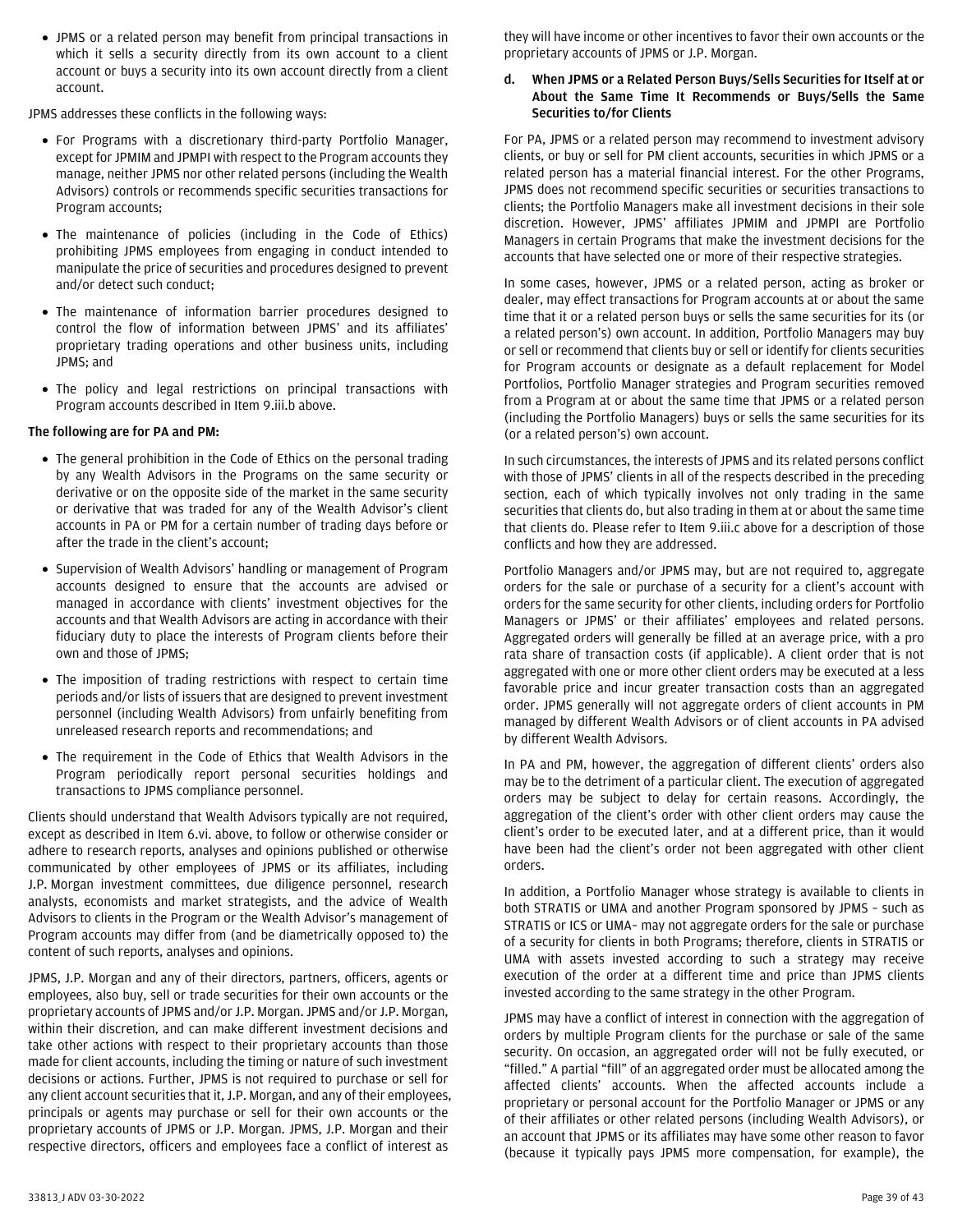- JPMS or a related person may benefit from principal transactions in which it sells a security directly from its own account to a client account or buys a security into its own account directly from a client account.

JPMS addresses these conflicts in the following ways:

- For Programs with a discretionary third-party Portfolio Manager, except for JPMIM and JPMPI with respect to the Program accounts they manage, neither JPMS nor other related persons (including the Wealth Advisors) controls or recommends specific securities transactions for Program accounts;
- The maintenance of policies (including in the Code of Ethics) prohibiting JPMS employees from engaging in conduct intended to manipulate the price of securities and procedures designed to prevent and/or detect such conduct;
- The maintenance of information barrier procedures designed to control the flow of information between JPMS' and its affiliates' proprietary trading operations and other business units, including JPMS; and
- The policy and legal restrictions on principal transactions with Program accounts described in Item 9.iii.b above.

**The following are for PA and PM:**

- The general prohibition in the Code of Ethics on the personal trading by any Wealth Advisors in the Programs on the same security or derivative or on the opposite side of the market in the same security or derivative that was traded for any of the Wealth Advisor's client accounts in PA or PM for a certain number of trading days before or after the trade in the client's account;
- Supervision of Wealth Advisors' handling or management of Program accounts designed to ensure that the accounts are advised or managed in accordance with clients' investment objectives for the accounts and that Wealth Advisors are acting in accordance with their fiduciary duty to place the interests of Program clients before their own and those of JPMS;
- The imposition of trading restrictions with respect to certain time periods and/or lists of issuers that are designed to prevent investment personnel (including Wealth Advisors) from unfairly benefiting from unreleased research reports and recommendations; and
- The requirement in the Code of Ethics that Wealth Advisors in the Program periodically report personal securities holdings and transactions to JPMS compliance personnel.

Clients should understand that Wealth Advisors typically are not required, except as described in Item 6.vi. above, to follow or otherwise consider or adhere to research reports, analyses and opinions published or otherwise communicated by other employees of JPMS or its affiliates, including J.P. Morgan investment committees, due diligence personnel, research analysts, economists and market strategists, and the advice of Wealth Advisors to clients in the Program or the Wealth Advisor's management of Program accounts may differ from (and be diametrically opposed to) the content of such reports, analyses and opinions.

JPMS, J.P. Morgan and any of their directors, partners, officers, agents or employees, also buy, sell or trade securities for their own accounts or the proprietary accounts of JPMS and/or J.P. Morgan. JPMS and/or J.P. Morgan, within their discretion, and can make different investment decisions and take other actions with respect to their proprietary accounts than those made for client accounts, including the timing or nature of such investment decisions or actions. Further, JPMS is not required to purchase or sell for any client account securities that it, J.P. Morgan, and any of their employees, principals or agents may purchase or sell for their own accounts or the proprietary accounts of JPMS or J.P. Morgan. JPMS, J.P. Morgan and their respective directors, officers and employees face a conflict of interest as they will have income or other incentives to favor their own accounts or the proprietary accounts of JPMS or J.P. Morgan.

**d. When JPMS or a Related Person Buys/Sells Securities for Itself at or About the Same Time It Recommends or Buys/Sells the Same Securities to/for Clients**

For PA, JPMS or a related person may recommend to investment advisory clients, or buy or sell for PM client accounts, securities in which JPMS or a related person has a material financial interest. For the other Programs, JPMS does not recommend specific securities or securities transactions to clients; the Portfolio Managers make all investment decisions in their sole discretion. However, JPMS' affiliates JPMIM and JPMPI are Portfolio Managers in certain Programs that make the investment decisions for the accounts that have selected one or more of their respective strategies.

In some cases, however, JPMS or a related person, acting as broker or dealer, may effect transactions for Program accounts at or about the same time that it or a related person buys or sells the same securities for its (or a related person's) own account. In addition, Portfolio Managers may buy or sell or recommend that clients buy or sell or identify for clients securities for Program accounts or designate as a default replacement for Model Portfolios, Portfolio Manager strategies and Program securities removed from a Program at or about the same time that JPMS or a related person (including the Portfolio Managers) buys or sells the same securities for its (or a related person's) own account.

In such circumstances, the interests of JPMS and its related persons conflict with those of JPMS' clients in all of the respects described in the preceding section, each of which typically involves not only trading in the same securities that clients do, but also trading in them at or about the same time that clients do. Please refer to Item 9.iii.c above for a description of those conflicts and how they are addressed.

Portfolio Managers and/or JPMS may, but are not required to, aggregate orders for the sale or purchase of a security for a client's account with orders for the same security for other clients, including orders for Portfolio Managers or JPMS' or their affiliates' employees and related persons. Aggregated orders will generally be filled at an average price, with a pro rata share of transaction costs (if applicable). A client order that is not aggregated with one or more other client orders may be executed at a less favorable price and incur greater transaction costs than an aggregated order. JPMS generally will not aggregate orders of client accounts in PM managed by different Wealth Advisors or of client accounts in PA advised by different Wealth Advisors.

In PA and PM, however, the aggregation of different clients' orders also may be to the detriment of a particular client. The execution of aggregated orders may be subject to delay for certain reasons. Accordingly, the aggregation of the client's order with other client orders may cause the client's order to be executed later, and at a different price, than it would have been had the client's order not been aggregated with other client orders.

In addition, a Portfolio Manager whose strategy is available to clients in both STRATIS or UMA and another Program sponsored by JPMS – such as STRATIS or ICS or UMA– may not aggregate orders for the sale or purchase of a security for clients in both Programs; therefore, clients in STRATIS or UMA with assets invested according to such a strategy may receive execution of the order at a different time and price than JPMS clients invested according to the same strategy in the other Program.

JPMS may have a conflict of interest in connection with the aggregation of orders by multiple Program clients for the purchase or sale of the same security. On occasion, an aggregated order will not be fully executed, or "filled." A partial "fill" of an aggregated order must be allocated among the affected clients' accounts. When the affected accounts include a proprietary or personal account for the Portfolio Manager or JPMS or any of their affiliates or other related persons (including Wealth Advisors), or an account that JPMS or its affiliates may have some other reason to favor (because it typically pays JPMS more compensation, for example), the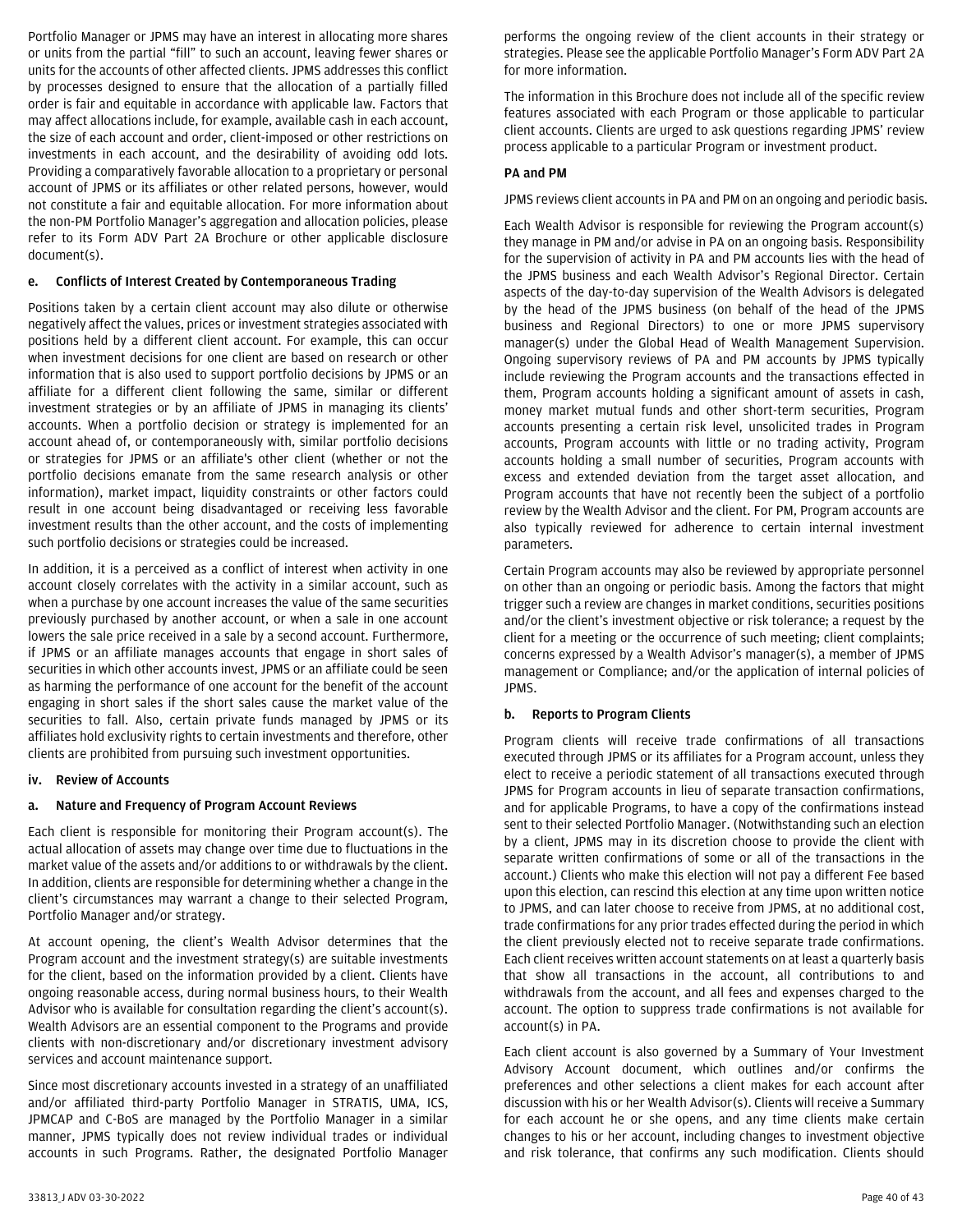Portfolio Manager or JPMS may have an interest in allocating more shares or units from the partial "fill" to such an account, leaving fewer shares or units for the accounts of other affected clients. JPMS addresses this conflict by processes designed to ensure that the allocation of a partially filled order is fair and equitable in accordance with applicable law. Factors that may affect allocations include, for example, available cash in each account, the size of each account and order, client-imposed or other restrictions on investments in each account, and the desirability of avoiding odd lots. Providing a comparatively favorable allocation to a proprietary or personal account of JPMS or its affiliates or other related persons, however, would not constitute a fair and equitable allocation. For more information about the non-PM Portfolio Manager's aggregation and allocation policies, please refer to its Form ADV Part 2A Brochure or other applicable disclosure document(s).

#### e. Conflicts of Interest Created by Contemporaneous Trading

Positions taken by a certain client account may also dilute or otherwise negatively affect the values, prices or investment strategies associated with positions held by a different client account. For example, this can occur when investment decisions for one client are based on research or other information that is also used to support portfolio decisions by JPMS or an affiliate for a different client following the same, similar or different investment strategies or by an affiliate of JPMS in managing its clients' accounts. When a portfolio decision or strategy is implemented for an account ahead of, or contemporaneously with, similar portfolio decisions or strategies for JPMS or an affiliate's other client (whether or not the portfolio decisions emanate from the same research analysis or other information), market impact, liquidity constraints or other factors could result in one account being disadvantaged or receiving less favorable investment results than the other account, and the costs of implementing such portfolio decisions or strategies could be increased.

In addition, it is a perceived as a conflict of interest when activity in one account closely correlates with the activity in a similar account, such as when a purchase by one account increases the value of the same securities previously purchased by another account, or when a sale in one account lowers the sale price received in a sale by a second account. Furthermore, if JPMS or an affiliate manages accounts that engage in short sales of securities in which other accounts invest, JPMS or an affiliate could be seen as harming the performance of one account for the benefit of the account engaging in short sales if the short sales cause the market value of the securities to fall. Also, certain private funds managed by JPMS or its affiliates hold exclusivity rights to certain investments and therefore, other clients are prohibited from pursuing such investment opportunities.

### iv. Review of Accounts

#### a. Nature and Frequency of Program Account Reviews

Each client is responsible for monitoring their Program account(s). The actual allocation of assets may change over time due to fluctuations in the market value of the assets and/or additions to or withdrawals by the client. In addition, clients are responsible for determining whether a change in the client's circumstances may warrant a change to their selected Program, Portfolio Manager and/or strategy.

At account opening, the client's Wealth Advisor determines that the Program account and the investment strategy(s) are suitable investments for the client, based on the information provided by a client. Clients have ongoing reasonable access, during normal business hours, to their Wealth Advisor who is available for consultation regarding the client's account(s). Wealth Advisors are an essential component to the Programs and provide clients with non-discretionary and/or discretionary investment advisory services and account maintenance support.

Since most discretionary accounts invested in a strategy of an unaffiliated and/or affiliated third-party Portfolio Manager in STRATIS, UMA, ICS, JPMCAP and C-BoS are managed by the Portfolio Manager in a similar manner, JPMS typically does not review individual trades or individual accounts in such Programs. Rather, the designated Portfolio Manager performs the ongoing review of the client accounts in their strategy or strategies. Please see the applicable Portfolio Manager's Form ADV Part 2A for more information.

The information in this Brochure does not include all of the specific review features associated with each Program or those applicable to particular client accounts. Clients are urged to ask questions regarding JPMS' review process applicable to a particular Program or investment product.

**PA and PM**

JPMS reviews client accounts in PA and PM on an ongoing and periodic basis.

Each Wealth Advisor is responsible for reviewing the Program account(s) they manage in PM and/or advise in PA on an ongoing basis. Responsibility for the supervision of activity in PA and PM accounts lies with the head of the JPMS business and each Wealth Advisor's Regional Director. Certain aspects of the day-to-day supervision of the Wealth Advisors is delegated by the head of the JPMS business (on behalf of the head of the JPMS business and Regional Directors) to one or more JPMS supervisory manager(s) under the Global Head of Wealth Management Supervision. Ongoing supervisory reviews of PA and PM accounts by JPMS typically include reviewing the Program accounts and the transactions effected in them, Program accounts holding a significant amount of assets in cash, money market mutual funds and other short-term securities, Program accounts presenting a certain risk level, unsolicited trades in Program accounts, Program accounts with little or no trading activity, Program accounts holding a small number of securities, Program accounts with excess and extended deviation from the target asset allocation, and Program accounts that have not recently been the subject of a portfolio review by the Wealth Advisor and the client. For PM, Program accounts are also typically reviewed for adherence to certain internal investment parameters.

Certain Program accounts may also be reviewed by appropriate personnel on other than an ongoing or periodic basis. Among the factors that might trigger such a review are changes in market conditions, securities positions and/or the client's investment objective or risk tolerance; a request by the client for a meeting or the occurrence of such meeting; client complaints; concerns expressed by a Wealth Advisor's manager(s), a member of JPMS management or Compliance; and/or the application of internal policies of JPMS.

#### b. Reports to Program Clients

Program clients will receive trade confirmations of all transactions executed through JPMS or its affiliates for a Program account, unless they elect to receive a periodic statement of all transactions executed through JPMS for Program accounts in lieu of separate transaction confirmations, and for applicable Programs, to have a copy of the confirmations instead sent to their selected Portfolio Manager. (Notwithstanding such an election by a client, JPMS may in its discretion choose to provide the client with separate written confirmations of some or all of the transactions in the account.) Clients who make this election will not pay a different Fee based upon this election, can rescind this election at any time upon written notice to JPMS, and can later choose to receive from JPMS, at no additional cost, trade confirmations for any prior trades effected during the period in which the client previously elected not to receive separate trade confirmations. Each client receives written account statements on at least a quarterly basis that show all transactions in the account, all contributions to and withdrawals from the account, and all fees and expenses charged to the account. The option to suppress trade confirmations is not available for account(s) in PA.

Each client account is also governed by a Summary of Your Investment Advisory Account document, which outlines and/or confirms the preferences and other selections a client makes for each account after discussion with his or her Wealth Advisor(s). Clients will receive a Summary for each account he or she opens, and any time clients make certain changes to his or her account, including changes to investment objective and risk tolerance, that confirms any such modification. Clients should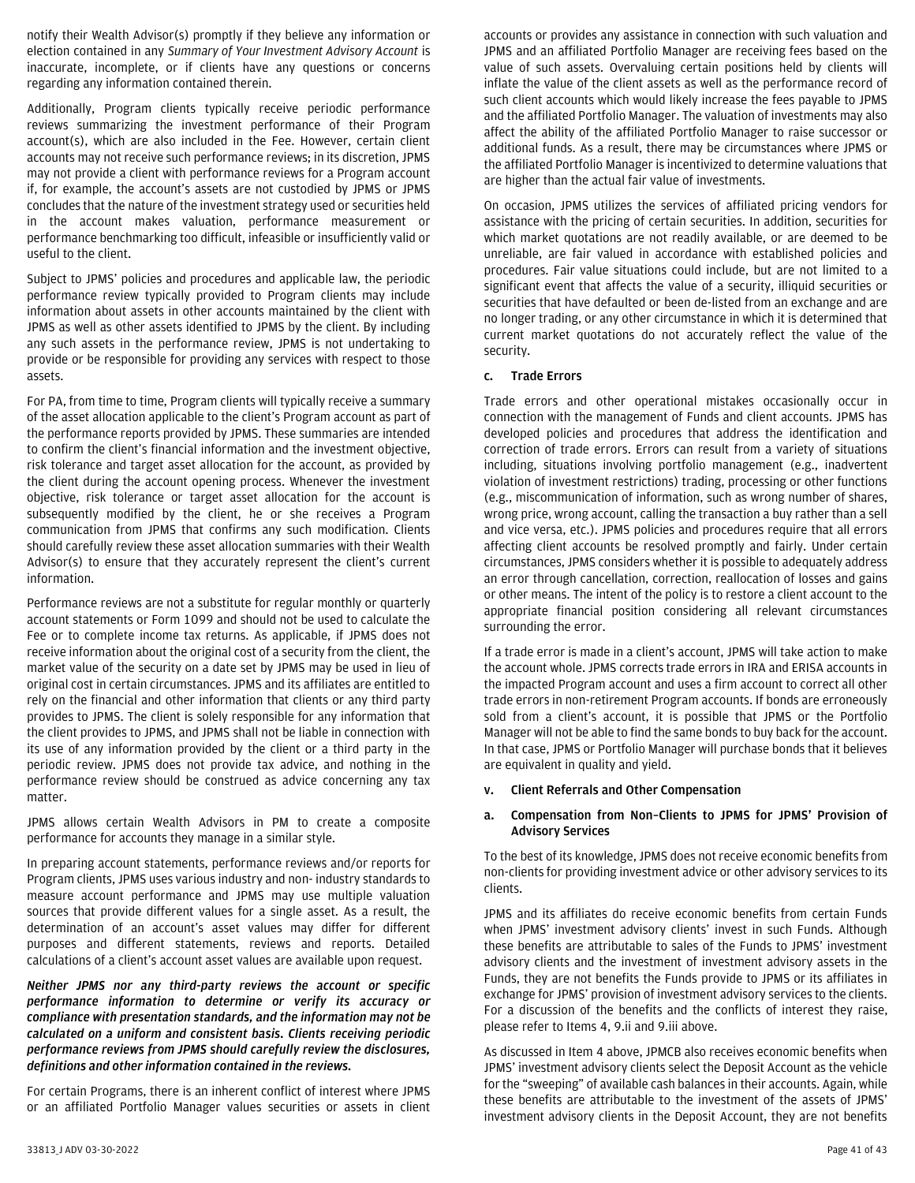notify their Wealth Advisor(s) promptly if they believe any information or election contained in any *Summary of Your Investment Advisory Account* is inaccurate, incomplete, or if clients have any questions or concerns regarding any information contained therein.

Additionally, Program clients typically receive periodic performance reviews summarizing the investment performance of their Program account(s), which are also included in the Fee. However, certain client accounts may not receive such performance reviews; in its discretion, JPMS may not provide a client with performance reviews for a Program account if, for example, the account's assets are not custodied by JPMS or JPMS concludes that the nature of the investment strategy used or securities held in the account makes valuation, performance measurement or performance benchmarking too difficult, infeasible or insufficiently valid or useful to the client.

Subject to JPMS' policies and procedures and applicable law, the periodic performance review typically provided to Program clients may include information about assets in other accounts maintained by the client with JPMS as well as other assets identified to JPMS by the client. By including any such assets in the performance review, JPMS is not undertaking to provide or be responsible for providing any services with respect to those assets.

For PA, from time to time, Program clients will typically receive a summary of the asset allocation applicable to the client's Program account as part of the performance reports provided by JPMS. These summaries are intended to confirm the client's financial information and the investment objective, risk tolerance and target asset allocation for the account, as provided by the client during the account opening process. Whenever the investment objective, risk tolerance or target asset allocation for the account is subsequently modified by the client, he or she receives a Program communication from JPMS that confirms any such modification. Clients should carefully review these asset allocation summaries with their Wealth Advisor(s) to ensure that they accurately represent the client's current information.

Performance reviews are not a substitute for regular monthly or quarterly account statements or Form 1099 and should not be used to calculate the Fee or to complete income tax returns. As applicable, if JPMS does not receive information about the original cost of a security from the client, the market value of the security on a date set by JPMS may be used in lieu of original cost in certain circumstances. JPMS and its affiliates are entitled to rely on the financial and other information that clients or any third party provides to JPMS. The client is solely responsible for any information that the client provides to JPMS, and JPMS shall not be liable in connection with its use of any information provided by the client or a third party in the periodic review. JPMS does not provide tax advice, and nothing in the performance review should be construed as advice concerning any tax matter.

JPMS allows certain Wealth Advisors in PM to create a composite performance for accounts they manage in a similar style.

In preparing account statements, performance reviews and/or reports for Program clients, JPMS uses various industry and non- industry standards to measure account performance and JPMS may use multiple valuation sources that provide different values for a single asset. As a result, the determination of an account's asset values may differ for different purposes and different statements, reviews and reports. Detailed calculations of a client's account asset values are available upon request.

***Neither JPMS nor any third-party reviews the account or specific performance information to determine or verify its accuracy or compliance with presentation standards, and the information may not be calculated on a uniform and consistent basis. Clients receiving periodic performance reviews from JPMS should carefully review the disclosures, definitions and other information contained in the reviews.***

For certain Programs, there is an inherent conflict of interest where JPMS or an affiliated Portfolio Manager values securities or assets in client accounts or provides any assistance in connection with such valuation and JPMS and an affiliated Portfolio Manager are receiving fees based on the value of such assets. Overvaluing certain positions held by clients will inflate the value of the client assets as well as the performance record of such client accounts which would likely increase the fees payable to JPMS and the affiliated Portfolio Manager. The valuation of investments may also affect the ability of the affiliated Portfolio Manager to raise successor or additional funds. As a result, there may be circumstances where JPMS or the affiliated Portfolio Manager is incentivized to determine valuations that are higher than the actual fair value of investments.

On occasion, JPMS utilizes the services of affiliated pricing vendors for assistance with the pricing of certain securities. In addition, securities for which market quotations are not readily available, or are deemed to be unreliable, are fair valued in accordance with established policies and procedures. Fair value situations could include, but are not limited to a significant event that affects the value of a security, illiquid securities or securities that have defaulted or been de-listed from an exchange and are no longer trading, or any other circumstance in which it is determined that current market quotations do not accurately reflect the value of the security.

### c. Trade Errors

Trade errors and other operational mistakes occasionally occur in connection with the management of Funds and client accounts. JPMS has developed policies and procedures that address the identification and correction of trade errors. Errors can result from a variety of situations including, situations involving portfolio management (e.g., inadvertent violation of investment restrictions) trading, processing or other functions (e.g., miscommunication of information, such as wrong number of shares, wrong price, wrong account, calling the transaction a buy rather than a sell and vice versa, etc.). JPMS policies and procedures require that all errors affecting client accounts be resolved promptly and fairly. Under certain circumstances, JPMS considers whether it is possible to adequately address an error through cancellation, correction, reallocation of losses and gains or other means. The intent of the policy is to restore a client account to the appropriate financial position considering all relevant circumstances surrounding the error.

If a trade error is made in a client's account, JPMS will take action to make the account whole. JPMS corrects trade errors in IRA and ERISA accounts in the impacted Program account and uses a firm account to correct all other trade errors in non-retirement Program accounts. If bonds are erroneously sold from a client's account, it is possible that JPMS or the Portfolio Manager will not be able to find the same bonds to buy back for the account. In that case, JPMS or Portfolio Manager will purchase bonds that it believes are equivalent in quality and yield.

## v. Client Referrals and Other Compensation

### a. Compensation from Non-Clients to JPMS for JPMS' Provision of Advisory Services

To the best of its knowledge, JPMS does not receive economic benefits from non-clients for providing investment advice or other advisory services to its clients.

JPMS and its affiliates do receive economic benefits from certain Funds when JPMS' investment advisory clients' invest in such Funds. Although these benefits are attributable to sales of the Funds to JPMS' investment advisory clients and the investment of investment advisory assets in the Funds, they are not benefits the Funds provide to JPMS or its affiliates in exchange for JPMS' provision of investment advisory services to the clients. For a discussion of the benefits and the conflicts of interest they raise, please refer to Items 4, 9.ii and 9.iii above.

As discussed in Item 4 above, JPMCB also receives economic benefits when JPMS' investment advisory clients select the Deposit Account as the vehicle for the "sweeping" of available cash balances in their accounts. Again, while these benefits are attributable to the investment of the assets of JPMS' investment advisory clients in the Deposit Account, they are not benefits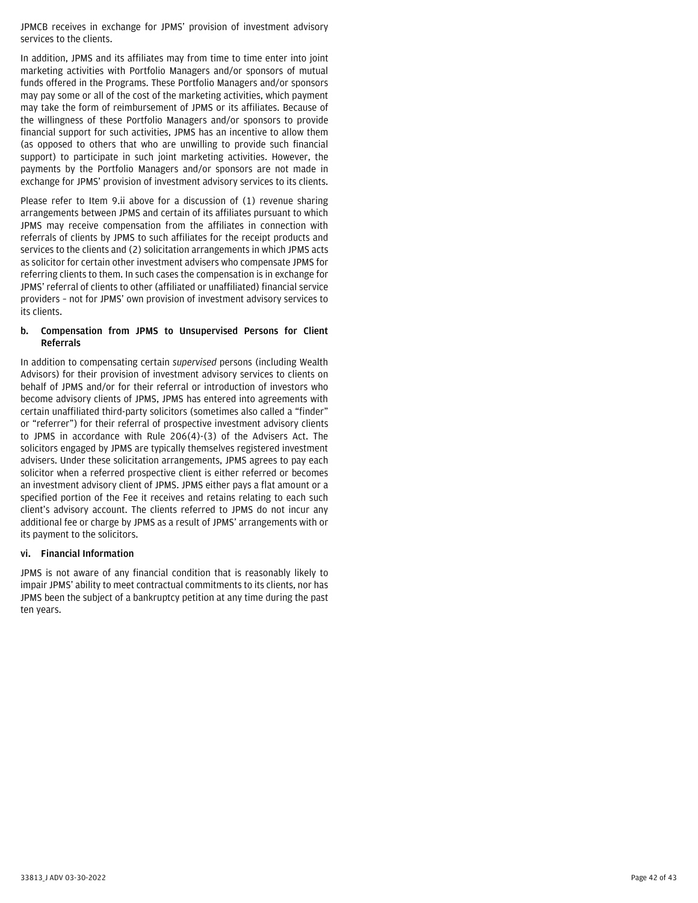JPMCB receives in exchange for JPMS' provision of investment advisory services to the clients.

In addition, JPMS and its affiliates may from time to time enter into joint marketing activities with Portfolio Managers and/or sponsors of mutual funds offered in the Programs. These Portfolio Managers and/or sponsors may pay some or all of the cost of the marketing activities, which payment may take the form of reimbursement of JPMS or its affiliates. Because of the willingness of these Portfolio Managers and/or sponsors to provide financial support for such activities, JPMS has an incentive to allow them (as opposed to others that who are unwilling to provide such financial support) to participate in such joint marketing activities. However, the payments by the Portfolio Managers and/or sponsors are not made in exchange for JPMS' provision of investment advisory services to its clients.

Please refer to Item 9.ii above for a discussion of (1) revenue sharing arrangements between JPMS and certain of its affiliates pursuant to which JPMS may receive compensation from the affiliates in connection with referrals of clients by JPMS to such affiliates for the receipt products and services to the clients and (2) solicitation arrangements in which JPMS acts as solicitor for certain other investment advisers who compensate JPMS for referring clients to them. In such cases the compensation is in exchange for JPMS' referral of clients to other (affiliated or unaffiliated) financial service providers – not for JPMS' own provision of investment advisory services to its clients.

**b. Compensation from JPMS to Unsupervised Persons for Client Referrals**

In addition to compensating certain *supervised* persons (including Wealth Advisors) for their provision of investment advisory services to clients on behalf of JPMS and/or for their referral or introduction of investors who become advisory clients of JPMS, JPMS has entered into agreements with certain unaffiliated third-party solicitors (sometimes also called a "finder" or "referrer") for their referral of prospective investment advisory clients to JPMS in accordance with Rule 206(4)-(3) of the Advisers Act. The solicitors engaged by JPMS are typically themselves registered investment advisers. Under these solicitation arrangements, JPMS agrees to pay each solicitor when a referred prospective client is either referred or becomes an investment advisory client of JPMS. JPMS either pays a flat amount or a specified portion of the Fee it receives and retains relating to each such client's advisory account. The clients referred to JPMS do not incur any additional fee or charge by JPMS as a result of JPMS' arrangements with or its payment to the solicitors.

**vi. Financial Information**

JPMS is not aware of any financial condition that is reasonably likely to impair JPMS' ability to meet contractual commitments to its clients, nor has JPMS been the subject of a bankruptcy petition at any time during the past ten years.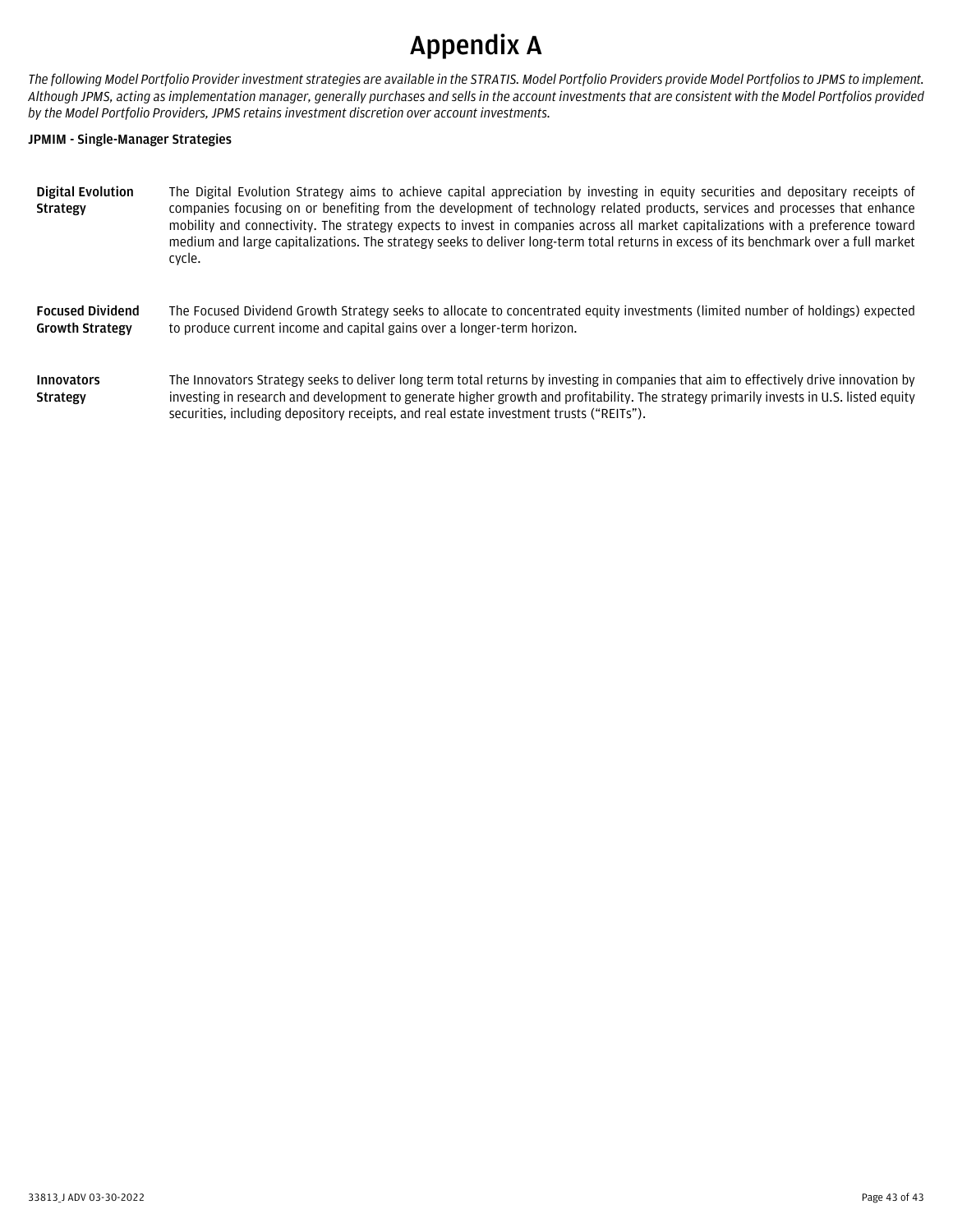# Appendix A

*The following Model Portfolio Provider investment strategies are available in the STRATIS. Model Portfolio Providers provide Model Portfolios to JPMS to implement. Although JPMS, acting as implementation manager, generally purchases and sells in the account investments that are consistent with the Model Portfolios provided by the Model Portfolio Providers, JPMS retains investment discretion over account investments.*

**JPMIM - Single-Manager Strategies**

| | |
|---|---|
| **Digital Evolution Strategy** | The Digital Evolution Strategy aims to achieve capital appreciation by investing in equity securities and depositary receipts of companies focusing on or benefiting from the development of technology related products, services and processes that enhance mobility and connectivity. The strategy expects to invest in companies across all market capitalizations with a preference toward medium and large capitalizations. The strategy seeks to deliver long-term total returns in excess of its benchmark over a full market cycle. |
| **Focused Dividend Growth Strategy** | The Focused Dividend Growth Strategy seeks to allocate to concentrated equity investments (limited number of holdings) expected to produce current income and capital gains over a longer-term horizon. |
| **Innovators Strategy** | The Innovators Strategy seeks to deliver long term total returns by investing in companies that aim to effectively drive innovation by investing in research and development to generate higher growth and profitability. The strategy primarily invests in U.S. listed equity securities, including depository receipts, and real estate investment trusts ("REITs"). |

33813_J ADV 03-30-2022